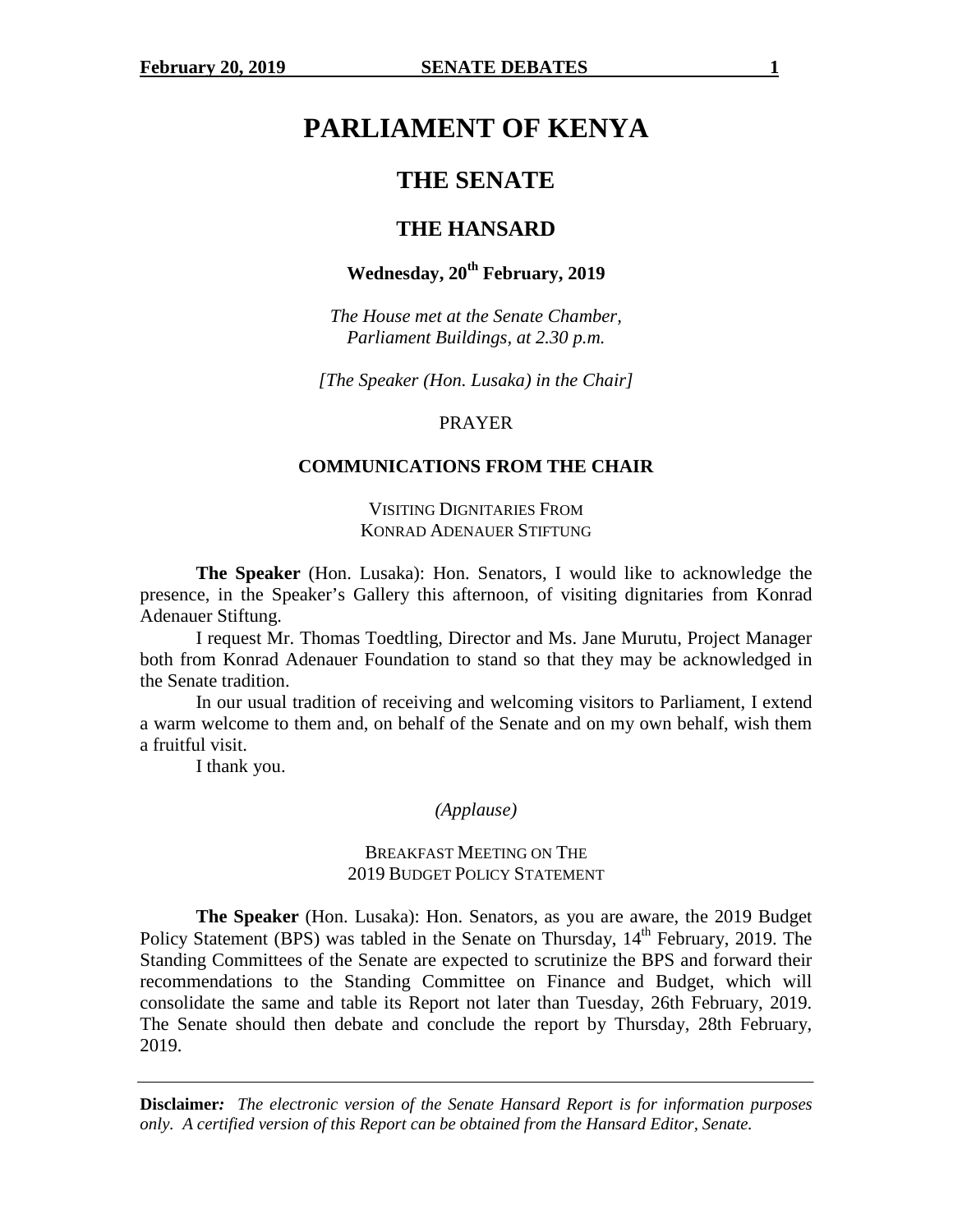# PARLIAMENT OF KENYA

## THE SENATE

## THE HANSARD

### Wednesday, 20th February, 2019

*The House met at the Senate Chamber, Parliament Buildings, at 2.30 p.m.*

*[The Speaker (Hon. Lusaka) in the Chair]*

PRAYER

### COMMUNICATIONS FROM THE CHAIR

VISITING DIGNITARIES FROM KONRAD ADENAUER STIFTUNG

**The Speaker** (Hon. Lusaka): Hon. Senators, I would like to acknowledge the presence, in the Speaker's Gallery this afternoon, of visiting dignitaries from Konrad Adenauer Stiftung.

I request Mr. Thomas Toedtling, Director and Ms. Jane Murutu, Project Manager both from Konrad Adenauer Foundation to stand so that they may be acknowledged in the Senate tradition.

In our usual tradition of receiving and welcoming visitors to Parliament, I extend a warm welcome to them and, on behalf of the Senate and on my own behalf, wish them a fruitful visit.

I thank you.

*(Applause)*

BREAKFAST MEETING ON THE 2019 BUDGET POLICY STATEMENT

**The Speaker** (Hon. Lusaka): Hon. Senators, as you are aware, the 2019 Budget Policy Statement (BPS) was tabled in the Senate on Thursday, 14th February, 2019. The Standing Committees of the Senate are expected to scrutinize the BPS and forward their recommendations to the Standing Committee on Finance and Budget, which will consolidate the same and table its Report not later than Tuesday, 26th February, 2019. The Senate should then debate and conclude the report by Thursday, 28th February, 2019.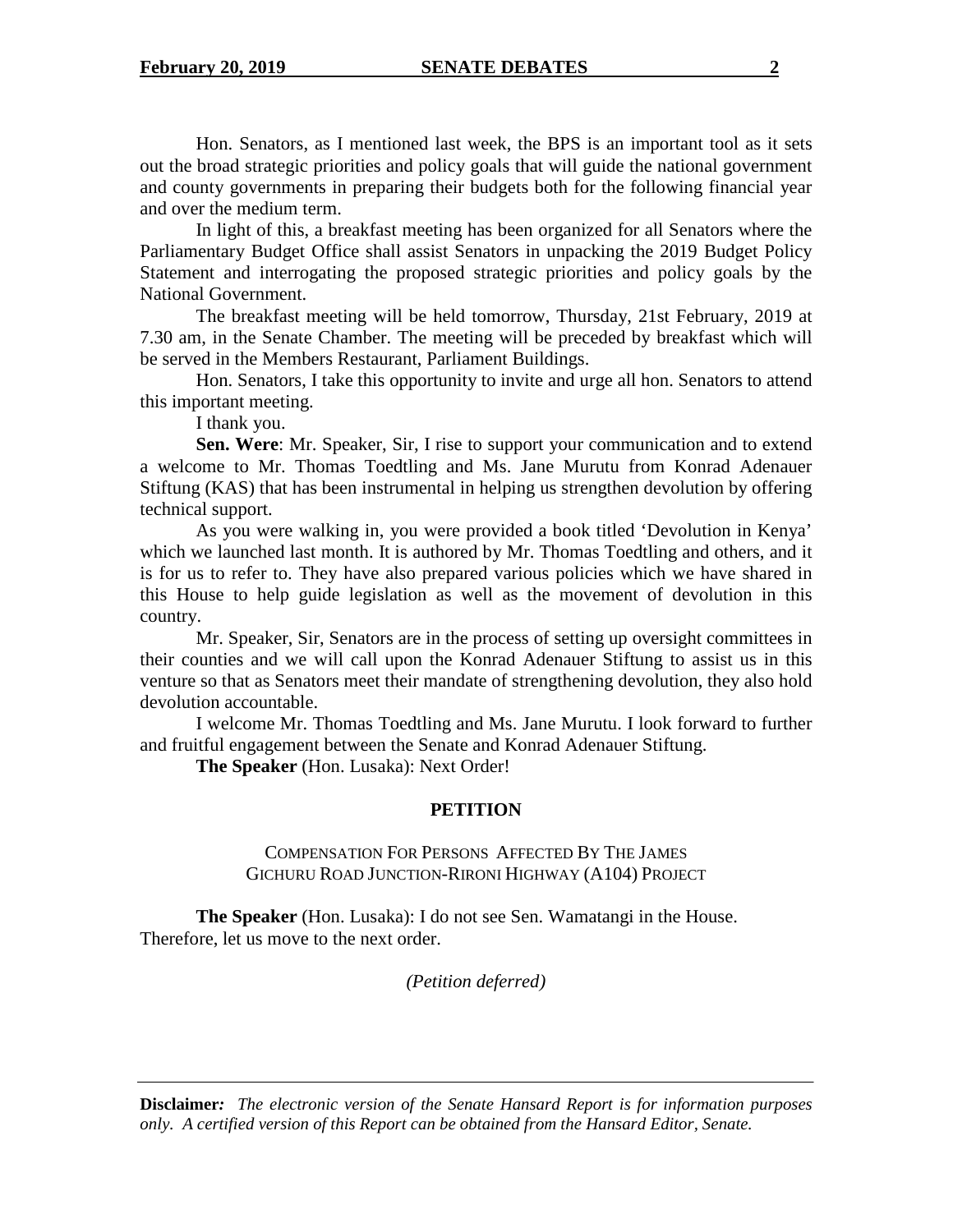Hon. Senators, as I mentioned last week, the BPS is an important tool as it sets out the broad strategic priorities and policy goals that will guide the national government and county governments in preparing their budgets both for the following financial year and over the medium term.

In light of this, a breakfast meeting has been organized for all Senators where the Parliamentary Budget Office shall assist Senators in unpacking the 2019 Budget Policy Statement and interrogating the proposed strategic priorities and policy goals by the National Government.

The breakfast meeting will be held tomorrow, Thursday, 21st February, 2019 at 7.30 am, in the Senate Chamber. The meeting will be preceded by breakfast which will be served in the Members Restaurant, Parliament Buildings.

Hon. Senators, I take this opportunity to invite and urge all hon. Senators to attend this important meeting.

I thank you.

**Sen. Were**: Mr. Speaker, Sir, I rise to support your communication and to extend a welcome to Mr. Thomas Toedtling and Ms. Jane Murutu from Konrad Adenauer Stiftung (KAS) that has been instrumental in helping us strengthen devolution by offering technical support.

As you were walking in, you were provided a book titled 'Devolution in Kenya' which we launched last month. It is authored by Mr. Thomas Toedtling and others, and it is for us to refer to. They have also prepared various policies which we have shared in this House to help guide legislation as well as the movement of devolution in this country.

Mr. Speaker, Sir, Senators are in the process of setting up oversight committees in their counties and we will call upon the Konrad Adenauer Stiftung to assist us in this venture so that as Senators meet their mandate of strengthening devolution, they also hold devolution accountable.

I welcome Mr. Thomas Toedtling and Ms. Jane Murutu. I look forward to further and fruitful engagement between the Senate and Konrad Adenauer Stiftung.

**The Speaker** (Hon. Lusaka): Next Order!

## PETITION

COMPENSATION FOR PERSONS AFFECTED BY THE JAMES GICHURU ROAD JUNCTION-RIRONI HIGHWAY (A104) PROJECT

**The Speaker** (Hon. Lusaka): I do not see Sen. Wamatangi in the House. Therefore, let us move to the next order.

*(Petition deferred)*

**Disclaimer:** *The electronic version of the Senate Hansard Report is for information purposes only. A certified version of this Report can be obtained from the Hansard Editor, Senate.*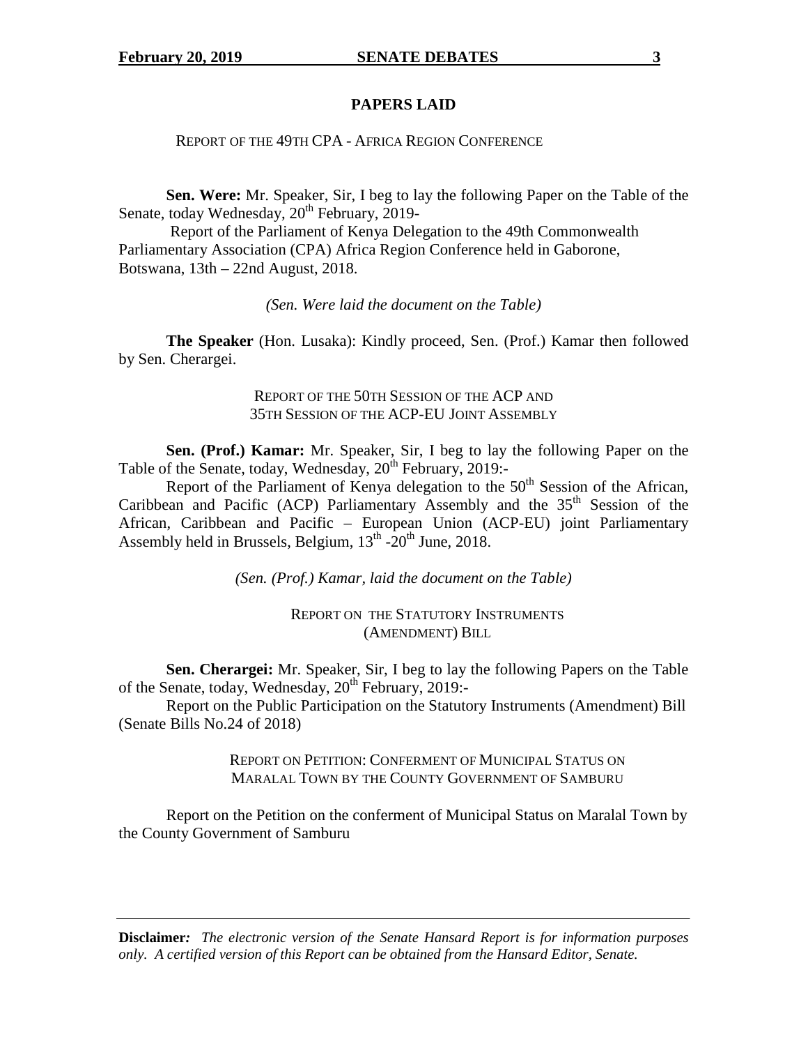## PAPERS LAID

REPORT OF THE 49TH CPA - AFRICA REGION CONFERENCE

**Sen. Were:** Mr. Speaker, Sir, I beg to lay the following Paper on the Table of the Senate, today Wednesday, 20th February, 2019-

Report of the Parliament of Kenya Delegation to the 49th Commonwealth Parliamentary Association (CPA) Africa Region Conference held in Gaborone, Botswana, 13th – 22nd August, 2018.

*(Sen. Were laid the document on the Table)*

**The Speaker** (Hon. Lusaka): Kindly proceed, Sen. (Prof.) Kamar then followed by Sen. Cherargei.

REPORT OF THE 50TH SESSION OF THE ACP AND 35TH SESSION OF THE ACP-EU JOINT ASSEMBLY

**Sen. (Prof.) Kamar:** Mr. Speaker, Sir, I beg to lay the following Paper on the Table of the Senate, today, Wednesday, 20th February, 2019:-

Report of the Parliament of Kenya delegation to the 50th Session of the African, Caribbean and Pacific (ACP) Parliamentary Assembly and the 35th Session of the African, Caribbean and Pacific – European Union (ACP-EU) joint Parliamentary Assembly held in Brussels, Belgium, 13th -20th June, 2018.

*(Sen. (Prof.) Kamar, laid the document on the Table)*

REPORT ON THE STATUTORY INSTRUMENTS (AMENDMENT) BILL

**Sen. Cherargei:** Mr. Speaker, Sir, I beg to lay the following Papers on the Table of the Senate, today, Wednesday, 20th February, 2019:-

Report on the Public Participation on the Statutory Instruments (Amendment) Bill (Senate Bills No.24 of 2018)

REPORT ON PETITION: CONFERMENT OF MUNICIPAL STATUS ON MARALAL TOWN BY THE COUNTY GOVERNMENT OF SAMBURU

Report on the Petition on the conferment of Municipal Status on Maralal Town by the County Government of Samburu

**Disclaimer***:* *The electronic version of the Senate Hansard Report is for information purposes only. A certified version of this Report can be obtained from the Hansard Editor, Senate.*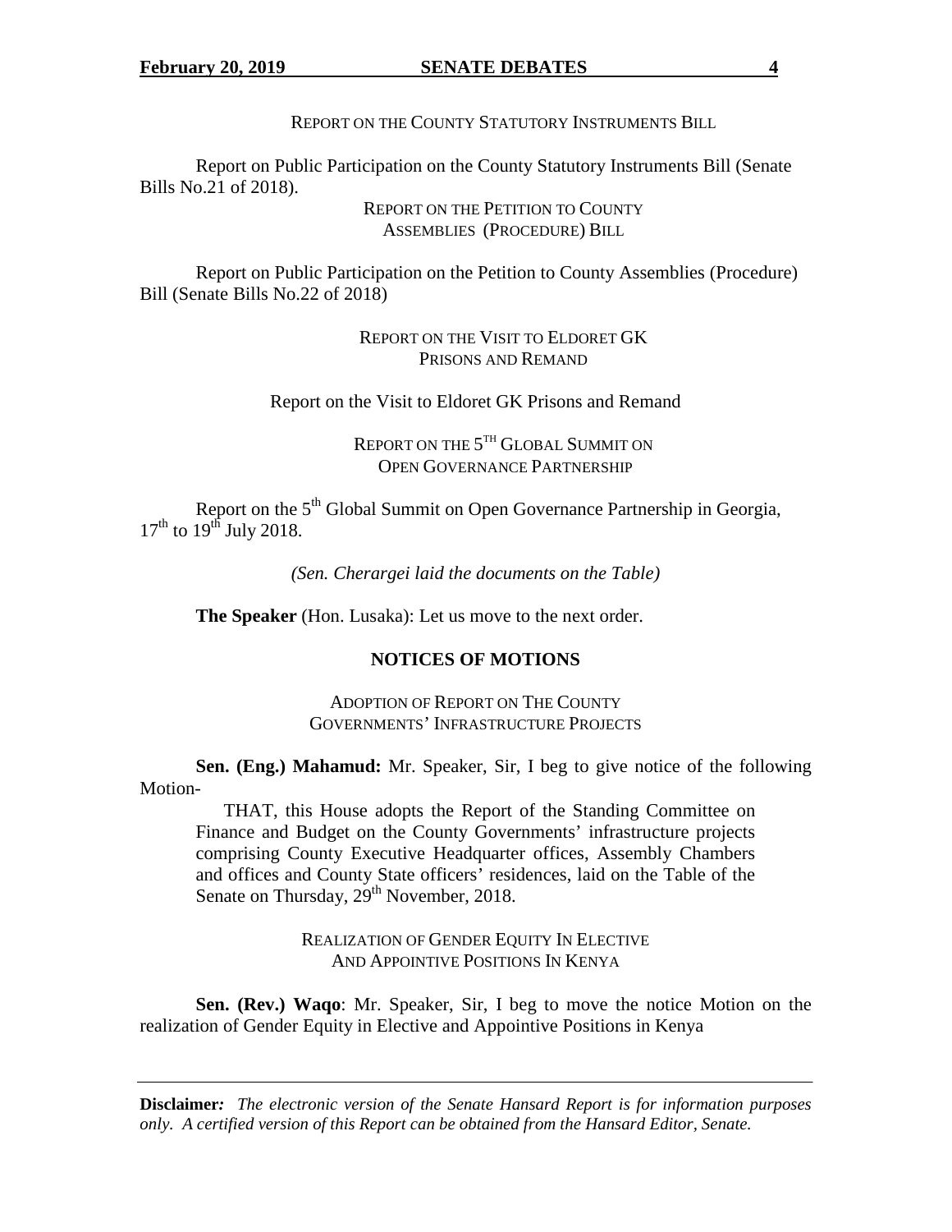REPORT ON THE COUNTY STATUTORY INSTRUMENTS BILL

Report on Public Participation on the County Statutory Instruments Bill (Senate Bills No.21 of 2018).

REPORT ON THE PETITION TO COUNTY ASSEMBLIES (PROCEDURE) BILL

Report on Public Participation on the Petition to County Assemblies (Procedure) Bill (Senate Bills No.22 of 2018)

REPORT ON THE VISIT TO ELDORET GK PRISONS AND REMAND

Report on the Visit to Eldoret GK Prisons and Remand

REPORT ON THE 5TH GLOBAL SUMMIT ON OPEN GOVERNANCE PARTNERSHIP

Report on the 5th Global Summit on Open Governance Partnership in Georgia, 17th to 19th July 2018.

*(Sen. Cherargei laid the documents on the Table)*

**The Speaker** (Hon. Lusaka): Let us move to the next order.

## NOTICES OF MOTIONS

ADOPTION OF REPORT ON THE COUNTY GOVERNMENTS' INFRASTRUCTURE PROJECTS

**Sen. (Eng.) Mahamud:** Mr. Speaker, Sir, I beg to give notice of the following Motion-

> THAT, this House adopts the Report of the Standing Committee on Finance and Budget on the County Governments' infrastructure projects comprising County Executive Headquarter offices, Assembly Chambers and offices and County State officers' residences, laid on the Table of the Senate on Thursday, 29th November, 2018.

REALIZATION OF GENDER EQUITY IN ELECTIVE AND APPOINTIVE POSITIONS IN KENYA

**Sen. (Rev.) Waqo**: Mr. Speaker, Sir, I beg to move the notice Motion on the realization of Gender Equity in Elective and Appointive Positions in Kenya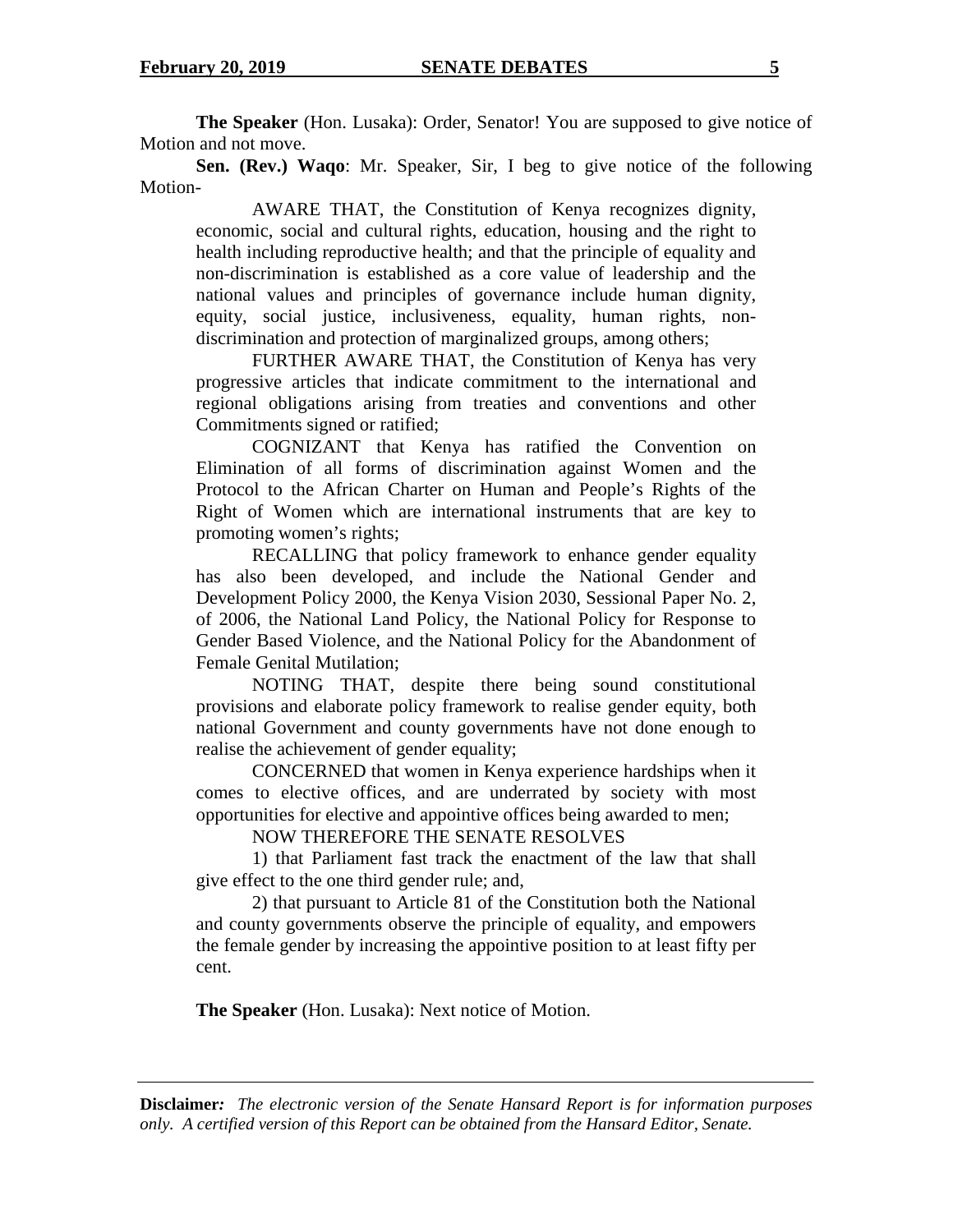**The Speaker** (Hon. Lusaka): Order, Senator! You are supposed to give notice of Motion and not move.

**Sen. (Rev.) Waqo**: Mr. Speaker, Sir, I beg to give notice of the following Motion-

> AWARE THAT, the Constitution of Kenya recognizes dignity, economic, social and cultural rights, education, housing and the right to health including reproductive health; and that the principle of equality and non-discrimination is established as a core value of leadership and the national values and principles of governance include human dignity, equity, social justice, inclusiveness, equality, human rights, non-discrimination and protection of marginalized groups, among others;
>
> FURTHER AWARE THAT, the Constitution of Kenya has very progressive articles that indicate commitment to the international and regional obligations arising from treaties and conventions and other Commitments signed or ratified;
>
> COGNIZANT that Kenya has ratified the Convention on Elimination of all forms of discrimination against Women and the Protocol to the African Charter on Human and People's Rights of the Right of Women which are international instruments that are key to promoting women's rights;
>
> RECALLING that policy framework to enhance gender equality has also been developed, and include the National Gender and Development Policy 2000, the Kenya Vision 2030, Sessional Paper No. 2, of 2006, the National Land Policy, the National Policy for Response to Gender Based Violence, and the National Policy for the Abandonment of Female Genital Mutilation;
>
> NOTING THAT, despite there being sound constitutional provisions and elaborate policy framework to realise gender equity, both national Government and county governments have not done enough to realise the achievement of gender equality;
>
> CONCERNED that women in Kenya experience hardships when it comes to elective offices, and are underrated by society with most opportunities for elective and appointive offices being awarded to men;
>
> NOW THEREFORE THE SENATE RESOLVES
>
> 1) that Parliament fast track the enactment of the law that shall give effect to the one third gender rule; and,
>
> 2) that pursuant to Article 81 of the Constitution both the National and county governments observe the principle of equality, and empowers the female gender by increasing the appointive position to at least fifty per cent.

**The Speaker** (Hon. Lusaka): Next notice of Motion.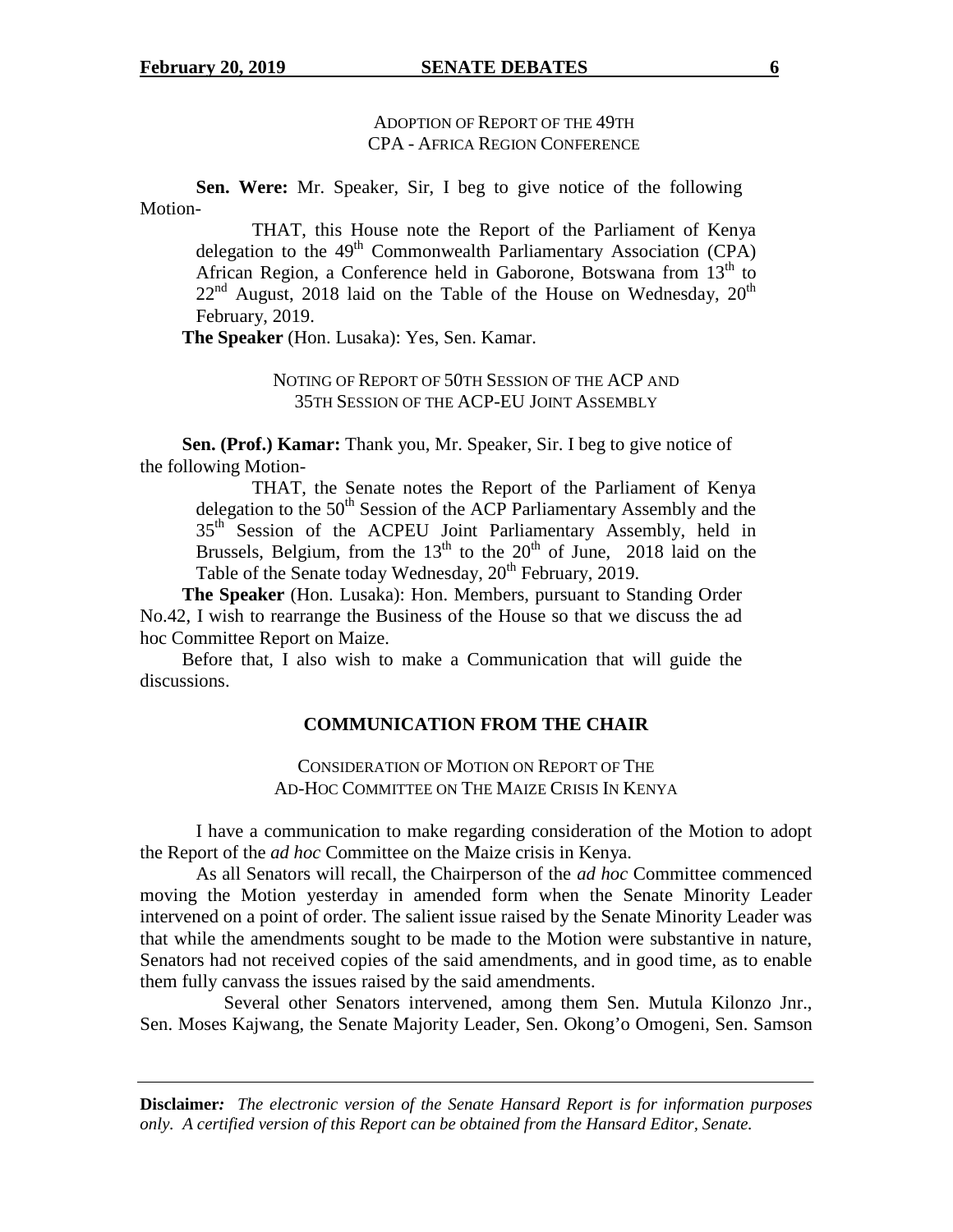ADOPTION OF REPORT OF THE 49TH CPA - AFRICA REGION CONFERENCE

**Sen. Were:** Mr. Speaker, Sir, I beg to give notice of the following Motion-

THAT, this House note the Report of the Parliament of Kenya delegation to the 49th Commonwealth Parliamentary Association (CPA) African Region, a Conference held in Gaborone, Botswana from 13th to 22nd August, 2018 laid on the Table of the House on Wednesday, 20th February, 2019.

**The Speaker** (Hon. Lusaka): Yes, Sen. Kamar.

NOTING OF REPORT OF 50TH SESSION OF THE ACP AND 35TH SESSION OF THE ACP-EU JOINT ASSEMBLY

**Sen. (Prof.) Kamar:** Thank you, Mr. Speaker, Sir. I beg to give notice of the following Motion-

THAT, the Senate notes the Report of the Parliament of Kenya delegation to the 50th Session of the ACP Parliamentary Assembly and the 35th Session of the ACPEU Joint Parliamentary Assembly, held in Brussels, Belgium, from the 13th to the 20th of June, 2018 laid on the Table of the Senate today Wednesday, 20th February, 2019.

**The Speaker** (Hon. Lusaka): Hon. Members, pursuant to Standing Order No.42, I wish to rearrange the Business of the House so that we discuss the ad hoc Committee Report on Maize.

Before that, I also wish to make a Communication that will guide the discussions.

## COMMUNICATION FROM THE CHAIR

CONSIDERATION OF MOTION ON REPORT OF THE AD-HOC COMMITTEE ON THE MAIZE CRISIS IN KENYA

I have a communication to make regarding consideration of the Motion to adopt the Report of the *ad hoc* Committee on the Maize crisis in Kenya.

As all Senators will recall, the Chairperson of the *ad hoc* Committee commenced moving the Motion yesterday in amended form when the Senate Minority Leader intervened on a point of order. The salient issue raised by the Senate Minority Leader was that while the amendments sought to be made to the Motion were substantive in nature, Senators had not received copies of the said amendments, and in good time, as to enable them fully canvass the issues raised by the said amendments.

Several other Senators intervened, among them Sen. Mutula Kilonzo Jnr., Sen. Moses Kajwang, the Senate Majority Leader, Sen. Okong'o Omogeni, Sen. Samson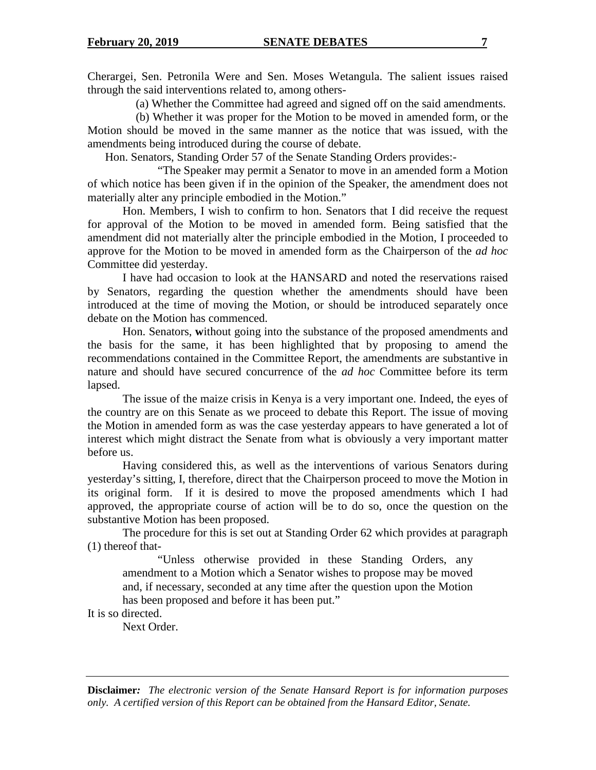Cherargei, Sen. Petronila Were and Sen. Moses Wetangula. The salient issues raised through the said interventions related to, among others-

(a) Whether the Committee had agreed and signed off on the said amendments.

(b) Whether it was proper for the Motion to be moved in amended form, or the Motion should be moved in the same manner as the notice that was issued, with the amendments being introduced during the course of debate.

Hon. Senators, Standing Order 57 of the Senate Standing Orders provides:-

"The Speaker may permit a Senator to move in an amended form a Motion of which notice has been given if in the opinion of the Speaker, the amendment does not materially alter any principle embodied in the Motion."

Hon. Members, I wish to confirm to hon. Senators that I did receive the request for approval of the Motion to be moved in amended form. Being satisfied that the amendment did not materially alter the principle embodied in the Motion, I proceeded to approve for the Motion to be moved in amended form as the Chairperson of the *ad hoc* Committee did yesterday.

I have had occasion to look at the HANSARD and noted the reservations raised by Senators, regarding the question whether the amendments should have been introduced at the time of moving the Motion, or should be introduced separately once debate on the Motion has commenced.

Hon. Senators, **w**ithout going into the substance of the proposed amendments and the basis for the same, it has been highlighted that by proposing to amend the recommendations contained in the Committee Report, the amendments are substantive in nature and should have secured concurrence of the *ad hoc* Committee before its term lapsed.

The issue of the maize crisis in Kenya is a very important one. Indeed, the eyes of the country are on this Senate as we proceed to debate this Report. The issue of moving the Motion in amended form as was the case yesterday appears to have generated a lot of interest which might distract the Senate from what is obviously a very important matter before us.

Having considered this, as well as the interventions of various Senators during yesterday's sitting, I, therefore, direct that the Chairperson proceed to move the Motion in its original form. If it is desired to move the proposed amendments which I had approved, the appropriate course of action will be to do so, once the question on the substantive Motion has been proposed.

The procedure for this is set out at Standing Order 62 which provides at paragraph (1) thereof that-

> "Unless otherwise provided in these Standing Orders, any amendment to a Motion which a Senator wishes to propose may be moved and, if necessary, seconded at any time after the question upon the Motion has been proposed and before it has been put."

It is so directed.

Next Order.

**Disclaimer:** *The electronic version of the Senate Hansard Report is for information purposes only. A certified version of this Report can be obtained from the Hansard Editor, Senate.*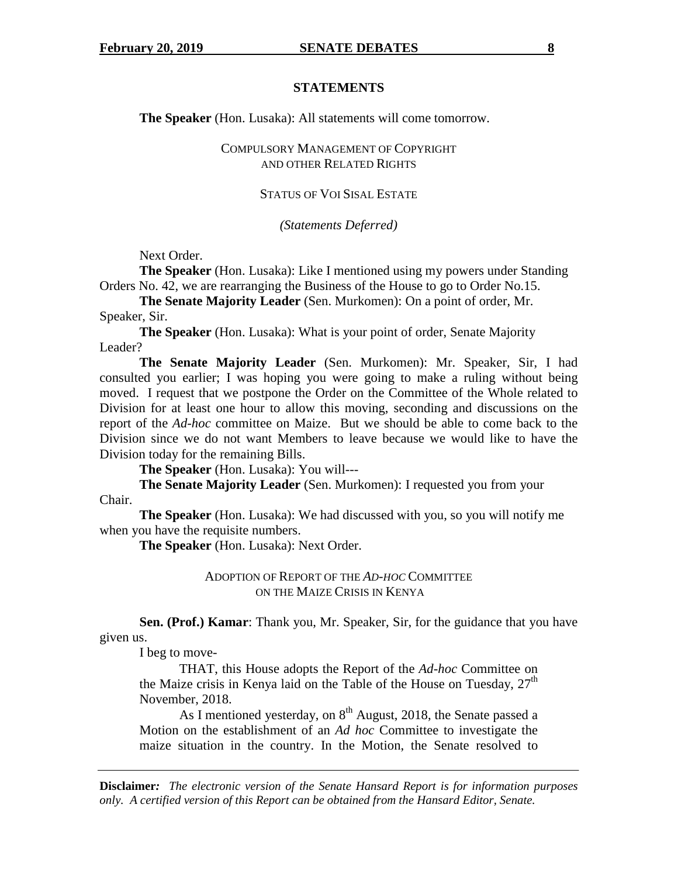## STATEMENTS

**The Speaker** (Hon. Lusaka): All statements will come tomorrow.

COMPULSORY MANAGEMENT OF COPYRIGHT AND OTHER RELATED RIGHTS

STATUS OF VOI SISAL ESTATE

*(Statements Deferred)*

Next Order.

**The Speaker** (Hon. Lusaka): Like I mentioned using my powers under Standing Orders No. 42, we are rearranging the Business of the House to go to Order No.15.

**The Senate Majority Leader** (Sen. Murkomen): On a point of order, Mr. Speaker, Sir.

**The Speaker** (Hon. Lusaka): What is your point of order, Senate Majority Leader?

**The Senate Majority Leader** (Sen. Murkomen): Mr. Speaker, Sir, I had consulted you earlier; I was hoping you were going to make a ruling without being moved. I request that we postpone the Order on the Committee of the Whole related to Division for at least one hour to allow this moving, seconding and discussions on the report of the *Ad-hoc* committee on Maize. But we should be able to come back to the Division since we do not want Members to leave because we would like to have the Division today for the remaining Bills.

**The Speaker** (Hon. Lusaka): You will---

**The Senate Majority Leader** (Sen. Murkomen): I requested you from your Chair.

**The Speaker** (Hon. Lusaka): We had discussed with you, so you will notify me when you have the requisite numbers.

**The Speaker** (Hon. Lusaka): Next Order.

ADOPTION OF REPORT OF THE *AD-HOC* COMMITTEE ON THE MAIZE CRISIS IN KENYA

**Sen. (Prof.) Kamar**: Thank you, Mr. Speaker, Sir, for the guidance that you have given us.

I beg to move-

> THAT, this House adopts the Report of the *Ad-hoc* Committee on the Maize crisis in Kenya laid on the Table of the House on Tuesday, 27th November, 2018.
>
> As I mentioned yesterday, on 8th August, 2018, the Senate passed a Motion on the establishment of an *Ad hoc* Committee to investigate the maize situation in the country. In the Motion, the Senate resolved to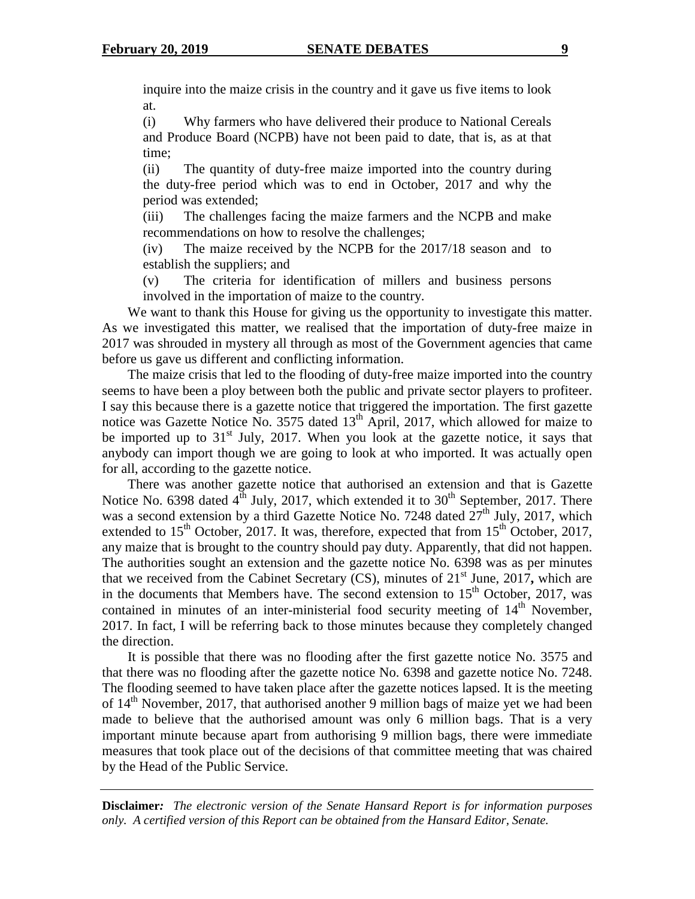inquire into the maize crisis in the country and it gave us five items to look at.

(i) Why farmers who have delivered their produce to National Cereals and Produce Board (NCPB) have not been paid to date, that is, as at that time;

(ii) The quantity of duty-free maize imported into the country during the duty-free period which was to end in October, 2017 and why the period was extended;

(iii) The challenges facing the maize farmers and the NCPB and make recommendations on how to resolve the challenges;

(iv) The maize received by the NCPB for the 2017/18 season and to establish the suppliers; and

(v) The criteria for identification of millers and business persons involved in the importation of maize to the country.

We want to thank this House for giving us the opportunity to investigate this matter. As we investigated this matter, we realised that the importation of duty-free maize in 2017 was shrouded in mystery all through as most of the Government agencies that came before us gave us different and conflicting information.

The maize crisis that led to the flooding of duty-free maize imported into the country seems to have been a ploy between both the public and private sector players to profiteer. I say this because there is a gazette notice that triggered the importation. The first gazette notice was Gazette Notice No. 3575 dated 13th April, 2017, which allowed for maize to be imported up to 31st July, 2017. When you look at the gazette notice, it says that anybody can import though we are going to look at who imported. It was actually open for all, according to the gazette notice.

There was another gazette notice that authorised an extension and that is Gazette Notice No. 6398 dated 4th July, 2017, which extended it to 30th September, 2017. There was a second extension by a third Gazette Notice No. 7248 dated 27th July, 2017, which extended to 15th October, 2017. It was, therefore, expected that from 15th October, 2017, any maize that is brought to the country should pay duty. Apparently, that did not happen. The authorities sought an extension and the gazette notice No. 6398 was as per minutes that we received from the Cabinet Secretary (CS), minutes of 21st June, 2017**,** which are in the documents that Members have. The second extension to 15th October, 2017, was contained in minutes of an inter-ministerial food security meeting of 14th November, 2017. In fact, I will be referring back to those minutes because they completely changed the direction.

It is possible that there was no flooding after the first gazette notice No. 3575 and that there was no flooding after the gazette notice No. 6398 and gazette notice No. 7248. The flooding seemed to have taken place after the gazette notices lapsed. It is the meeting of 14th November, 2017, that authorised another 9 million bags of maize yet we had been made to believe that the authorised amount was only 6 million bags. That is a very important minute because apart from authorising 9 million bags, there were immediate measures that took place out of the decisions of that committee meeting that was chaired by the Head of the Public Service.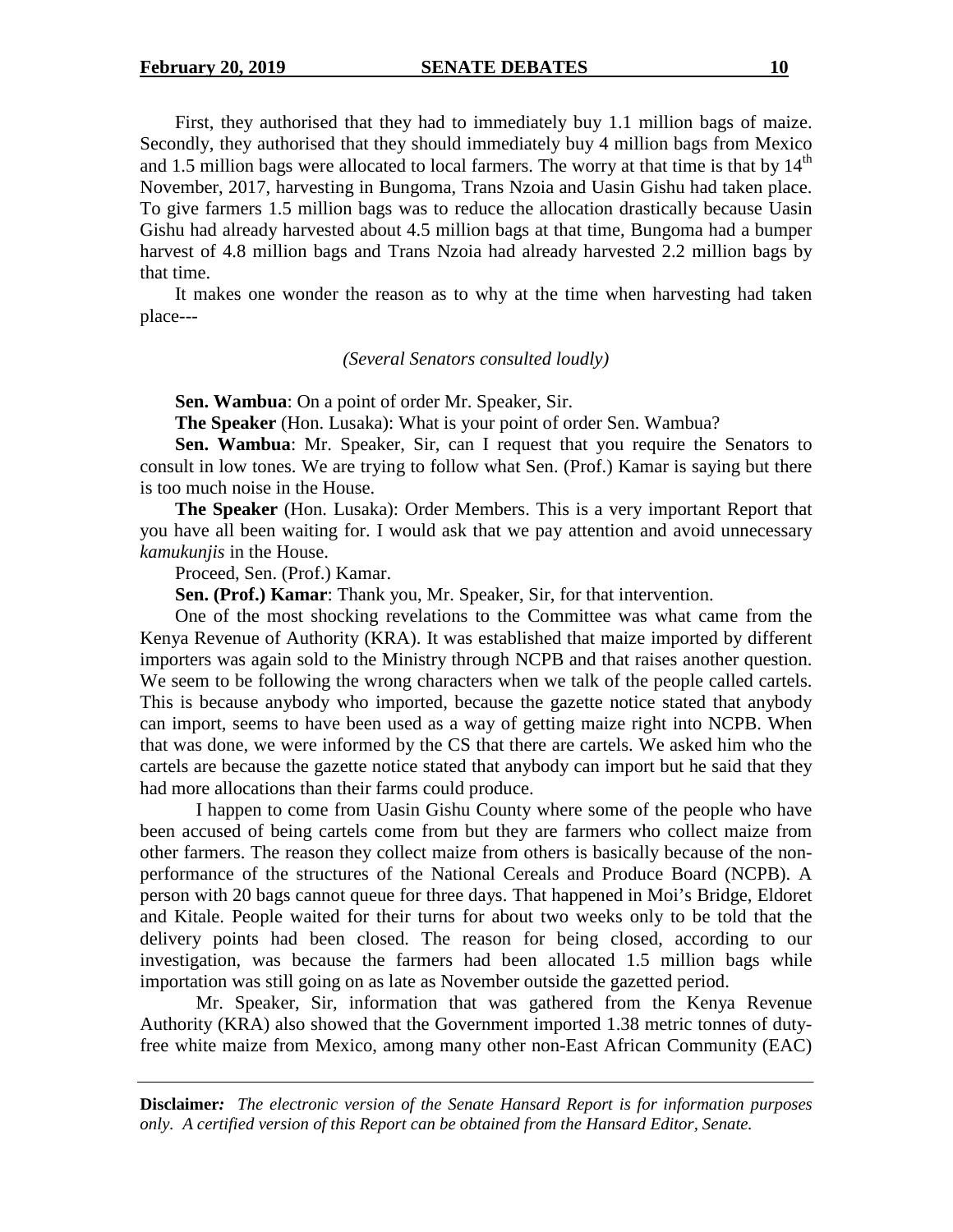First, they authorised that they had to immediately buy 1.1 million bags of maize. Secondly, they authorised that they should immediately buy 4 million bags from Mexico and 1.5 million bags were allocated to local farmers. The worry at that time is that by 14th November, 2017, harvesting in Bungoma, Trans Nzoia and Uasin Gishu had taken place. To give farmers 1.5 million bags was to reduce the allocation drastically because Uasin Gishu had already harvested about 4.5 million bags at that time, Bungoma had a bumper harvest of 4.8 million bags and Trans Nzoia had already harvested 2.2 million bags by that time.

It makes one wonder the reason as to why at the time when harvesting had taken place---

*(Several Senators consulted loudly)*

**Sen. Wambua**: On a point of order Mr. Speaker, Sir.

**The Speaker** (Hon. Lusaka): What is your point of order Sen. Wambua?

**Sen. Wambua**: Mr. Speaker, Sir, can I request that you require the Senators to consult in low tones. We are trying to follow what Sen. (Prof.) Kamar is saying but there is too much noise in the House.

**The Speaker** (Hon. Lusaka): Order Members. This is a very important Report that you have all been waiting for. I would ask that we pay attention and avoid unnecessary *kamukunjis* in the House.

Proceed, Sen. (Prof.) Kamar.

**Sen. (Prof.) Kamar**: Thank you, Mr. Speaker, Sir, for that intervention.

One of the most shocking revelations to the Committee was what came from the Kenya Revenue of Authority (KRA). It was established that maize imported by different importers was again sold to the Ministry through NCPB and that raises another question. We seem to be following the wrong characters when we talk of the people called cartels. This is because anybody who imported, because the gazette notice stated that anybody can import, seems to have been used as a way of getting maize right into NCPB. When that was done, we were informed by the CS that there are cartels. We asked him who the cartels are because the gazette notice stated that anybody can import but he said that they had more allocations than their farms could produce.

I happen to come from Uasin Gishu County where some of the people who have been accused of being cartels come from but they are farmers who collect maize from other farmers. The reason they collect maize from others is basically because of the non-performance of the structures of the National Cereals and Produce Board (NCPB). A person with 20 bags cannot queue for three days. That happened in Moi's Bridge, Eldoret and Kitale. People waited for their turns for about two weeks only to be told that the delivery points had been closed. The reason for being closed, according to our investigation, was because the farmers had been allocated 1.5 million bags while importation was still going on as late as November outside the gazetted period.

Mr. Speaker, Sir, information that was gathered from the Kenya Revenue Authority (KRA) also showed that the Government imported 1.38 metric tonnes of duty-free white maize from Mexico, among many other non-East African Community (EAC)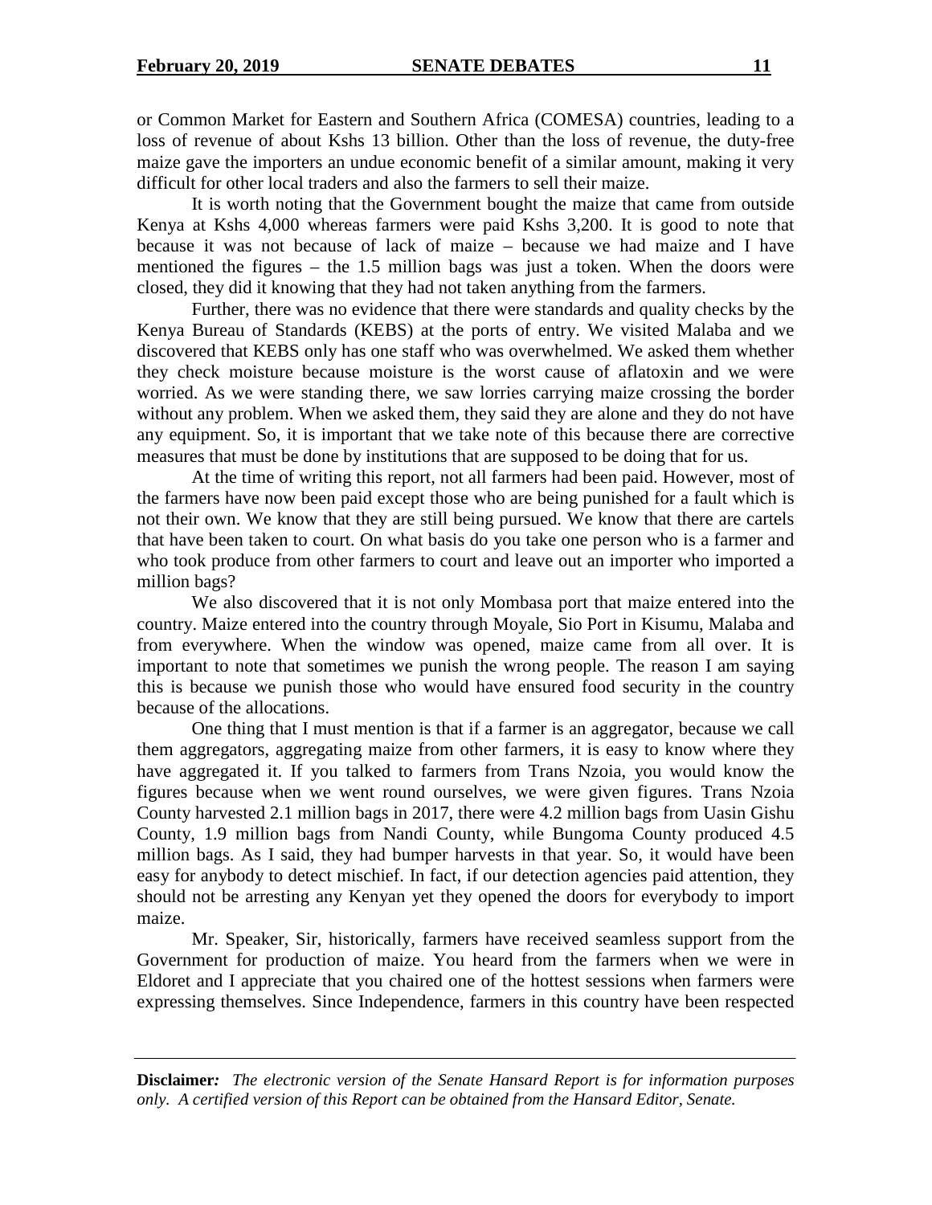or Common Market for Eastern and Southern Africa (COMESA) countries, leading to a loss of revenue of about Kshs 13 billion. Other than the loss of revenue, the duty-free maize gave the importers an undue economic benefit of a similar amount, making it very difficult for other local traders and also the farmers to sell their maize.

It is worth noting that the Government bought the maize that came from outside Kenya at Kshs 4,000 whereas farmers were paid Kshs 3,200. It is good to note that because it was not because of lack of maize – because we had maize and I have mentioned the figures – the 1.5 million bags was just a token. When the doors were closed, they did it knowing that they had not taken anything from the farmers.

Further, there was no evidence that there were standards and quality checks by the Kenya Bureau of Standards (KEBS) at the ports of entry. We visited Malaba and we discovered that KEBS only has one staff who was overwhelmed. We asked them whether they check moisture because moisture is the worst cause of aflatoxin and we were worried. As we were standing there, we saw lorries carrying maize crossing the border without any problem. When we asked them, they said they are alone and they do not have any equipment. So, it is important that we take note of this because there are corrective measures that must be done by institutions that are supposed to be doing that for us.

At the time of writing this report, not all farmers had been paid. However, most of the farmers have now been paid except those who are being punished for a fault which is not their own. We know that they are still being pursued. We know that there are cartels that have been taken to court. On what basis do you take one person who is a farmer and who took produce from other farmers to court and leave out an importer who imported a million bags?

We also discovered that it is not only Mombasa port that maize entered into the country. Maize entered into the country through Moyale, Sio Port in Kisumu, Malaba and from everywhere. When the window was opened, maize came from all over. It is important to note that sometimes we punish the wrong people. The reason I am saying this is because we punish those who would have ensured food security in the country because of the allocations.

One thing that I must mention is that if a farmer is an aggregator, because we call them aggregators, aggregating maize from other farmers, it is easy to know where they have aggregated it. If you talked to farmers from Trans Nzoia, you would know the figures because when we went round ourselves, we were given figures. Trans Nzoia County harvested 2.1 million bags in 2017, there were 4.2 million bags from Uasin Gishu County, 1.9 million bags from Nandi County, while Bungoma County produced 4.5 million bags. As I said, they had bumper harvests in that year. So, it would have been easy for anybody to detect mischief. In fact, if our detection agencies paid attention, they should not be arresting any Kenyan yet they opened the doors for everybody to import maize.

Mr. Speaker, Sir, historically, farmers have received seamless support from the Government for production of maize. You heard from the farmers when we were in Eldoret and I appreciate that you chaired one of the hottest sessions when farmers were expressing themselves. Since Independence, farmers in this country have been respected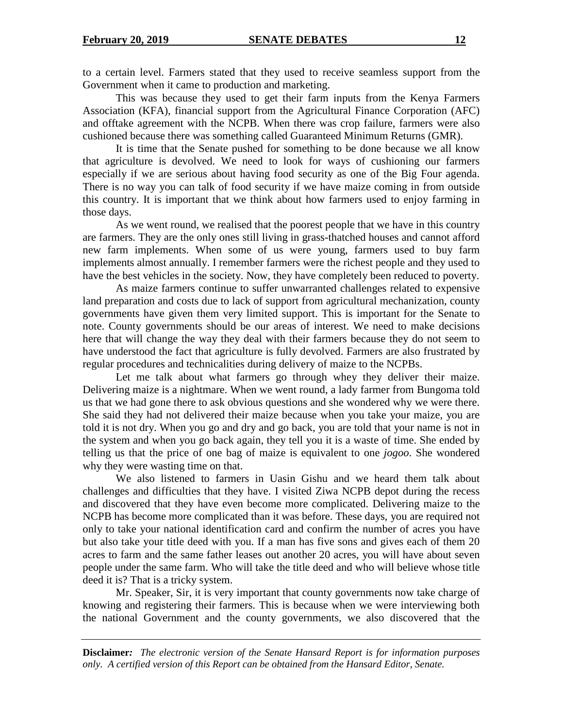to a certain level. Farmers stated that they used to receive seamless support from the Government when it came to production and marketing.

This was because they used to get their farm inputs from the Kenya Farmers Association (KFA), financial support from the Agricultural Finance Corporation (AFC) and offtake agreement with the NCPB. When there was crop failure, farmers were also cushioned because there was something called Guaranteed Minimum Returns (GMR).

It is time that the Senate pushed for something to be done because we all know that agriculture is devolved. We need to look for ways of cushioning our farmers especially if we are serious about having food security as one of the Big Four agenda. There is no way you can talk of food security if we have maize coming in from outside this country. It is important that we think about how farmers used to enjoy farming in those days.

As we went round, we realised that the poorest people that we have in this country are farmers. They are the only ones still living in grass-thatched houses and cannot afford new farm implements. When some of us were young, farmers used to buy farm implements almost annually. I remember farmers were the richest people and they used to have the best vehicles in the society. Now, they have completely been reduced to poverty.

As maize farmers continue to suffer unwarranted challenges related to expensive land preparation and costs due to lack of support from agricultural mechanization, county governments have given them very limited support. This is important for the Senate to note. County governments should be our areas of interest. We need to make decisions here that will change the way they deal with their farmers because they do not seem to have understood the fact that agriculture is fully devolved. Farmers are also frustrated by regular procedures and technicalities during delivery of maize to the NCPBs.

Let me talk about what farmers go through whey they deliver their maize. Delivering maize is a nightmare. When we went round, a lady farmer from Bungoma told us that we had gone there to ask obvious questions and she wondered why we were there. She said they had not delivered their maize because when you take your maize, you are told it is not dry. When you go and dry and go back, you are told that your name is not in the system and when you go back again, they tell you it is a waste of time. She ended by telling us that the price of one bag of maize is equivalent to one *jogoo*. She wondered why they were wasting time on that.

We also listened to farmers in Uasin Gishu and we heard them talk about challenges and difficulties that they have. I visited Ziwa NCPB depot during the recess and discovered that they have even become more complicated. Delivering maize to the NCPB has become more complicated than it was before. These days, you are required not only to take your national identification card and confirm the number of acres you have but also take your title deed with you. If a man has five sons and gives each of them 20 acres to farm and the same father leases out another 20 acres, you will have about seven people under the same farm. Who will take the title deed and who will believe whose title deed it is? That is a tricky system.

Mr. Speaker, Sir, it is very important that county governments now take charge of knowing and registering their farmers. This is because when we were interviewing both the national Government and the county governments, we also discovered that the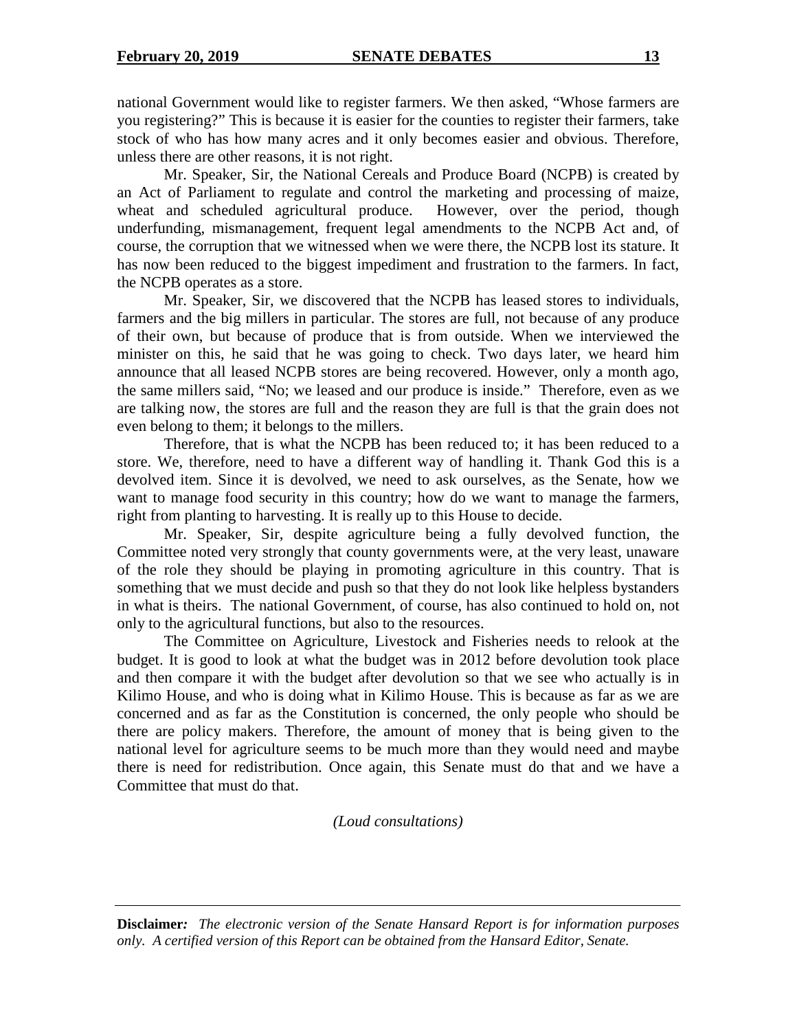national Government would like to register farmers. We then asked, "Whose farmers are you registering?" This is because it is easier for the counties to register their farmers, take stock of who has how many acres and it only becomes easier and obvious. Therefore, unless there are other reasons, it is not right.

Mr. Speaker, Sir, the National Cereals and Produce Board (NCPB) is created by an Act of Parliament to regulate and control the marketing and processing of maize, wheat and scheduled agricultural produce. However, over the period, though underfunding, mismanagement, frequent legal amendments to the NCPB Act and, of course, the corruption that we witnessed when we were there, the NCPB lost its stature. It has now been reduced to the biggest impediment and frustration to the farmers. In fact, the NCPB operates as a store.

Mr. Speaker, Sir, we discovered that the NCPB has leased stores to individuals, farmers and the big millers in particular. The stores are full, not because of any produce of their own, but because of produce that is from outside. When we interviewed the minister on this, he said that he was going to check. Two days later, we heard him announce that all leased NCPB stores are being recovered. However, only a month ago, the same millers said, "No; we leased and our produce is inside." Therefore, even as we are talking now, the stores are full and the reason they are full is that the grain does not even belong to them; it belongs to the millers.

Therefore, that is what the NCPB has been reduced to; it has been reduced to a store. We, therefore, need to have a different way of handling it. Thank God this is a devolved item. Since it is devolved, we need to ask ourselves, as the Senate, how we want to manage food security in this country; how do we want to manage the farmers, right from planting to harvesting. It is really up to this House to decide.

Mr. Speaker, Sir, despite agriculture being a fully devolved function, the Committee noted very strongly that county governments were, at the very least, unaware of the role they should be playing in promoting agriculture in this country. That is something that we must decide and push so that they do not look like helpless bystanders in what is theirs. The national Government, of course, has also continued to hold on, not only to the agricultural functions, but also to the resources.

The Committee on Agriculture, Livestock and Fisheries needs to relook at the budget. It is good to look at what the budget was in 2012 before devolution took place and then compare it with the budget after devolution so that we see who actually is in Kilimo House, and who is doing what in Kilimo House. This is because as far as we are concerned and as far as the Constitution is concerned, the only people who should be there are policy makers. Therefore, the amount of money that is being given to the national level for agriculture seems to be much more than they would need and maybe there is need for redistribution. Once again, this Senate must do that and we have a Committee that must do that.

*(Loud consultations)*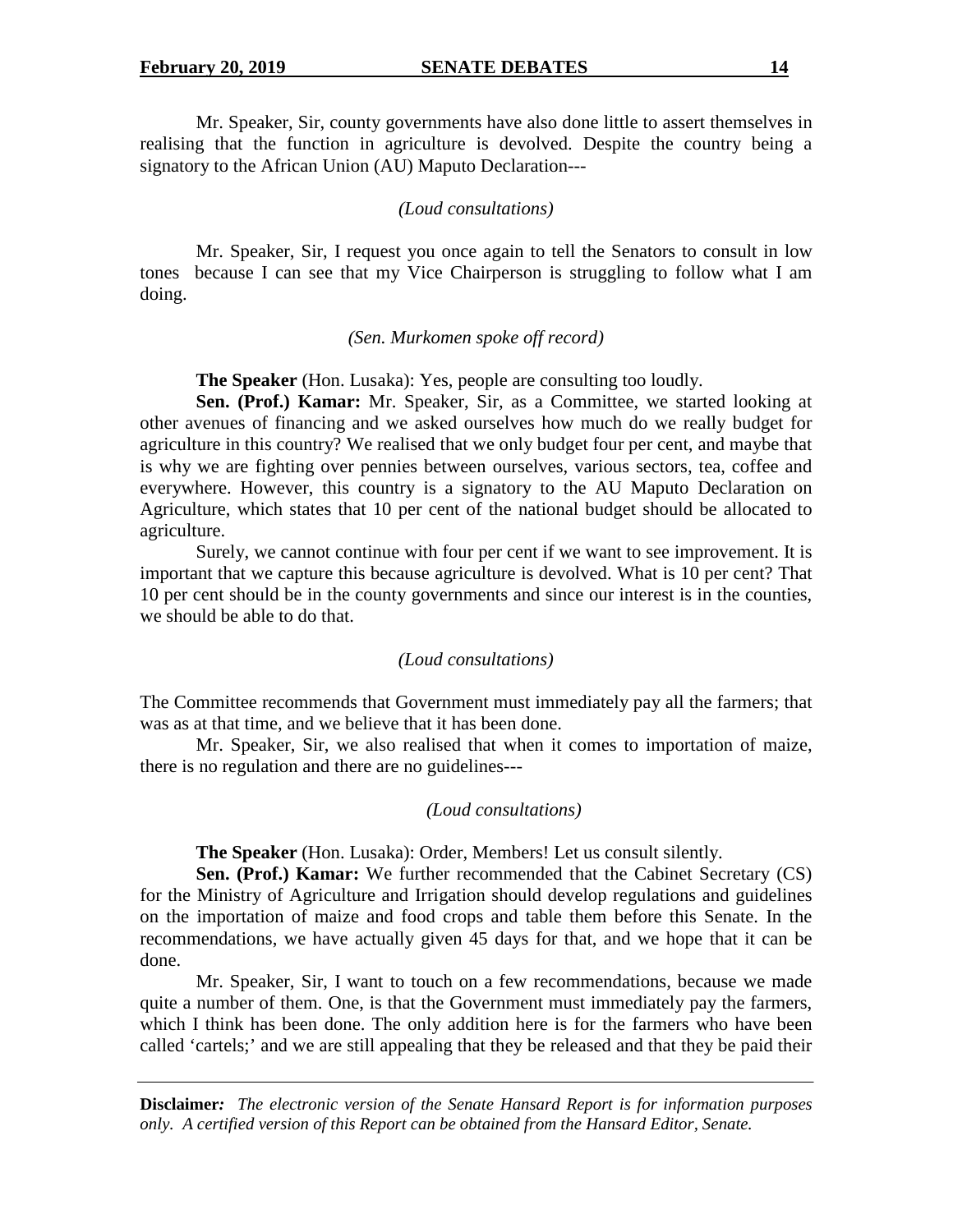Mr. Speaker, Sir, county governments have also done little to assert themselves in realising that the function in agriculture is devolved. Despite the country being a signatory to the African Union (AU) Maputo Declaration---

*(Loud consultations)*

Mr. Speaker, Sir, I request you once again to tell the Senators to consult in low tones because I can see that my Vice Chairperson is struggling to follow what I am doing.

*(Sen. Murkomen spoke off record)*

**The Speaker** (Hon. Lusaka): Yes, people are consulting too loudly.

**Sen. (Prof.) Kamar:** Mr. Speaker, Sir, as a Committee, we started looking at other avenues of financing and we asked ourselves how much do we really budget for agriculture in this country? We realised that we only budget four per cent, and maybe that is why we are fighting over pennies between ourselves, various sectors, tea, coffee and everywhere. However, this country is a signatory to the AU Maputo Declaration on Agriculture, which states that 10 per cent of the national budget should be allocated to agriculture.

Surely, we cannot continue with four per cent if we want to see improvement. It is important that we capture this because agriculture is devolved. What is 10 per cent? That 10 per cent should be in the county governments and since our interest is in the counties, we should be able to do that.

*(Loud consultations)*

The Committee recommends that Government must immediately pay all the farmers; that was as at that time, and we believe that it has been done.

Mr. Speaker, Sir, we also realised that when it comes to importation of maize, there is no regulation and there are no guidelines---

*(Loud consultations)*

**The Speaker** (Hon. Lusaka): Order, Members! Let us consult silently.

**Sen. (Prof.) Kamar:** We further recommended that the Cabinet Secretary (CS) for the Ministry of Agriculture and Irrigation should develop regulations and guidelines on the importation of maize and food crops and table them before this Senate. In the recommendations, we have actually given 45 days for that, and we hope that it can be done.

Mr. Speaker, Sir, I want to touch on a few recommendations, because we made quite a number of them. One, is that the Government must immediately pay the farmers, which I think has been done. The only addition here is for the farmers who have been called 'cartels;' and we are still appealing that they be released and that they be paid their

**Disclaimer***:* *The electronic version of the Senate Hansard Report is for information purposes only. A certified version of this Report can be obtained from the Hansard Editor, Senate.*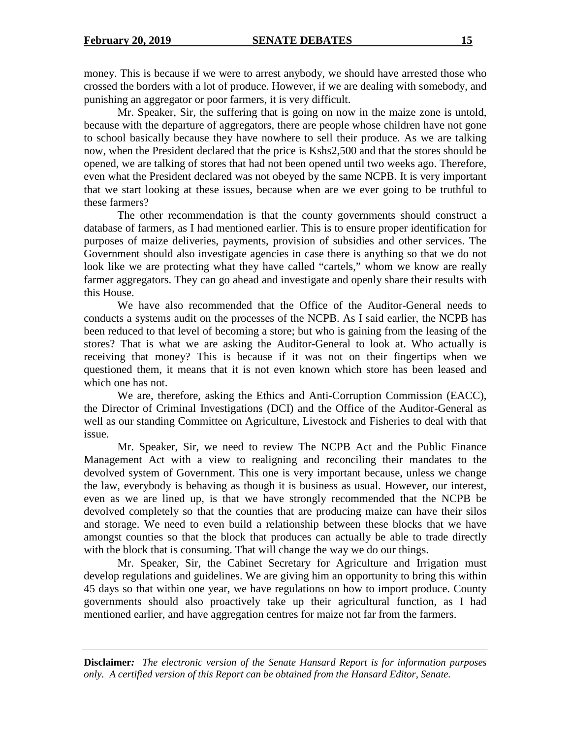money. This is because if we were to arrest anybody, we should have arrested those who crossed the borders with a lot of produce. However, if we are dealing with somebody, and punishing an aggregator or poor farmers, it is very difficult.

Mr. Speaker, Sir, the suffering that is going on now in the maize zone is untold, because with the departure of aggregators, there are people whose children have not gone to school basically because they have nowhere to sell their produce. As we are talking now, when the President declared that the price is Kshs2,500 and that the stores should be opened, we are talking of stores that had not been opened until two weeks ago. Therefore, even what the President declared was not obeyed by the same NCPB. It is very important that we start looking at these issues, because when are we ever going to be truthful to these farmers?

The other recommendation is that the county governments should construct a database of farmers, as I had mentioned earlier. This is to ensure proper identification for purposes of maize deliveries, payments, provision of subsidies and other services. The Government should also investigate agencies in case there is anything so that we do not look like we are protecting what they have called "cartels," whom we know are really farmer aggregators. They can go ahead and investigate and openly share their results with this House.

We have also recommended that the Office of the Auditor-General needs to conducts a systems audit on the processes of the NCPB. As I said earlier, the NCPB has been reduced to that level of becoming a store; but who is gaining from the leasing of the stores? That is what we are asking the Auditor-General to look at. Who actually is receiving that money? This is because if it was not on their fingertips when we questioned them, it means that it is not even known which store has been leased and which one has not.

We are, therefore, asking the Ethics and Anti-Corruption Commission (EACC), the Director of Criminal Investigations (DCI) and the Office of the Auditor-General as well as our standing Committee on Agriculture, Livestock and Fisheries to deal with that issue.

Mr. Speaker, Sir, we need to review The NCPB Act and the Public Finance Management Act with a view to realigning and reconciling their mandates to the devolved system of Government. This one is very important because, unless we change the law, everybody is behaving as though it is business as usual. However, our interest, even as we are lined up, is that we have strongly recommended that the NCPB be devolved completely so that the counties that are producing maize can have their silos and storage. We need to even build a relationship between these blocks that we have amongst counties so that the block that produces can actually be able to trade directly with the block that is consuming. That will change the way we do our things.

Mr. Speaker, Sir, the Cabinet Secretary for Agriculture and Irrigation must develop regulations and guidelines. We are giving him an opportunity to bring this within 45 days so that within one year, we have regulations on how to import produce. County governments should also proactively take up their agricultural function, as I had mentioned earlier, and have aggregation centres for maize not far from the farmers.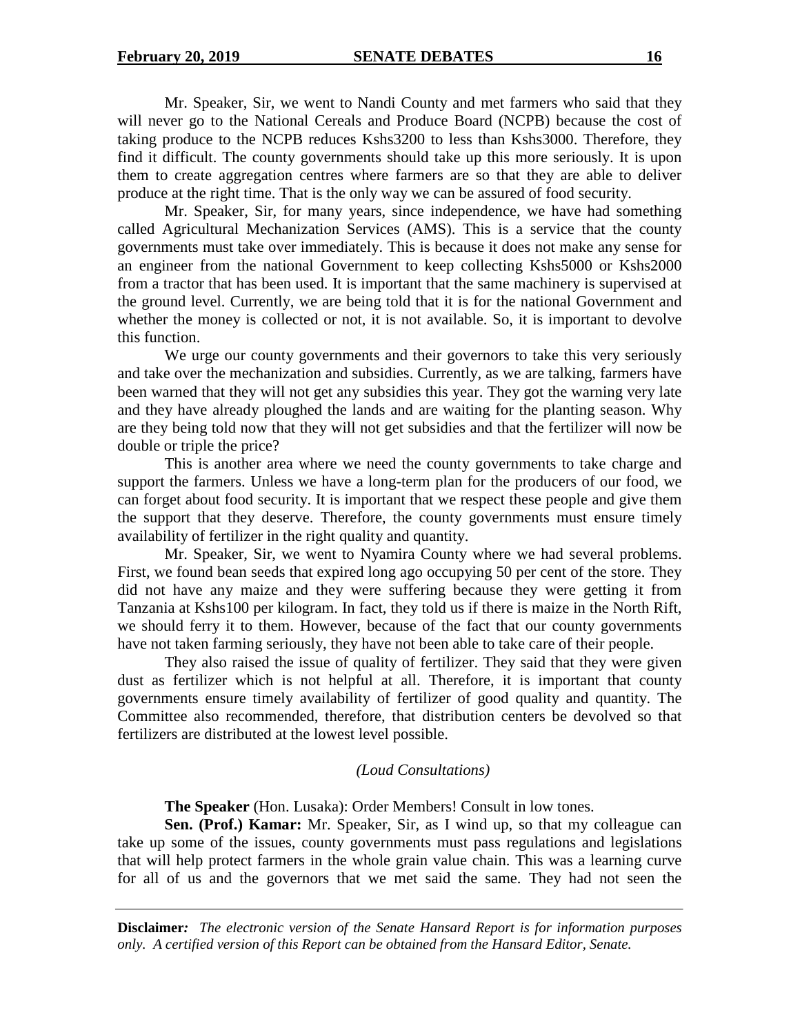Mr. Speaker, Sir, we went to Nandi County and met farmers who said that they will never go to the National Cereals and Produce Board (NCPB) because the cost of taking produce to the NCPB reduces Kshs3200 to less than Kshs3000. Therefore, they find it difficult. The county governments should take up this more seriously. It is upon them to create aggregation centres where farmers are so that they are able to deliver produce at the right time. That is the only way we can be assured of food security.

Mr. Speaker, Sir, for many years, since independence, we have had something called Agricultural Mechanization Services (AMS). This is a service that the county governments must take over immediately. This is because it does not make any sense for an engineer from the national Government to keep collecting Kshs5000 or Kshs2000 from a tractor that has been used. It is important that the same machinery is supervised at the ground level. Currently, we are being told that it is for the national Government and whether the money is collected or not, it is not available. So, it is important to devolve this function.

We urge our county governments and their governors to take this very seriously and take over the mechanization and subsidies. Currently, as we are talking, farmers have been warned that they will not get any subsidies this year. They got the warning very late and they have already ploughed the lands and are waiting for the planting season. Why are they being told now that they will not get subsidies and that the fertilizer will now be double or triple the price?

This is another area where we need the county governments to take charge and support the farmers. Unless we have a long-term plan for the producers of our food, we can forget about food security. It is important that we respect these people and give them the support that they deserve. Therefore, the county governments must ensure timely availability of fertilizer in the right quality and quantity.

Mr. Speaker, Sir, we went to Nyamira County where we had several problems. First, we found bean seeds that expired long ago occupying 50 per cent of the store. They did not have any maize and they were suffering because they were getting it from Tanzania at Kshs100 per kilogram. In fact, they told us if there is maize in the North Rift, we should ferry it to them. However, because of the fact that our county governments have not taken farming seriously, they have not been able to take care of their people.

They also raised the issue of quality of fertilizer. They said that they were given dust as fertilizer which is not helpful at all. Therefore, it is important that county governments ensure timely availability of fertilizer of good quality and quantity. The Committee also recommended, therefore, that distribution centers be devolved so that fertilizers are distributed at the lowest level possible.

*(Loud Consultations)*

**The Speaker** (Hon. Lusaka): Order Members! Consult in low tones.

**Sen. (Prof.) Kamar:** Mr. Speaker, Sir, as I wind up, so that my colleague can take up some of the issues, county governments must pass regulations and legislations that will help protect farmers in the whole grain value chain. This was a learning curve for all of us and the governors that we met said the same. They had not seen the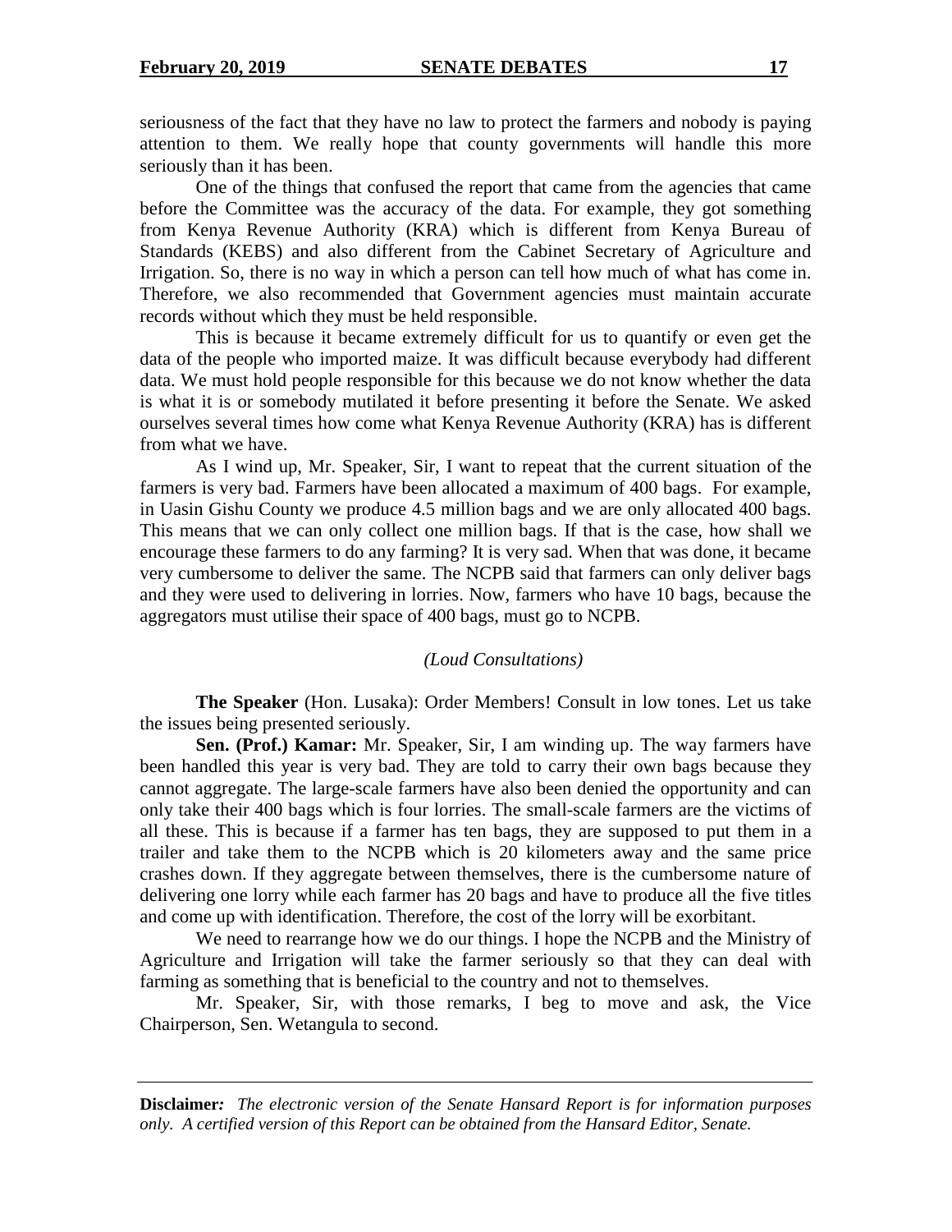seriousness of the fact that they have no law to protect the farmers and nobody is paying attention to them. We really hope that county governments will handle this more seriously than it has been.

One of the things that confused the report that came from the agencies that came before the Committee was the accuracy of the data. For example, they got something from Kenya Revenue Authority (KRA) which is different from Kenya Bureau of Standards (KEBS) and also different from the Cabinet Secretary of Agriculture and Irrigation. So, there is no way in which a person can tell how much of what has come in. Therefore, we also recommended that Government agencies must maintain accurate records without which they must be held responsible.

This is because it became extremely difficult for us to quantify or even get the data of the people who imported maize. It was difficult because everybody had different data. We must hold people responsible for this because we do not know whether the data is what it is or somebody mutilated it before presenting it before the Senate. We asked ourselves several times how come what Kenya Revenue Authority (KRA) has is different from what we have.

As I wind up, Mr. Speaker, Sir, I want to repeat that the current situation of the farmers is very bad. Farmers have been allocated a maximum of 400 bags. For example, in Uasin Gishu County we produce 4.5 million bags and we are only allocated 400 bags. This means that we can only collect one million bags. If that is the case, how shall we encourage these farmers to do any farming? It is very sad. When that was done, it became very cumbersome to deliver the same. The NCPB said that farmers can only deliver bags and they were used to delivering in lorries. Now, farmers who have 10 bags, because the aggregators must utilise their space of 400 bags, must go to NCPB.

*(Loud Consultations)*

**The Speaker** (Hon. Lusaka): Order Members! Consult in low tones. Let us take the issues being presented seriously.

**Sen. (Prof.) Kamar:** Mr. Speaker, Sir, I am winding up. The way farmers have been handled this year is very bad. They are told to carry their own bags because they cannot aggregate. The large-scale farmers have also been denied the opportunity and can only take their 400 bags which is four lorries. The small-scale farmers are the victims of all these. This is because if a farmer has ten bags, they are supposed to put them in a trailer and take them to the NCPB which is 20 kilometers away and the same price crashes down. If they aggregate between themselves, there is the cumbersome nature of delivering one lorry while each farmer has 20 bags and have to produce all the five titles and come up with identification. Therefore, the cost of the lorry will be exorbitant.

We need to rearrange how we do our things. I hope the NCPB and the Ministry of Agriculture and Irrigation will take the farmer seriously so that they can deal with farming as something that is beneficial to the country and not to themselves.

Mr. Speaker, Sir, with those remarks, I beg to move and ask, the Vice Chairperson, Sen. Wetangula to second.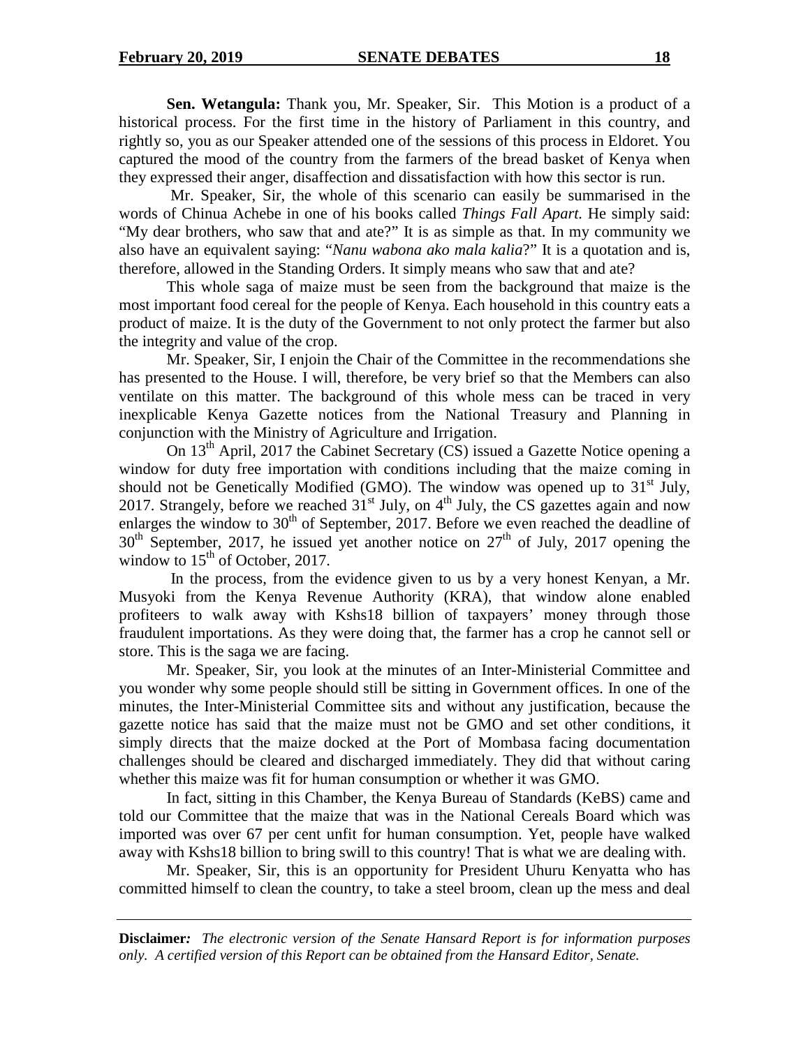**Sen. Wetangula:** Thank you, Mr. Speaker, Sir. This Motion is a product of a historical process. For the first time in the history of Parliament in this country, and rightly so, you as our Speaker attended one of the sessions of this process in Eldoret. You captured the mood of the country from the farmers of the bread basket of Kenya when they expressed their anger, disaffection and dissatisfaction with how this sector is run.

Mr. Speaker, Sir, the whole of this scenario can easily be summarised in the words of Chinua Achebe in one of his books called *Things Fall Apart.* He simply said: "My dear brothers, who saw that and ate?" It is as simple as that. In my community we also have an equivalent saying: "*Nanu wabona ako mala kalia*?" It is a quotation and is, therefore, allowed in the Standing Orders. It simply means who saw that and ate?

This whole saga of maize must be seen from the background that maize is the most important food cereal for the people of Kenya. Each household in this country eats a product of maize. It is the duty of the Government to not only protect the farmer but also the integrity and value of the crop.

Mr. Speaker, Sir, I enjoin the Chair of the Committee in the recommendations she has presented to the House. I will, therefore, be very brief so that the Members can also ventilate on this matter. The background of this whole mess can be traced in very inexplicable Kenya Gazette notices from the National Treasury and Planning in conjunction with the Ministry of Agriculture and Irrigation.

On 13th April, 2017 the Cabinet Secretary (CS) issued a Gazette Notice opening a window for duty free importation with conditions including that the maize coming in should not be Genetically Modified (GMO). The window was opened up to 31st July, 2017. Strangely, before we reached 31st July, on 4th July, the CS gazettes again and now enlarges the window to 30th of September, 2017. Before we even reached the deadline of 30th September, 2017, he issued yet another notice on 27th of July, 2017 opening the window to 15th of October, 2017.

In the process, from the evidence given to us by a very honest Kenyan, a Mr. Musyoki from the Kenya Revenue Authority (KRA), that window alone enabled profiteers to walk away with Kshs18 billion of taxpayers' money through those fraudulent importations. As they were doing that, the farmer has a crop he cannot sell or store. This is the saga we are facing.

Mr. Speaker, Sir, you look at the minutes of an Inter-Ministerial Committee and you wonder why some people should still be sitting in Government offices. In one of the minutes, the Inter-Ministerial Committee sits and without any justification, because the gazette notice has said that the maize must not be GMO and set other conditions, it simply directs that the maize docked at the Port of Mombasa facing documentation challenges should be cleared and discharged immediately. They did that without caring whether this maize was fit for human consumption or whether it was GMO.

In fact, sitting in this Chamber, the Kenya Bureau of Standards (KeBS) came and told our Committee that the maize that was in the National Cereals Board which was imported was over 67 per cent unfit for human consumption. Yet, people have walked away with Kshs18 billion to bring swill to this country! That is what we are dealing with.

Mr. Speaker, Sir, this is an opportunity for President Uhuru Kenyatta who has committed himself to clean the country, to take a steel broom, clean up the mess and deal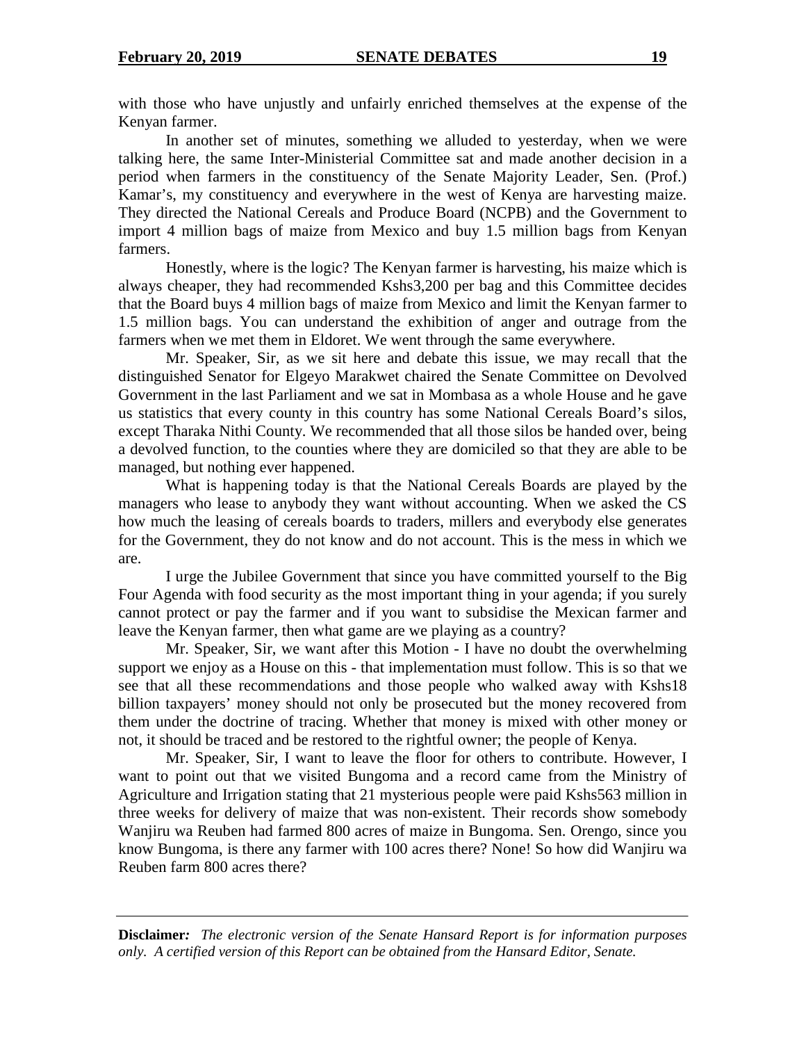with those who have unjustly and unfairly enriched themselves at the expense of the Kenyan farmer.

In another set of minutes, something we alluded to yesterday, when we were talking here, the same Inter-Ministerial Committee sat and made another decision in a period when farmers in the constituency of the Senate Majority Leader, Sen. (Prof.) Kamar's, my constituency and everywhere in the west of Kenya are harvesting maize. They directed the National Cereals and Produce Board (NCPB) and the Government to import 4 million bags of maize from Mexico and buy 1.5 million bags from Kenyan farmers.

Honestly, where is the logic? The Kenyan farmer is harvesting, his maize which is always cheaper, they had recommended Kshs3,200 per bag and this Committee decides that the Board buys 4 million bags of maize from Mexico and limit the Kenyan farmer to 1.5 million bags. You can understand the exhibition of anger and outrage from the farmers when we met them in Eldoret. We went through the same everywhere.

Mr. Speaker, Sir, as we sit here and debate this issue, we may recall that the distinguished Senator for Elgeyo Marakwet chaired the Senate Committee on Devolved Government in the last Parliament and we sat in Mombasa as a whole House and he gave us statistics that every county in this country has some National Cereals Board's silos, except Tharaka Nithi County. We recommended that all those silos be handed over, being a devolved function, to the counties where they are domiciled so that they are able to be managed, but nothing ever happened.

What is happening today is that the National Cereals Boards are played by the managers who lease to anybody they want without accounting. When we asked the CS how much the leasing of cereals boards to traders, millers and everybody else generates for the Government, they do not know and do not account. This is the mess in which we are.

I urge the Jubilee Government that since you have committed yourself to the Big Four Agenda with food security as the most important thing in your agenda; if you surely cannot protect or pay the farmer and if you want to subsidise the Mexican farmer and leave the Kenyan farmer, then what game are we playing as a country?

Mr. Speaker, Sir, we want after this Motion - I have no doubt the overwhelming support we enjoy as a House on this - that implementation must follow. This is so that we see that all these recommendations and those people who walked away with Kshs18 billion taxpayers' money should not only be prosecuted but the money recovered from them under the doctrine of tracing. Whether that money is mixed with other money or not, it should be traced and be restored to the rightful owner; the people of Kenya.

Mr. Speaker, Sir, I want to leave the floor for others to contribute. However, I want to point out that we visited Bungoma and a record came from the Ministry of Agriculture and Irrigation stating that 21 mysterious people were paid Kshs563 million in three weeks for delivery of maize that was non-existent. Their records show somebody Wanjiru wa Reuben had farmed 800 acres of maize in Bungoma. Sen. Orengo, since you know Bungoma, is there any farmer with 100 acres there? None! So how did Wanjiru wa Reuben farm 800 acres there?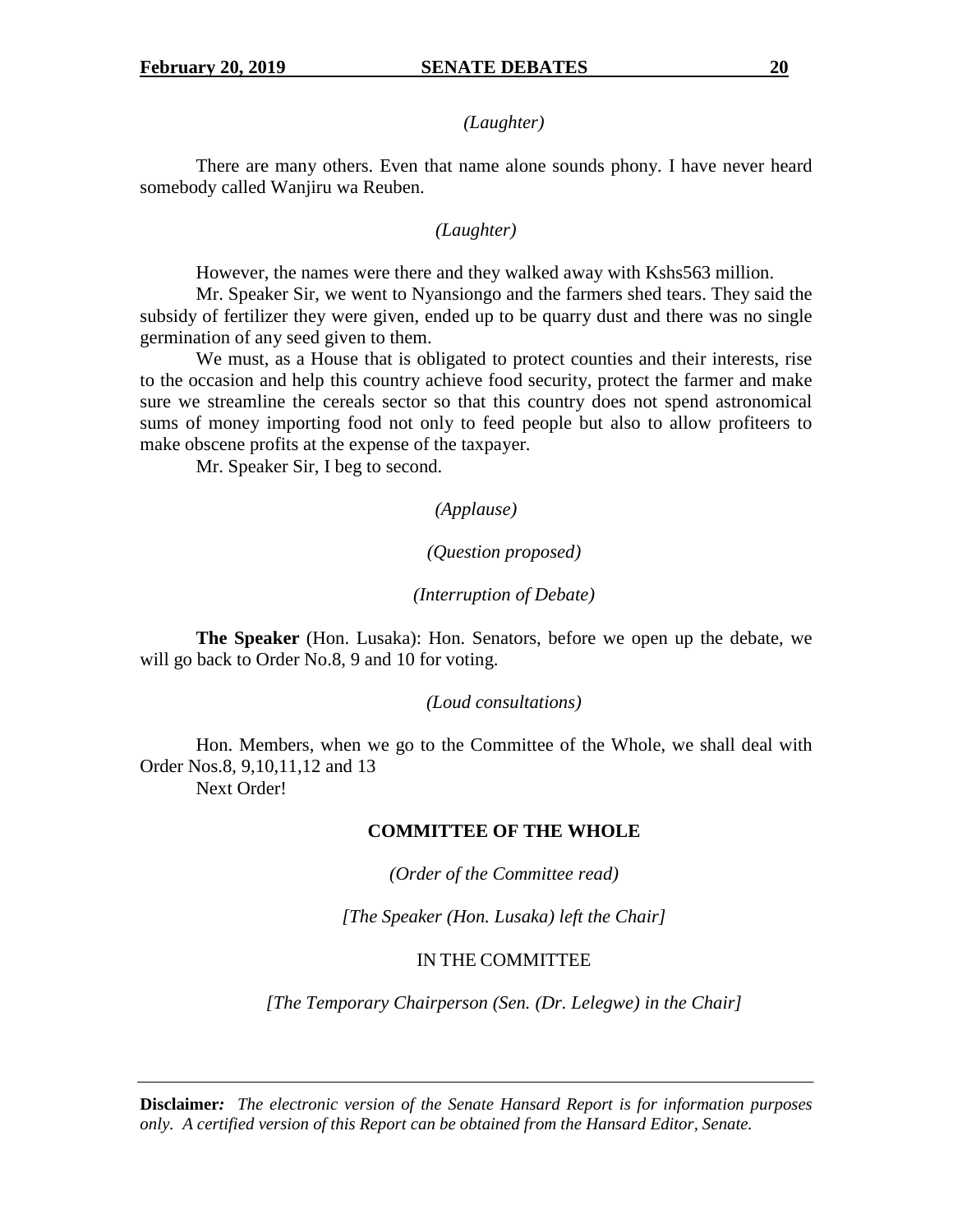*(Laughter)*

There are many others. Even that name alone sounds phony. I have never heard somebody called Wanjiru wa Reuben.

*(Laughter)*

However, the names were there and they walked away with Kshs563 million.

Mr. Speaker Sir, we went to Nyansiongo and the farmers shed tears. They said the subsidy of fertilizer they were given, ended up to be quarry dust and there was no single germination of any seed given to them.

We must, as a House that is obligated to protect counties and their interests, rise to the occasion and help this country achieve food security, protect the farmer and make sure we streamline the cereals sector so that this country does not spend astronomical sums of money importing food not only to feed people but also to allow profiteers to make obscene profits at the expense of the taxpayer.

Mr. Speaker Sir, I beg to second.

*(Applause)*

*(Question proposed)*

*(Interruption of Debate)*

**The Speaker** (Hon. Lusaka): Hon. Senators, before we open up the debate, we will go back to Order No.8, 9 and 10 for voting.

*(Loud consultations)*

Hon. Members, when we go to the Committee of the Whole, we shall deal with Order Nos.8, 9,10,11,12 and 13

Next Order!

**COMMITTEE OF THE WHOLE**

*(Order of the Committee read)*

*[The Speaker (Hon. Lusaka) left the Chair]*

IN THE COMMITTEE

*[The Temporary Chairperson (Sen. (Dr. Lelegwe) in the Chair]*

**Disclaimer***: The electronic version of the Senate Hansard Report is for information purposes only. A certified version of this Report can be obtained from the Hansard Editor, Senate.*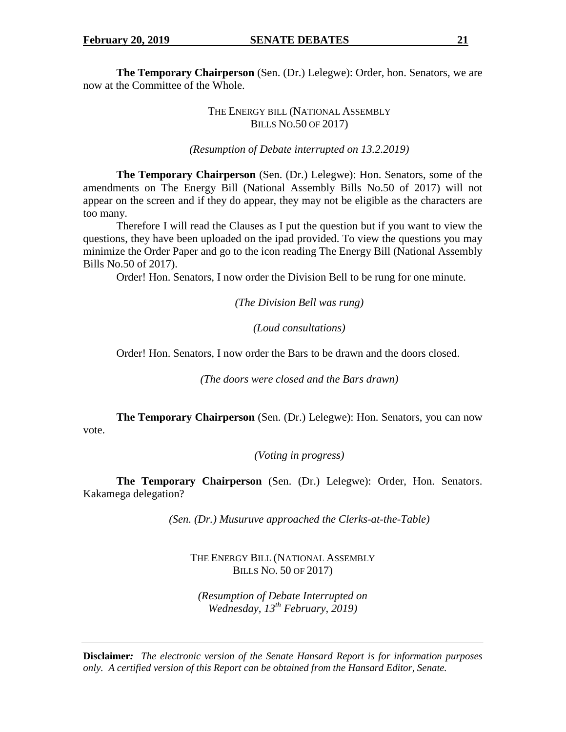**The Temporary Chairperson** (Sen. (Dr.) Lelegwe): Order, hon. Senators, we are now at the Committee of the Whole.

THE ENERGY BILL (NATIONAL ASSEMBLY BILLS NO.50 OF 2017)

*(Resumption of Debate interrupted on 13.2.2019)*

**The Temporary Chairperson** (Sen. (Dr.) Lelegwe): Hon. Senators, some of the amendments on The Energy Bill (National Assembly Bills No.50 of 2017) will not appear on the screen and if they do appear, they may not be eligible as the characters are too many.

Therefore I will read the Clauses as I put the question but if you want to view the questions, they have been uploaded on the ipad provided. To view the questions you may minimize the Order Paper and go to the icon reading The Energy Bill (National Assembly Bills No.50 of 2017).

Order! Hon. Senators, I now order the Division Bell to be rung for one minute.

*(The Division Bell was rung)*

*(Loud consultations)*

Order! Hon. Senators, I now order the Bars to be drawn and the doors closed.

*(The doors were closed and the Bars drawn)*

**The Temporary Chairperson** (Sen. (Dr.) Lelegwe): Hon. Senators, you can now vote.

*(Voting in progress)*

**The Temporary Chairperson** (Sen. (Dr.) Lelegwe): Order, Hon. Senators. Kakamega delegation?

*(Sen. (Dr.) Musuruve approached the Clerks-at-the-Table)*

THE ENERGY BILL (NATIONAL ASSEMBLY BILLS NO. 50 OF 2017)

*(Resumption of Debate Interrupted on Wednesday, 13th February, 2019)*

**Disclaimer:** *The electronic version of the Senate Hansard Report is for information purposes only. A certified version of this Report can be obtained from the Hansard Editor, Senate.*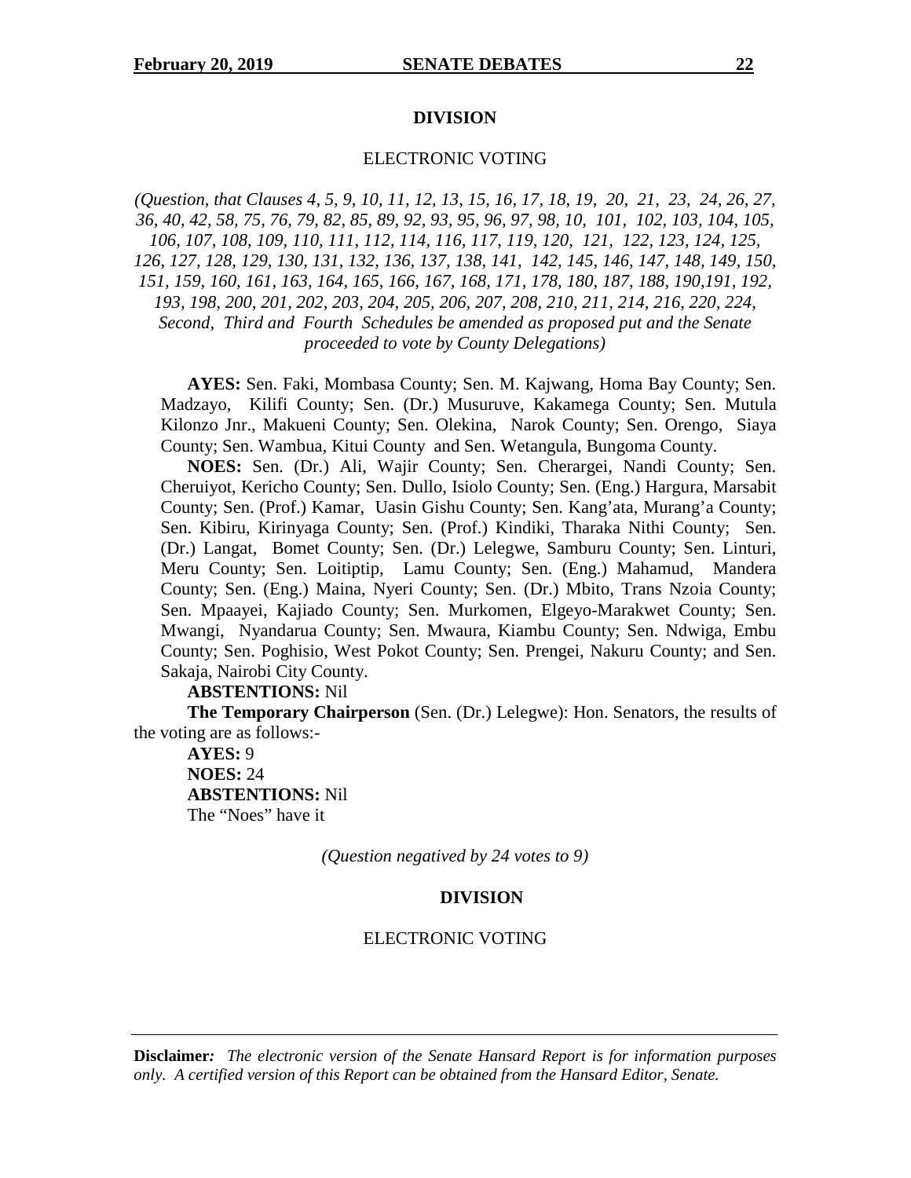**DIVISION**

ELECTRONIC VOTING

*(Question, that Clauses 4, 5, 9, 10, 11, 12, 13, 15, 16, 17, 18, 19, 20, 21, 23, 24, 26, 27, 36, 40, 42, 58, 75, 76, 79, 82, 85, 89, 92, 93, 95, 96, 97, 98, 10, 101, 102, 103, 104, 105, 106, 107, 108, 109, 110, 111, 112, 114, 116, 117, 119, 120, 121, 122, 123, 124, 125, 126, 127, 128, 129, 130, 131, 132, 136, 137, 138, 141, 142, 145, 146, 147, 148, 149, 150, 151, 159, 160, 161, 163, 164, 165, 166, 167, 168, 171, 178, 180, 187, 188, 190,191, 192, 193, 198, 200, 201, 202, 203, 204, 205, 206, 207, 208, 210, 211, 214, 216, 220, 224, Second, Third and Fourth Schedules be amended as proposed put and the Senate proceeded to vote by County Delegations)*

**AYES:** Sen. Faki, Mombasa County; Sen. M. Kajwang, Homa Bay County; Sen. Madzayo, Kilifi County; Sen. (Dr.) Musuruve, Kakamega County; Sen. Mutula Kilonzo Jnr., Makueni County; Sen. Olekina, Narok County; Sen. Orengo, Siaya County; Sen. Wambua, Kitui County and Sen. Wetangula, Bungoma County.

**NOES:** Sen. (Dr.) Ali, Wajir County; Sen. Cherargei, Nandi County; Sen. Cheruiyot, Kericho County; Sen. Dullo, Isiolo County; Sen. (Eng.) Hargura, Marsabit County; Sen. (Prof.) Kamar, Uasin Gishu County; Sen. Kang'ata, Murang'a County; Sen. Kibiru, Kirinyaga County; Sen. (Prof.) Kindiki, Tharaka Nithi County; Sen. (Dr.) Langat, Bomet County; Sen. (Dr.) Lelegwe, Samburu County; Sen. Linturi, Meru County; Sen. Loitiptip, Lamu County; Sen. (Eng.) Mahamud, Mandera County; Sen. (Eng.) Maina, Nyeri County; Sen. (Dr.) Mbito, Trans Nzoia County; Sen. Mpaayei, Kajiado County; Sen. Murkomen, Elgeyo-Marakwet County; Sen. Mwangi, Nyandarua County; Sen. Mwaura, Kiambu County; Sen. Ndwiga, Embu County; Sen. Poghisio, West Pokot County; Sen. Prengei, Nakuru County; and Sen. Sakaja, Nairobi City County.

**ABSTENTIONS:** Nil

**The Temporary Chairperson** (Sen. (Dr.) Lelegwe): Hon. Senators, the results of the voting are as follows:-

**AYES:** 9
**NOES:** 24
**ABSTENTIONS:** Nil
The "Noes" have it

*(Question negatived by 24 votes to 9)*

**DIVISION**

ELECTRONIC VOTING

**Disclaimer:** *The electronic version of the Senate Hansard Report is for information purposes only. A certified version of this Report can be obtained from the Hansard Editor, Senate.*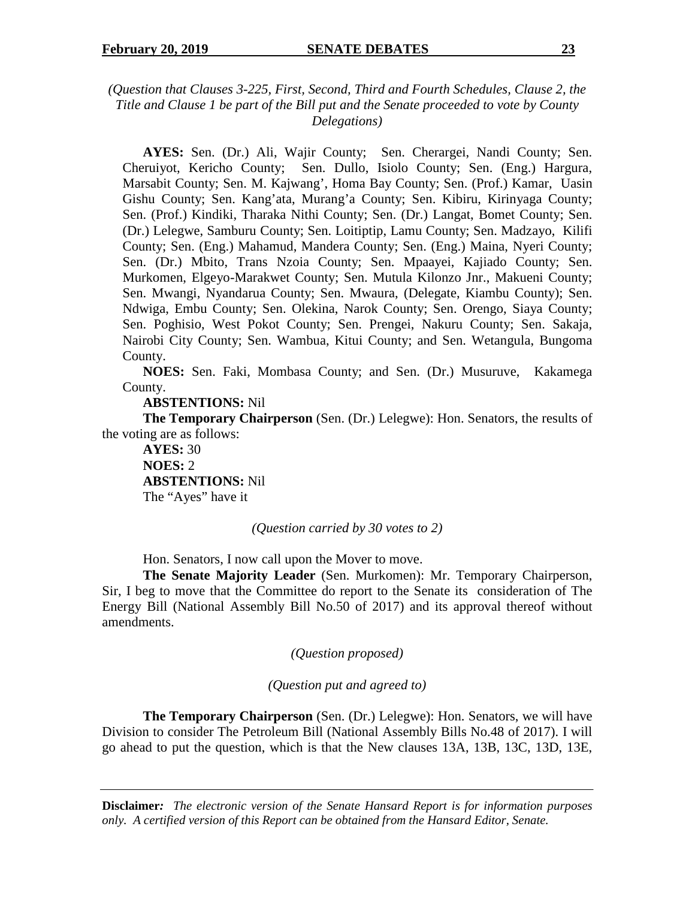*(Question that Clauses 3-225, First, Second, Third and Fourth Schedules, Clause 2, the Title and Clause 1 be part of the Bill put and the Senate proceeded to vote by County Delegations)*

**AYES:** Sen. (Dr.) Ali, Wajir County; Sen. Cherargei, Nandi County; Sen. Cheruiyot, Kericho County; Sen. Dullo, Isiolo County; Sen. (Eng.) Hargura, Marsabit County; Sen. M. Kajwang', Homa Bay County; Sen. (Prof.) Kamar, Uasin Gishu County; Sen. Kang'ata, Murang'a County; Sen. Kibiru, Kirinyaga County; Sen. (Prof.) Kindiki, Tharaka Nithi County; Sen. (Dr.) Langat, Bomet County; Sen. (Dr.) Lelegwe, Samburu County; Sen. Loitiptip, Lamu County; Sen. Madzayo, Kilifi County; Sen. (Eng.) Mahamud, Mandera County; Sen. (Eng.) Maina, Nyeri County; Sen. (Dr.) Mbito, Trans Nzoia County; Sen. Mpaayei, Kajiado County; Sen. Murkomen, Elgeyo-Marakwet County; Sen. Mutula Kilonzo Jnr., Makueni County; Sen. Mwangi, Nyandarua County; Sen. Mwaura, (Delegate, Kiambu County); Sen. Ndwiga, Embu County; Sen. Olekina, Narok County; Sen. Orengo, Siaya County; Sen. Poghisio, West Pokot County; Sen. Prengei, Nakuru County; Sen. Sakaja, Nairobi City County; Sen. Wambua, Kitui County; and Sen. Wetangula, Bungoma County.

**NOES:** Sen. Faki, Mombasa County; and Sen. (Dr.) Musuruve, Kakamega County.

**ABSTENTIONS:** Nil

**The Temporary Chairperson** (Sen. (Dr.) Lelegwe): Hon. Senators, the results of the voting are as follows:

**AYES:** 30
**NOES:** 2
**ABSTENTIONS:** Nil
The "Ayes" have it

*(Question carried by 30 votes to 2)*

Hon. Senators, I now call upon the Mover to move.

**The Senate Majority Leader** (Sen. Murkomen): Mr. Temporary Chairperson, Sir, I beg to move that the Committee do report to the Senate its consideration of The Energy Bill (National Assembly Bill No.50 of 2017) and its approval thereof without amendments.

*(Question proposed)*

*(Question put and agreed to)*

**The Temporary Chairperson** (Sen. (Dr.) Lelegwe): Hon. Senators, we will have Division to consider The Petroleum Bill (National Assembly Bills No.48 of 2017). I will go ahead to put the question, which is that the New clauses 13A, 13B, 13C, 13D, 13E,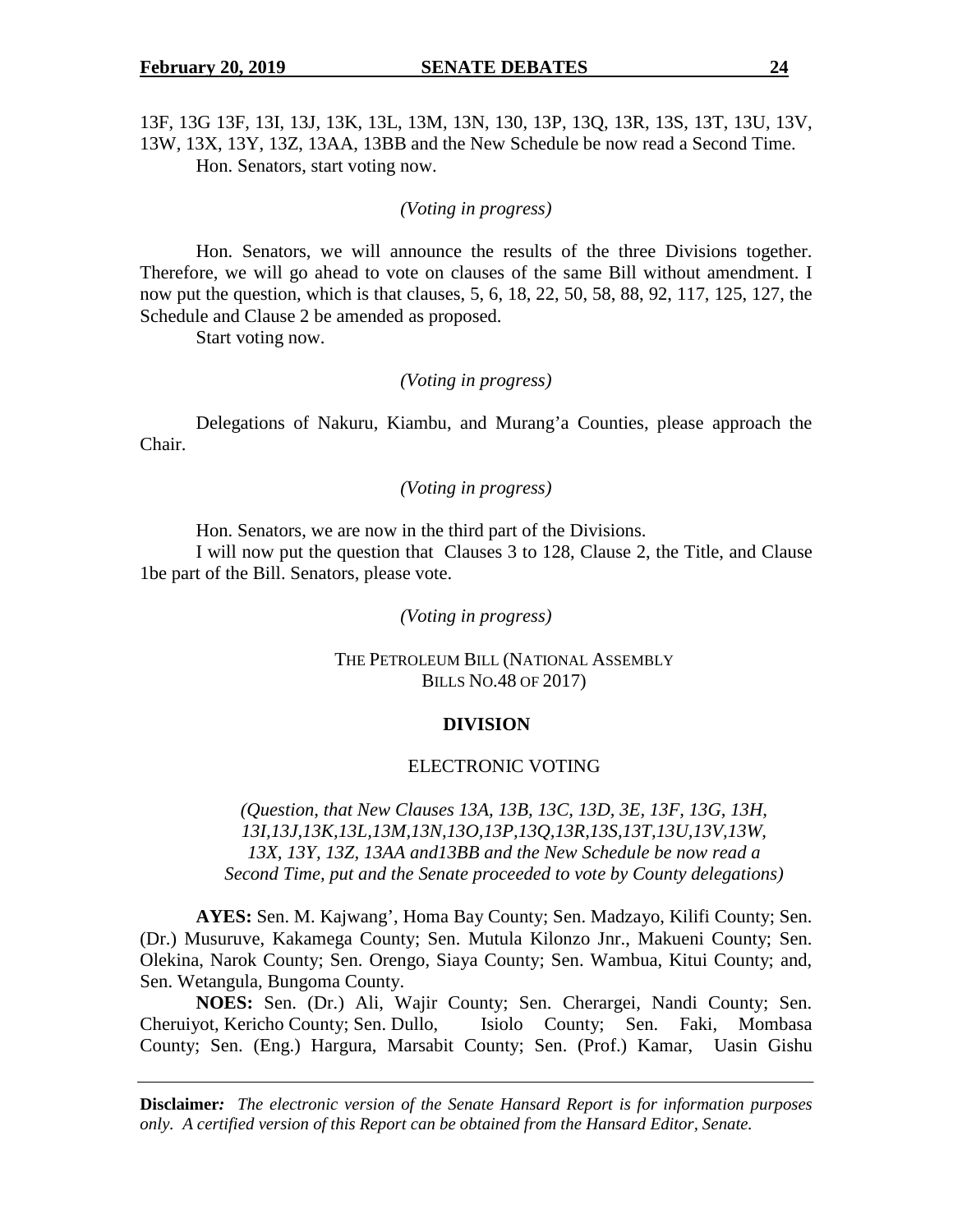13F, 13G 13F, 13I, 13J, 13K, 13L, 13M, 13N, 130, 13P, 13Q, 13R, 13S, 13T, 13U, 13V, 13W, 13X, 13Y, 13Z, 13AA, 13BB and the New Schedule be now read a Second Time.

Hon. Senators, start voting now.

*(Voting in progress)*

Hon. Senators, we will announce the results of the three Divisions together. Therefore, we will go ahead to vote on clauses of the same Bill without amendment. I now put the question, which is that clauses, 5, 6, 18, 22, 50, 58, 88, 92, 117, 125, 127, the Schedule and Clause 2 be amended as proposed.

Start voting now.

*(Voting in progress)*

Delegations of Nakuru, Kiambu, and Murang'a Counties, please approach the Chair.

*(Voting in progress)*

Hon. Senators, we are now in the third part of the Divisions.

I will now put the question that Clauses 3 to 128, Clause 2, the Title, and Clause 1be part of the Bill. Senators, please vote.

*(Voting in progress)*

THE PETROLEUM BILL (NATIONAL ASSEMBLY BILLS NO.48 OF 2017)

**DIVISION**

ELECTRONIC VOTING

*(Question, that New Clauses 13A, 13B, 13C, 13D, 3E, 13F, 13G, 13H, 13I,13J,13K,13L,13M,13N,13O,13P,13Q,13R,13S,13T,13U,13V,13W, 13X, 13Y, 13Z, 13AA and13BB and the New Schedule be now read a Second Time, put and the Senate proceeded to vote by County delegations)*

**AYES:** Sen. M. Kajwang', Homa Bay County; Sen. Madzayo, Kilifi County; Sen. (Dr.) Musuruve, Kakamega County; Sen. Mutula Kilonzo Jnr., Makueni County; Sen. Olekina, Narok County; Sen. Orengo, Siaya County; Sen. Wambua, Kitui County; and, Sen. Wetangula, Bungoma County.

**NOES:** Sen. (Dr.) Ali, Wajir County; Sen. Cherargei, Nandi County; Sen. Cheruiyot, Kericho County; Sen. Dullo, Isiolo County; Sen. Faki, Mombasa County; Sen. (Eng.) Hargura, Marsabit County; Sen. (Prof.) Kamar, Uasin Gishu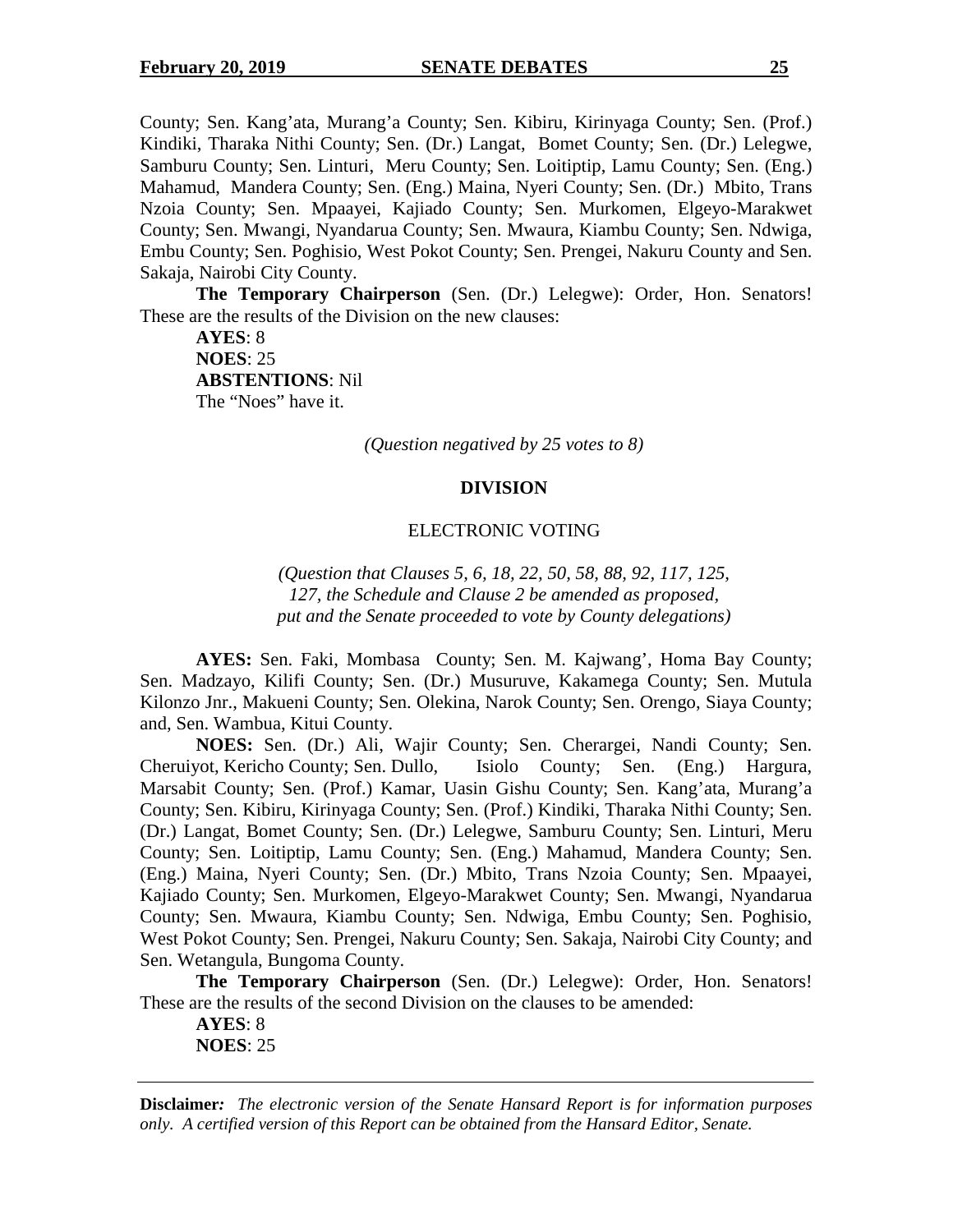County; Sen. Kang'ata, Murang'a County; Sen. Kibiru, Kirinyaga County; Sen. (Prof.) Kindiki, Tharaka Nithi County; Sen. (Dr.) Langat, Bomet County; Sen. (Dr.) Lelegwe, Samburu County; Sen. Linturi, Meru County; Sen. Loitiptip, Lamu County; Sen. (Eng.) Mahamud, Mandera County; Sen. (Eng.) Maina, Nyeri County; Sen. (Dr.) Mbito, Trans Nzoia County; Sen. Mpaayei, Kajiado County; Sen. Murkomen, Elgeyo-Marakwet County; Sen. Mwangi, Nyandarua County; Sen. Mwaura, Kiambu County; Sen. Ndwiga, Embu County; Sen. Poghisio, West Pokot County; Sen. Prengei, Nakuru County and Sen. Sakaja, Nairobi City County.

**The Temporary Chairperson** (Sen. (Dr.) Lelegwe): Order, Hon. Senators! These are the results of the Division on the new clauses:

**AYES**: 8
**NOES**: 25
**ABSTENTIONS**: Nil
The "Noes" have it.

*(Question negatived by 25 votes to 8)*

**DIVISION**

ELECTRONIC VOTING

*(Question that Clauses 5, 6, 18, 22, 50, 58, 88, 92, 117, 125, 127, the Schedule and Clause 2 be amended as proposed, put and the Senate proceeded to vote by County delegations)*

**AYES:** Sen. Faki, Mombasa County; Sen. M. Kajwang', Homa Bay County; Sen. Madzayo, Kilifi County; Sen. (Dr.) Musuruve, Kakamega County; Sen. Mutula Kilonzo Jnr., Makueni County; Sen. Olekina, Narok County; Sen. Orengo, Siaya County; and, Sen. Wambua, Kitui County.

**NOES:** Sen. (Dr.) Ali, Wajir County; Sen. Cherargei, Nandi County; Sen. Cheruiyot, Kericho County; Sen. Dullo, Isiolo County; Sen. (Eng.) Hargura, Marsabit County; Sen. (Prof.) Kamar, Uasin Gishu County; Sen. Kang'ata, Murang'a County; Sen. Kibiru, Kirinyaga County; Sen. (Prof.) Kindiki, Tharaka Nithi County; Sen. (Dr.) Langat, Bomet County; Sen. (Dr.) Lelegwe, Samburu County; Sen. Linturi, Meru County; Sen. Loitiptip, Lamu County; Sen. (Eng.) Mahamud, Mandera County; Sen. (Eng.) Maina, Nyeri County; Sen. (Dr.) Mbito, Trans Nzoia County; Sen. Mpaayei, Kajiado County; Sen. Murkomen, Elgeyo-Marakwet County; Sen. Mwangi, Nyandarua County; Sen. Mwaura, Kiambu County; Sen. Ndwiga, Embu County; Sen. Poghisio, West Pokot County; Sen. Prengei, Nakuru County; Sen. Sakaja, Nairobi City County; and Sen. Wetangula, Bungoma County.

**The Temporary Chairperson** (Sen. (Dr.) Lelegwe): Order, Hon. Senators! These are the results of the second Division on the clauses to be amended:

**AYES**: 8
**NOES**: 25

**Disclaimer***: The electronic version of the Senate Hansard Report is for information purposes only. A certified version of this Report can be obtained from the Hansard Editor, Senate.*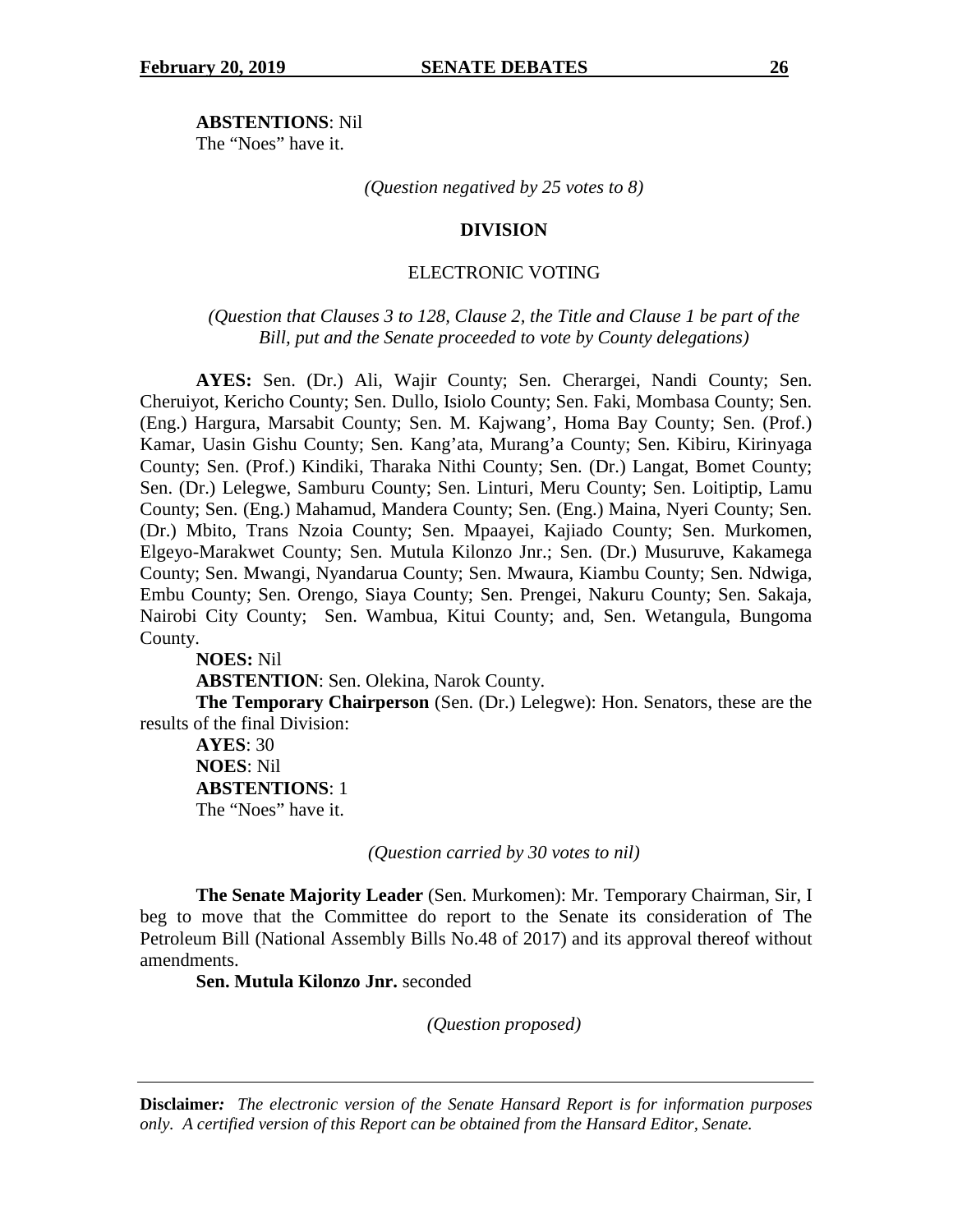**ABSTENTIONS**: Nil
The "Noes" have it.

*(Question negatived by 25 votes to 8)*

**DIVISION**

ELECTRONIC VOTING

*(Question that Clauses 3 to 128, Clause 2, the Title and Clause 1 be part of the Bill, put and the Senate proceeded to vote by County delegations)*

**AYES:** Sen. (Dr.) Ali, Wajir County; Sen. Cherargei, Nandi County; Sen. Cheruiyot, Kericho County; Sen. Dullo, Isiolo County; Sen. Faki, Mombasa County; Sen. (Eng.) Hargura, Marsabit County; Sen. M. Kajwang', Homa Bay County; Sen. (Prof.) Kamar, Uasin Gishu County; Sen. Kang'ata, Murang'a County; Sen. Kibiru, Kirinyaga County; Sen. (Prof.) Kindiki, Tharaka Nithi County; Sen. (Dr.) Langat, Bomet County; Sen. (Dr.) Lelegwe, Samburu County; Sen. Linturi, Meru County; Sen. Loitiptip, Lamu County; Sen. (Eng.) Mahamud, Mandera County; Sen. (Eng.) Maina, Nyeri County; Sen. (Dr.) Mbito, Trans Nzoia County; Sen. Mpaayei, Kajiado County; Sen. Murkomen, Elgeyo-Marakwet County; Sen. Mutula Kilonzo Jnr.; Sen. (Dr.) Musuruve, Kakamega County; Sen. Mwangi, Nyandarua County; Sen. Mwaura, Kiambu County; Sen. Ndwiga, Embu County; Sen. Orengo, Siaya County; Sen. Prengei, Nakuru County; Sen. Sakaja, Nairobi City County; Sen. Wambua, Kitui County; and, Sen. Wetangula, Bungoma County.

**NOES:** Nil

**ABSTENTION**: Sen. Olekina, Narok County.

**The Temporary Chairperson** (Sen. (Dr.) Lelegwe): Hon. Senators, these are the results of the final Division:

**AYES**: 30
**NOES**: Nil
**ABSTENTIONS**: 1
The "Noes" have it.

*(Question carried by 30 votes to nil)*

**The Senate Majority Leader** (Sen. Murkomen): Mr. Temporary Chairman, Sir, I beg to move that the Committee do report to the Senate its consideration of The Petroleum Bill (National Assembly Bills No.48 of 2017) and its approval thereof without amendments.

**Sen. Mutula Kilonzo Jnr.** seconded

*(Question proposed)*

**Disclaimer***: The electronic version of the Senate Hansard Report is for information purposes only. A certified version of this Report can be obtained from the Hansard Editor, Senate.*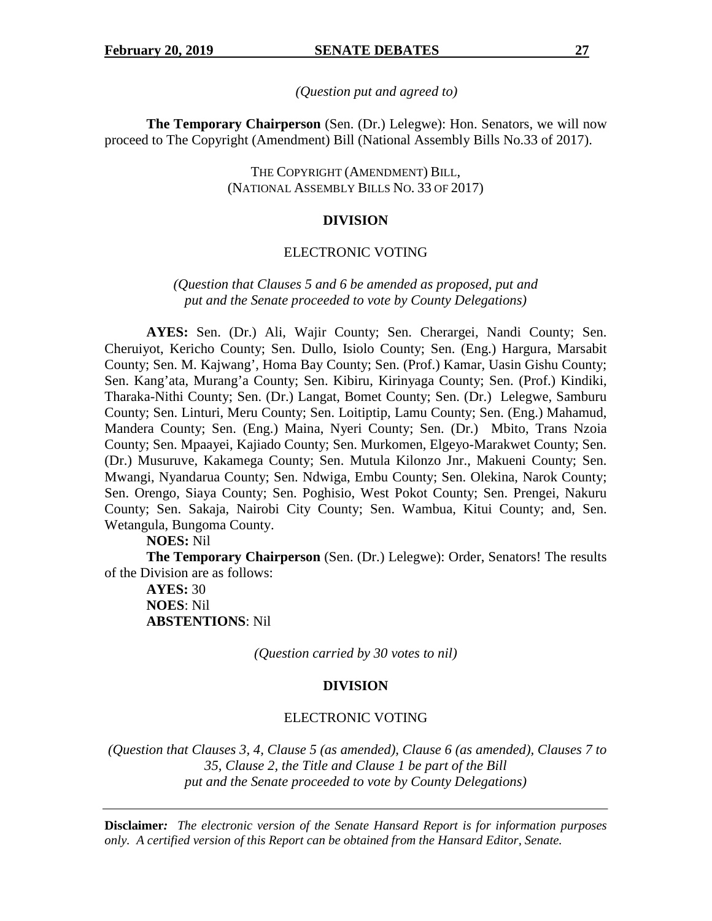*(Question put and agreed to)*

**The Temporary Chairperson** (Sen. (Dr.) Lelegwe): Hon. Senators, we will now proceed to The Copyright (Amendment) Bill (National Assembly Bills No.33 of 2017).

THE COPYRIGHT (AMENDMENT) BILL,
(NATIONAL ASSEMBLY BILLS NO. 33 OF 2017)

**DIVISION**

ELECTRONIC VOTING

*(Question that Clauses 5 and 6 be amended as proposed, put and put and the Senate proceeded to vote by County Delegations)*

**AYES:** Sen. (Dr.) Ali, Wajir County; Sen. Cherargei, Nandi County; Sen. Cheruiyot, Kericho County; Sen. Dullo, Isiolo County; Sen. (Eng.) Hargura, Marsabit County; Sen. M. Kajwang', Homa Bay County; Sen. (Prof.) Kamar, Uasin Gishu County; Sen. Kang'ata, Murang'a County; Sen. Kibiru, Kirinyaga County; Sen. (Prof.) Kindiki, Tharaka-Nithi County; Sen. (Dr.) Langat, Bomet County; Sen. (Dr.) Lelegwe, Samburu County; Sen. Linturi, Meru County; Sen. Loitiptip, Lamu County; Sen. (Eng.) Mahamud, Mandera County; Sen. (Eng.) Maina, Nyeri County; Sen. (Dr.) Mbito, Trans Nzoia County; Sen. Mpaayei, Kajiado County; Sen. Murkomen, Elgeyo-Marakwet County; Sen. (Dr.) Musuruve, Kakamega County; Sen. Mutula Kilonzo Jnr., Makueni County; Sen. Mwangi, Nyandarua County; Sen. Ndwiga, Embu County; Sen. Olekina, Narok County; Sen. Orengo, Siaya County; Sen. Poghisio, West Pokot County; Sen. Prengei, Nakuru County; Sen. Sakaja, Nairobi City County; Sen. Wambua, Kitui County; and, Sen. Wetangula, Bungoma County.

**NOES:** Nil

**The Temporary Chairperson** (Sen. (Dr.) Lelegwe): Order, Senators! The results of the Division are as follows:

**AYES:** 30
**NOES**: Nil
**ABSTENTIONS**: Nil

*(Question carried by 30 votes to nil)*

**DIVISION**

ELECTRONIC VOTING

*(Question that Clauses 3, 4, Clause 5 (as amended), Clause 6 (as amended), Clauses 7 to 35, Clause 2, the Title and Clause 1 be part of the Bill put and the Senate proceeded to vote by County Delegations)*

**Disclaimer:** *The electronic version of the Senate Hansard Report is for information purposes only. A certified version of this Report can be obtained from the Hansard Editor, Senate.*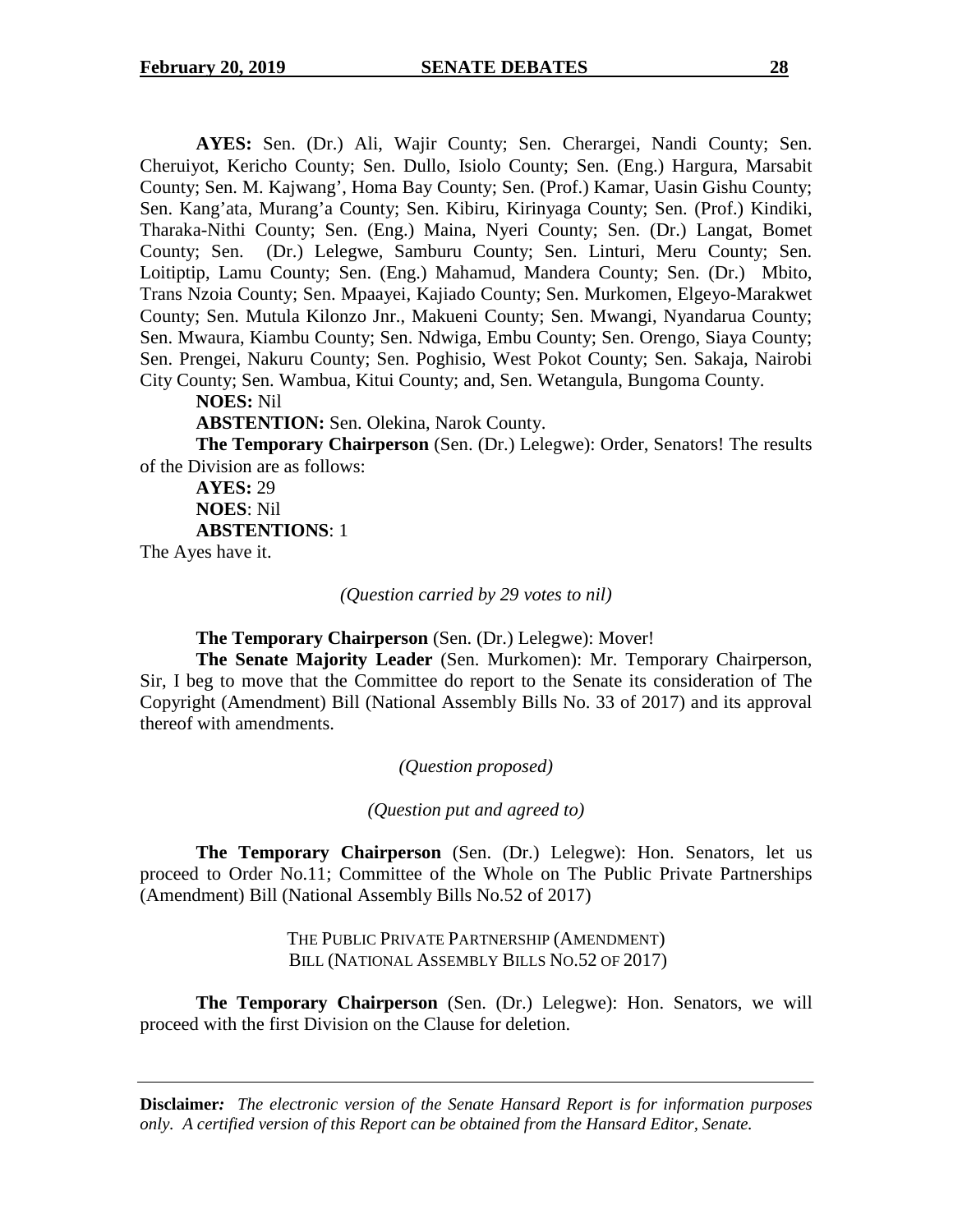**AYES:** Sen. (Dr.) Ali, Wajir County; Sen. Cherargei, Nandi County; Sen. Cheruiyot, Kericho County; Sen. Dullo, Isiolo County; Sen. (Eng.) Hargura, Marsabit County; Sen. M. Kajwang', Homa Bay County; Sen. (Prof.) Kamar, Uasin Gishu County; Sen. Kang'ata, Murang'a County; Sen. Kibiru, Kirinyaga County; Sen. (Prof.) Kindiki, Tharaka-Nithi County; Sen. (Eng.) Maina, Nyeri County; Sen. (Dr.) Langat, Bomet County; Sen. (Dr.) Lelegwe, Samburu County; Sen. Linturi, Meru County; Sen. Loitiptip, Lamu County; Sen. (Eng.) Mahamud, Mandera County; Sen. (Dr.) Mbito, Trans Nzoia County; Sen. Mpaayei, Kajiado County; Sen. Murkomen, Elgeyo-Marakwet County; Sen. Mutula Kilonzo Jnr., Makueni County; Sen. Mwangi, Nyandarua County; Sen. Mwaura, Kiambu County; Sen. Ndwiga, Embu County; Sen. Orengo, Siaya County; Sen. Prengei, Nakuru County; Sen. Poghisio, West Pokot County; Sen. Sakaja, Nairobi City County; Sen. Wambua, Kitui County; and, Sen. Wetangula, Bungoma County.

**NOES:** Nil

**ABSTENTION:** Sen. Olekina, Narok County.

**The Temporary Chairperson** (Sen. (Dr.) Lelegwe): Order, Senators! The results of the Division are as follows:

**AYES:** 29
**NOES**: Nil
**ABSTENTIONS**: 1

The Ayes have it.

*(Question carried by 29 votes to nil)*

**The Temporary Chairperson** (Sen. (Dr.) Lelegwe): Mover!

**The Senate Majority Leader** (Sen. Murkomen): Mr. Temporary Chairperson, Sir, I beg to move that the Committee do report to the Senate its consideration of The Copyright (Amendment) Bill (National Assembly Bills No. 33 of 2017) and its approval thereof with amendments.

*(Question proposed)*

*(Question put and agreed to)*

**The Temporary Chairperson** (Sen. (Dr.) Lelegwe): Hon. Senators, let us proceed to Order No.11; Committee of the Whole on The Public Private Partnerships (Amendment) Bill (National Assembly Bills No.52 of 2017)

THE PUBLIC PRIVATE PARTNERSHIP (AMENDMENT) BILL (NATIONAL ASSEMBLY BILLS NO.52 OF 2017)

**The Temporary Chairperson** (Sen. (Dr.) Lelegwe): Hon. Senators, we will proceed with the first Division on the Clause for deletion.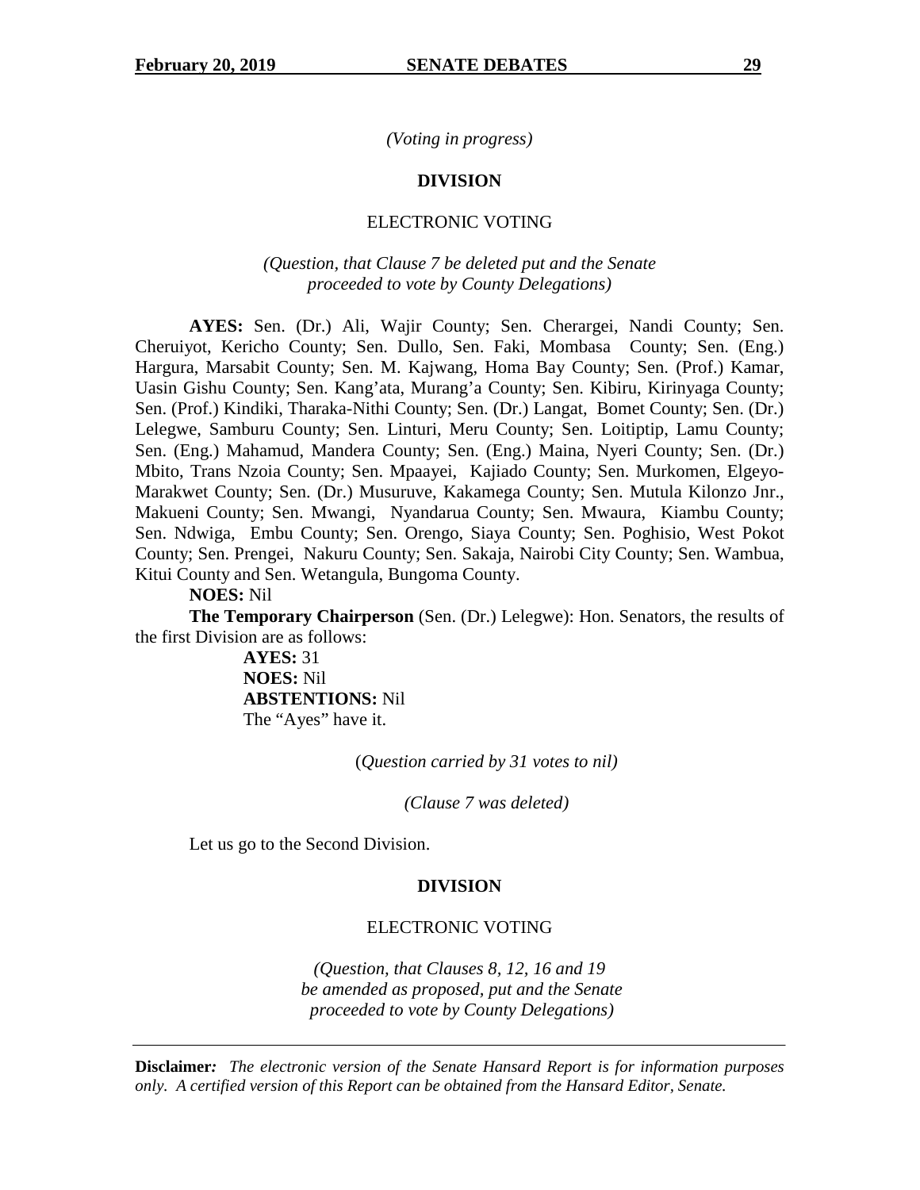*(Voting in progress)*

**DIVISION**

ELECTRONIC VOTING

*(Question, that Clause 7 be deleted put and the Senate proceeded to vote by County Delegations)*

**AYES:** Sen. (Dr.) Ali, Wajir County; Sen. Cherargei, Nandi County; Sen. Cheruiyot, Kericho County; Sen. Dullo, Sen. Faki, Mombasa County; Sen. (Eng.) Hargura, Marsabit County; Sen. M. Kajwang, Homa Bay County; Sen. (Prof.) Kamar, Uasin Gishu County; Sen. Kang'ata, Murang'a County; Sen. Kibiru, Kirinyaga County; Sen. (Prof.) Kindiki, Tharaka-Nithi County; Sen. (Dr.) Langat, Bomet County; Sen. (Dr.) Lelegwe, Samburu County; Sen. Linturi, Meru County; Sen. Loitiptip, Lamu County; Sen. (Eng.) Mahamud, Mandera County; Sen. (Eng.) Maina, Nyeri County; Sen. (Dr.) Mbito, Trans Nzoia County; Sen. Mpaayei, Kajiado County; Sen. Murkomen, Elgeyo-Marakwet County; Sen. (Dr.) Musuruve, Kakamega County; Sen. Mutula Kilonzo Jnr., Makueni County; Sen. Mwangi, Nyandarua County; Sen. Mwaura, Kiambu County; Sen. Ndwiga, Embu County; Sen. Orengo, Siaya County; Sen. Poghisio, West Pokot County; Sen. Prengei, Nakuru County; Sen. Sakaja, Nairobi City County; Sen. Wambua, Kitui County and Sen. Wetangula, Bungoma County.

**NOES:** Nil

**The Temporary Chairperson** (Sen. (Dr.) Lelegwe): Hon. Senators, the results of the first Division are as follows:

**AYES:** 31
**NOES:** Nil
**ABSTENTIONS:** Nil
The "Ayes" have it.

(*Question carried by 31 votes to nil)*

*(Clause 7 was deleted)*

Let us go to the Second Division.

**DIVISION**

ELECTRONIC VOTING

*(Question, that Clauses 8, 12, 16 and 19 be amended as proposed, put and the Senate proceeded to vote by County Delegations)*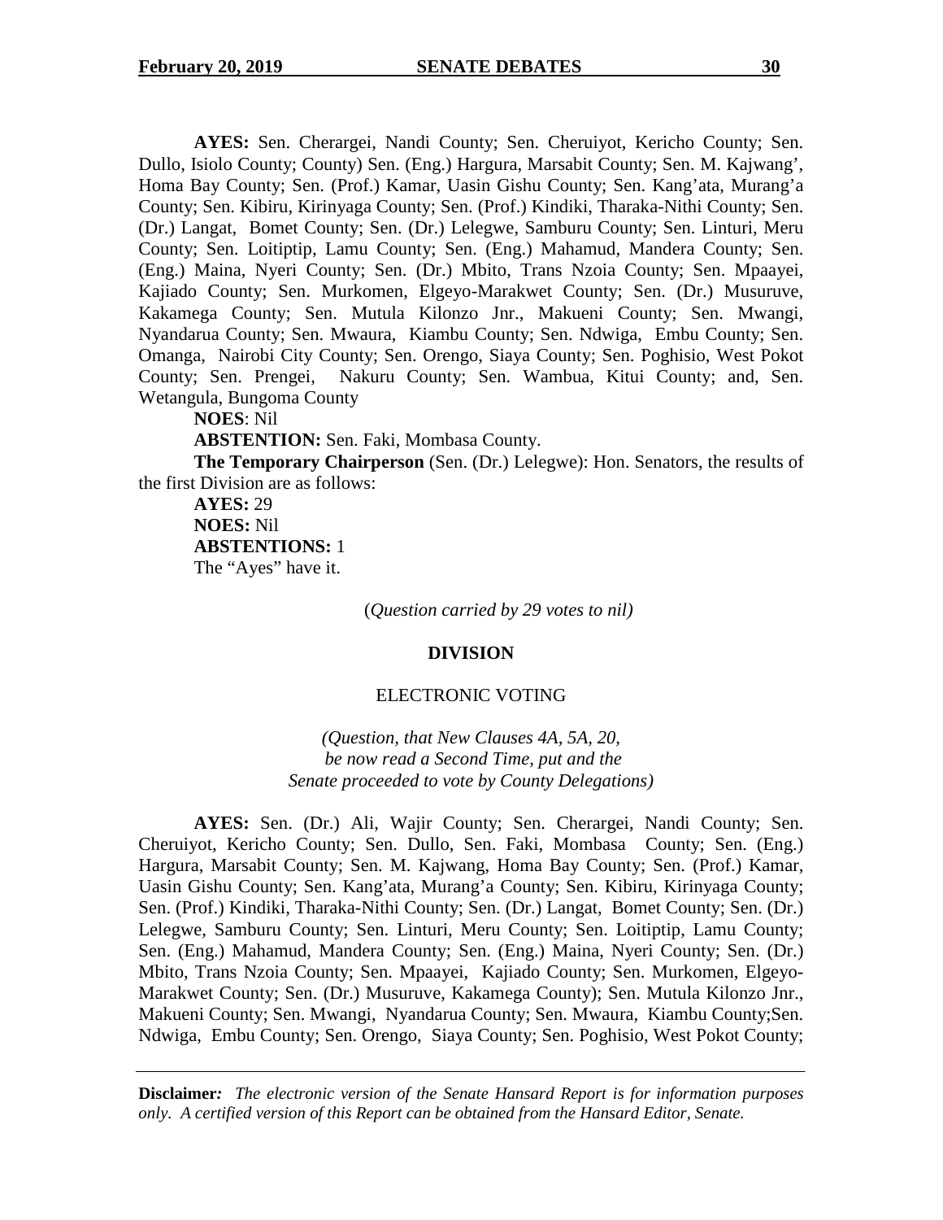**AYES:** Sen. Cherargei, Nandi County; Sen. Cheruiyot, Kericho County; Sen. Dullo, Isiolo County; County) Sen. (Eng.) Hargura, Marsabit County; Sen. M. Kajwang', Homa Bay County; Sen. (Prof.) Kamar, Uasin Gishu County; Sen. Kang'ata, Murang'a County; Sen. Kibiru, Kirinyaga County; Sen. (Prof.) Kindiki, Tharaka-Nithi County; Sen. (Dr.) Langat, Bomet County; Sen. (Dr.) Lelegwe, Samburu County; Sen. Linturi, Meru County; Sen. Loitiptip, Lamu County; Sen. (Eng.) Mahamud, Mandera County; Sen. (Eng.) Maina, Nyeri County; Sen. (Dr.) Mbito, Trans Nzoia County; Sen. Mpaayei, Kajiado County; Sen. Murkomen, Elgeyo-Marakwet County; Sen. (Dr.) Musuruve, Kakamega County; Sen. Mutula Kilonzo Jnr., Makueni County; Sen. Mwangi, Nyandarua County; Sen. Mwaura, Kiambu County; Sen. Ndwiga, Embu County; Sen. Omanga, Nairobi City County; Sen. Orengo, Siaya County; Sen. Poghisio, West Pokot County; Sen. Prengei, Nakuru County; Sen. Wambua, Kitui County; and, Sen. Wetangula, Bungoma County

**NOES**: Nil

**ABSTENTION:** Sen. Faki, Mombasa County.

**The Temporary Chairperson** (Sen. (Dr.) Lelegwe): Hon. Senators, the results of the first Division are as follows:

**AYES:** 29
**NOES:** Nil
**ABSTENTIONS:** 1
The "Ayes" have it.

(*Question carried by 29 votes to nil)*

**DIVISION**

ELECTRONIC VOTING

*(Question, that New Clauses 4A, 5A, 20, be now read a Second Time, put and the Senate proceeded to vote by County Delegations)*

**AYES:** Sen. (Dr.) Ali, Wajir County; Sen. Cherargei, Nandi County; Sen. Cheruiyot, Kericho County; Sen. Dullo, Sen. Faki, Mombasa County; Sen. (Eng.) Hargura, Marsabit County; Sen. M. Kajwang, Homa Bay County; Sen. (Prof.) Kamar, Uasin Gishu County; Sen. Kang'ata, Murang'a County; Sen. Kibiru, Kirinyaga County; Sen. (Prof.) Kindiki, Tharaka-Nithi County; Sen. (Dr.) Langat, Bomet County; Sen. (Dr.) Lelegwe, Samburu County; Sen. Linturi, Meru County; Sen. Loitiptip, Lamu County; Sen. (Eng.) Mahamud, Mandera County; Sen. (Eng.) Maina, Nyeri County; Sen. (Dr.) Mbito, Trans Nzoia County; Sen. Mpaayei, Kajiado County; Sen. Murkomen, Elgeyo-Marakwet County; Sen. (Dr.) Musuruve, Kakamega County); Sen. Mutula Kilonzo Jnr., Makueni County; Sen. Mwangi, Nyandarua County; Sen. Mwaura, Kiambu County;Sen. Ndwiga, Embu County; Sen. Orengo, Siaya County; Sen. Poghisio, West Pokot County;

**Disclaimer***:* *The electronic version of the Senate Hansard Report is for information purposes only. A certified version of this Report can be obtained from the Hansard Editor, Senate.*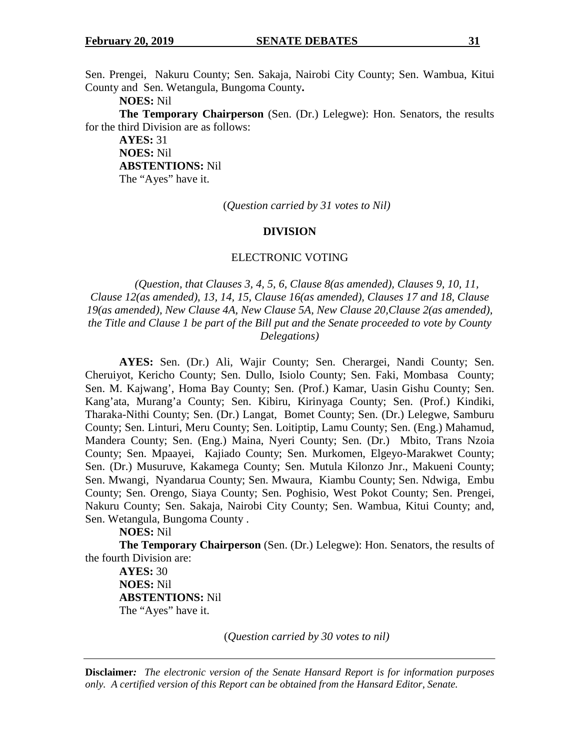Sen. Prengei, Nakuru County; Sen. Sakaja, Nairobi City County; Sen. Wambua, Kitui County and Sen. Wetangula, Bungoma County**.**

**NOES:** Nil

**The Temporary Chairperson** (Sen. (Dr.) Lelegwe): Hon. Senators, the results for the third Division are as follows:

**AYES:** 31
**NOES:** Nil
**ABSTENTIONS:** Nil
The "Ayes" have it.

(*Question carried by 31 votes to Nil)*

**DIVISION**

ELECTRONIC VOTING

*(Question, that Clauses 3, 4, 5, 6, Clause 8(as amended), Clauses 9, 10, 11, Clause 12(as amended), 13, 14, 15, Clause 16(as amended), Clauses 17 and 18, Clause 19(as amended), New Clause 4A, New Clause 5A, New Clause 20,Clause 2(as amended), the Title and Clause 1 be part of the Bill put and the Senate proceeded to vote by County Delegations)*

**AYES:** Sen. (Dr.) Ali, Wajir County; Sen. Cherargei, Nandi County; Sen. Cheruiyot, Kericho County; Sen. Dullo, Isiolo County; Sen. Faki, Mombasa County; Sen. M. Kajwang', Homa Bay County; Sen. (Prof.) Kamar, Uasin Gishu County; Sen. Kang'ata, Murang'a County; Sen. Kibiru, Kirinyaga County; Sen. (Prof.) Kindiki, Tharaka-Nithi County; Sen. (Dr.) Langat, Bomet County; Sen. (Dr.) Lelegwe, Samburu County; Sen. Linturi, Meru County; Sen. Loitiptip, Lamu County; Sen. (Eng.) Mahamud, Mandera County; Sen. (Eng.) Maina, Nyeri County; Sen. (Dr.) Mbito, Trans Nzoia County; Sen. Mpaayei, Kajiado County; Sen. Murkomen, Elgeyo-Marakwet County; Sen. (Dr.) Musuruve, Kakamega County; Sen. Mutula Kilonzo Jnr., Makueni County; Sen. Mwangi, Nyandarua County; Sen. Mwaura, Kiambu County; Sen. Ndwiga, Embu County; Sen. Orengo, Siaya County; Sen. Poghisio, West Pokot County; Sen. Prengei, Nakuru County; Sen. Sakaja, Nairobi City County; Sen. Wambua, Kitui County; and, Sen. Wetangula, Bungoma County .

**NOES:** Nil

**The Temporary Chairperson** (Sen. (Dr.) Lelegwe): Hon. Senators, the results of the fourth Division are:

**AYES:** 30
**NOES:** Nil
**ABSTENTIONS:** Nil
The "Ayes" have it.

(*Question carried by 30 votes to nil)*

**Disclaimer***: The electronic version of the Senate Hansard Report is for information purposes only. A certified version of this Report can be obtained from the Hansard Editor, Senate.*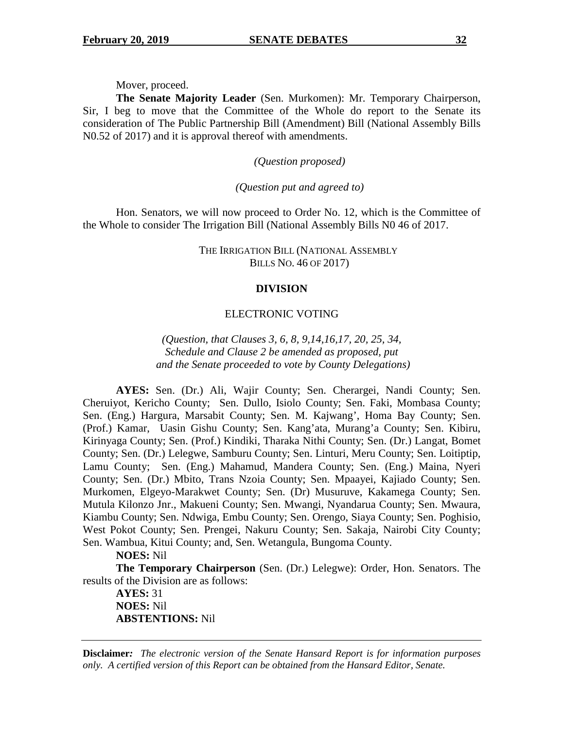Mover, proceed.

**The Senate Majority Leader** (Sen. Murkomen): Mr. Temporary Chairperson, Sir, I beg to move that the Committee of the Whole do report to the Senate its consideration of The Public Partnership Bill (Amendment) Bill (National Assembly Bills N0.52 of 2017) and it is approval thereof with amendments.

*(Question proposed)*

*(Question put and agreed to)*

Hon. Senators, we will now proceed to Order No. 12, which is the Committee of the Whole to consider The Irrigation Bill (National Assembly Bills N0 46 of 2017.

THE IRRIGATION BILL (NATIONAL ASSEMBLY BILLS NO. 46 OF 2017)

**DIVISION**

ELECTRONIC VOTING

*(Question, that Clauses 3, 6, 8, 9,14,16,17, 20, 25, 34, Schedule and Clause 2 be amended as proposed, put and the Senate proceeded to vote by County Delegations)*

**AYES:** Sen. (Dr.) Ali, Wajir County; Sen. Cherargei, Nandi County; Sen. Cheruiyot, Kericho County; Sen. Dullo, Isiolo County; Sen. Faki, Mombasa County; Sen. (Eng.) Hargura, Marsabit County; Sen. M. Kajwang', Homa Bay County; Sen. (Prof.) Kamar, Uasin Gishu County; Sen. Kang'ata, Murang'a County; Sen. Kibiru, Kirinyaga County; Sen. (Prof.) Kindiki, Tharaka Nithi County; Sen. (Dr.) Langat, Bomet County; Sen. (Dr.) Lelegwe, Samburu County; Sen. Linturi, Meru County; Sen. Loitiptip, Lamu County; Sen. (Eng.) Mahamud, Mandera County; Sen. (Eng.) Maina, Nyeri County; Sen. (Dr.) Mbito, Trans Nzoia County; Sen. Mpaayei, Kajiado County; Sen. Murkomen, Elgeyo-Marakwet County; Sen. (Dr) Musuruve, Kakamega County; Sen. Mutula Kilonzo Jnr., Makueni County; Sen. Mwangi, Nyandarua County; Sen. Mwaura, Kiambu County; Sen. Ndwiga, Embu County; Sen. Orengo, Siaya County; Sen. Poghisio, West Pokot County; Sen. Prengei, Nakuru County; Sen. Sakaja, Nairobi City County; Sen. Wambua, Kitui County; and, Sen. Wetangula, Bungoma County.

**NOES:** Nil

**The Temporary Chairperson** (Sen. (Dr.) Lelegwe): Order, Hon. Senators. The results of the Division are as follows:

**AYES:** 31
**NOES:** Nil
**ABSTENTIONS:** Nil

**Disclaimer:** *The electronic version of the Senate Hansard Report is for information purposes only. A certified version of this Report can be obtained from the Hansard Editor, Senate.*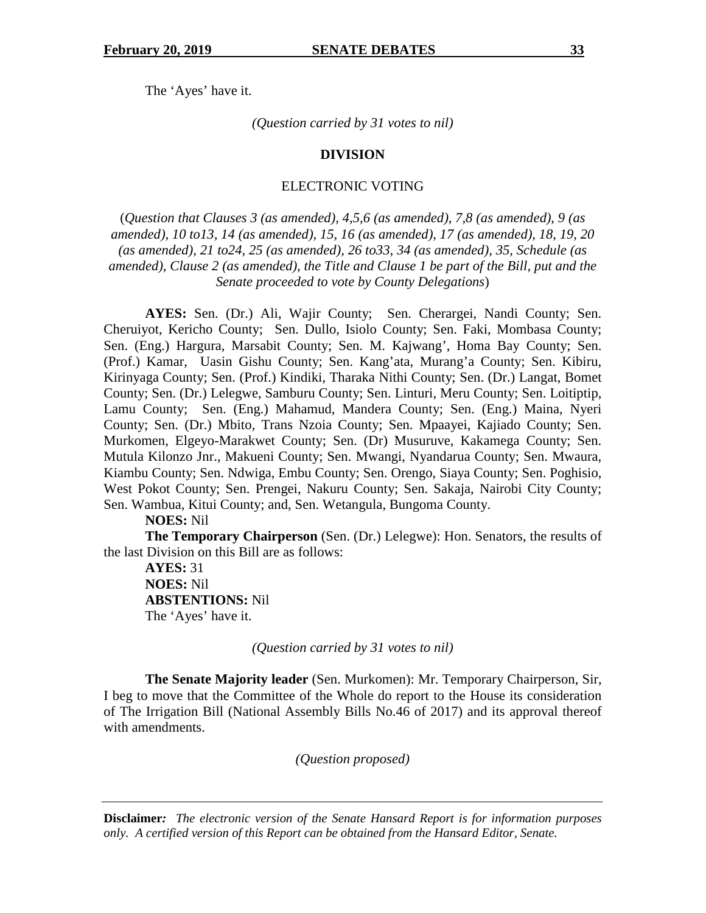The 'Ayes' have it.

*(Question carried by 31 votes to nil)*

**DIVISION**

ELECTRONIC VOTING

(*Question that Clauses 3 (as amended), 4,5,6 (as amended), 7,8 (as amended), 9 (as amended), 10 to13, 14 (as amended), 15, 16 (as amended), 17 (as amended), 18, 19, 20 (as amended), 21 to24, 25 (as amended), 26 to33, 34 (as amended), 35, Schedule (as amended), Clause 2 (as amended), the Title and Clause 1 be part of the Bill, put and the Senate proceeded to vote by County Delegations*)

**AYES:** Sen. (Dr.) Ali, Wajir County; Sen. Cherargei, Nandi County; Sen. Cheruiyot, Kericho County; Sen. Dullo, Isiolo County; Sen. Faki, Mombasa County; Sen. (Eng.) Hargura, Marsabit County; Sen. M. Kajwang', Homa Bay County; Sen. (Prof.) Kamar, Uasin Gishu County; Sen. Kang'ata, Murang'a County; Sen. Kibiru, Kirinyaga County; Sen. (Prof.) Kindiki, Tharaka Nithi County; Sen. (Dr.) Langat, Bomet County; Sen. (Dr.) Lelegwe, Samburu County; Sen. Linturi, Meru County; Sen. Loitiptip, Lamu County; Sen. (Eng.) Mahamud, Mandera County; Sen. (Eng.) Maina, Nyeri County; Sen. (Dr.) Mbito, Trans Nzoia County; Sen. Mpaayei, Kajiado County; Sen. Murkomen, Elgeyo-Marakwet County; Sen. (Dr) Musuruve, Kakamega County; Sen. Mutula Kilonzo Jnr., Makueni County; Sen. Mwangi, Nyandarua County; Sen. Mwaura, Kiambu County; Sen. Ndwiga, Embu County; Sen. Orengo, Siaya County; Sen. Poghisio, West Pokot County; Sen. Prengei, Nakuru County; Sen. Sakaja, Nairobi City County; Sen. Wambua, Kitui County; and, Sen. Wetangula, Bungoma County.

**NOES:** Nil

**The Temporary Chairperson** (Sen. (Dr.) Lelegwe): Hon. Senators, the results of the last Division on this Bill are as follows:

**AYES:** 31
**NOES:** Nil
**ABSTENTIONS:** Nil
The 'Ayes' have it.

*(Question carried by 31 votes to nil)*

**The Senate Majority leader** (Sen. Murkomen): Mr. Temporary Chairperson, Sir, I beg to move that the Committee of the Whole do report to the House its consideration of The Irrigation Bill (National Assembly Bills No.46 of 2017) and its approval thereof with amendments.

*(Question proposed)*

**Disclaimer***:* *The electronic version of the Senate Hansard Report is for information purposes only. A certified version of this Report can be obtained from the Hansard Editor, Senate.*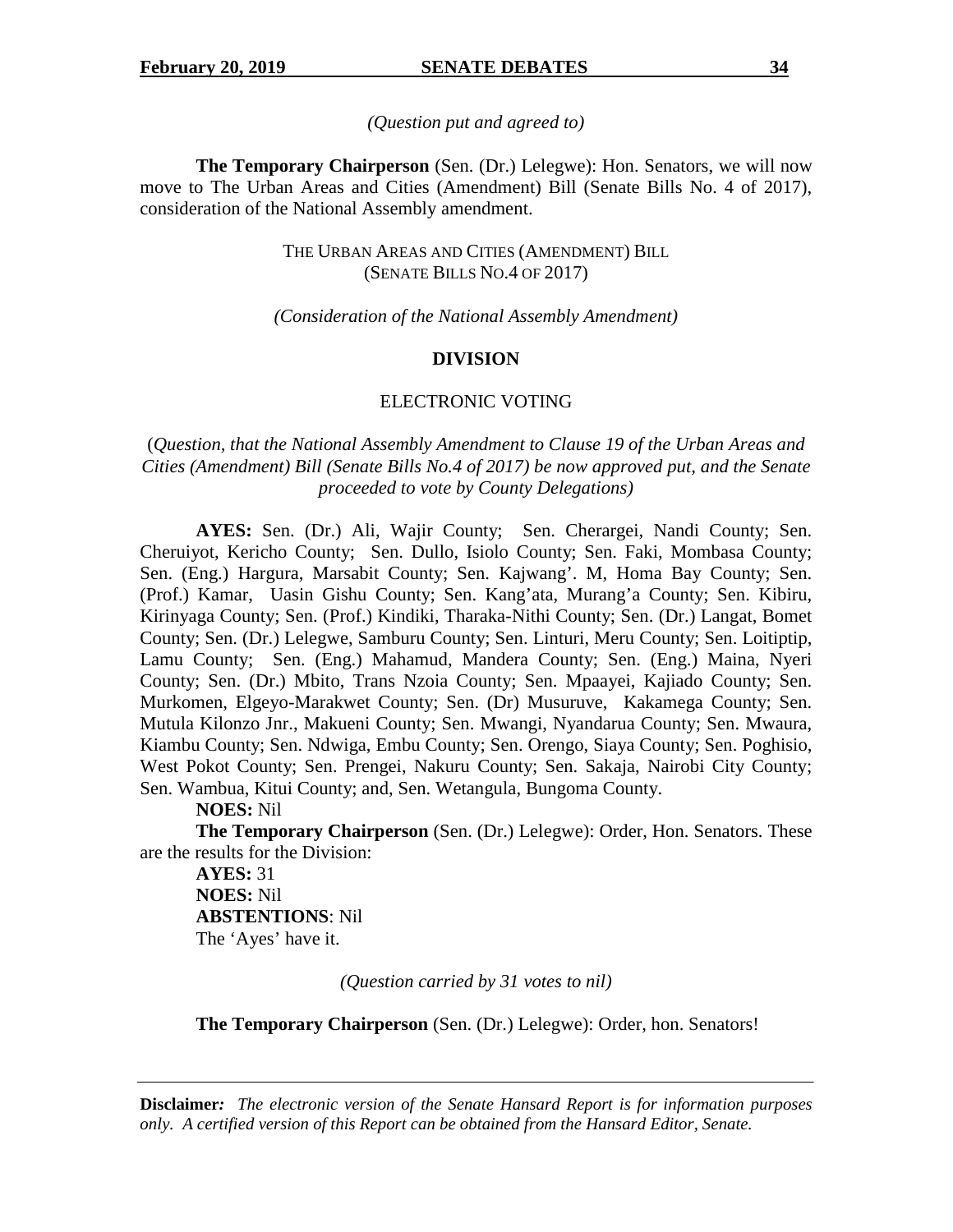*(Question put and agreed to)*

**The Temporary Chairperson** (Sen. (Dr.) Lelegwe): Hon. Senators, we will now move to The Urban Areas and Cities (Amendment) Bill (Senate Bills No. 4 of 2017), consideration of the National Assembly amendment.

THE URBAN AREAS AND CITIES (AMENDMENT) BILL
(SENATE BILLS NO.4 OF 2017)

*(Consideration of the National Assembly Amendment)*

**DIVISION**

ELECTRONIC VOTING

(*Question, that the National Assembly Amendment to Clause 19 of the Urban Areas and Cities (Amendment) Bill (Senate Bills No.4 of 2017) be now approved put, and the Senate proceeded to vote by County Delegations)*

**AYES:** Sen. (Dr.) Ali, Wajir County; Sen. Cherargei, Nandi County; Sen. Cheruiyot, Kericho County; Sen. Dullo, Isiolo County; Sen. Faki, Mombasa County; Sen. (Eng.) Hargura, Marsabit County; Sen. Kajwang'. M, Homa Bay County; Sen. (Prof.) Kamar, Uasin Gishu County; Sen. Kang'ata, Murang'a County; Sen. Kibiru, Kirinyaga County; Sen. (Prof.) Kindiki, Tharaka-Nithi County; Sen. (Dr.) Langat, Bomet County; Sen. (Dr.) Lelegwe, Samburu County; Sen. Linturi, Meru County; Sen. Loitiptip, Lamu County; Sen. (Eng.) Mahamud, Mandera County; Sen. (Eng.) Maina, Nyeri County; Sen. (Dr.) Mbito, Trans Nzoia County; Sen. Mpaayei, Kajiado County; Sen. Murkomen, Elgeyo-Marakwet County; Sen. (Dr) Musuruve, Kakamega County; Sen. Mutula Kilonzo Jnr., Makueni County; Sen. Mwangi, Nyandarua County; Sen. Mwaura, Kiambu County; Sen. Ndwiga, Embu County; Sen. Orengo, Siaya County; Sen. Poghisio, West Pokot County; Sen. Prengei, Nakuru County; Sen. Sakaja, Nairobi City County; Sen. Wambua, Kitui County; and, Sen. Wetangula, Bungoma County.

**NOES:** Nil

**The Temporary Chairperson** (Sen. (Dr.) Lelegwe): Order, Hon. Senators. These are the results for the Division:

**AYES:** 31
**NOES:** Nil
**ABSTENTIONS**: Nil
The 'Ayes' have it.

*(Question carried by 31 votes to nil)*

**The Temporary Chairperson** (Sen. (Dr.) Lelegwe): Order, hon. Senators!

**Disclaimer***:* *The electronic version of the Senate Hansard Report is for information purposes only. A certified version of this Report can be obtained from the Hansard Editor, Senate.*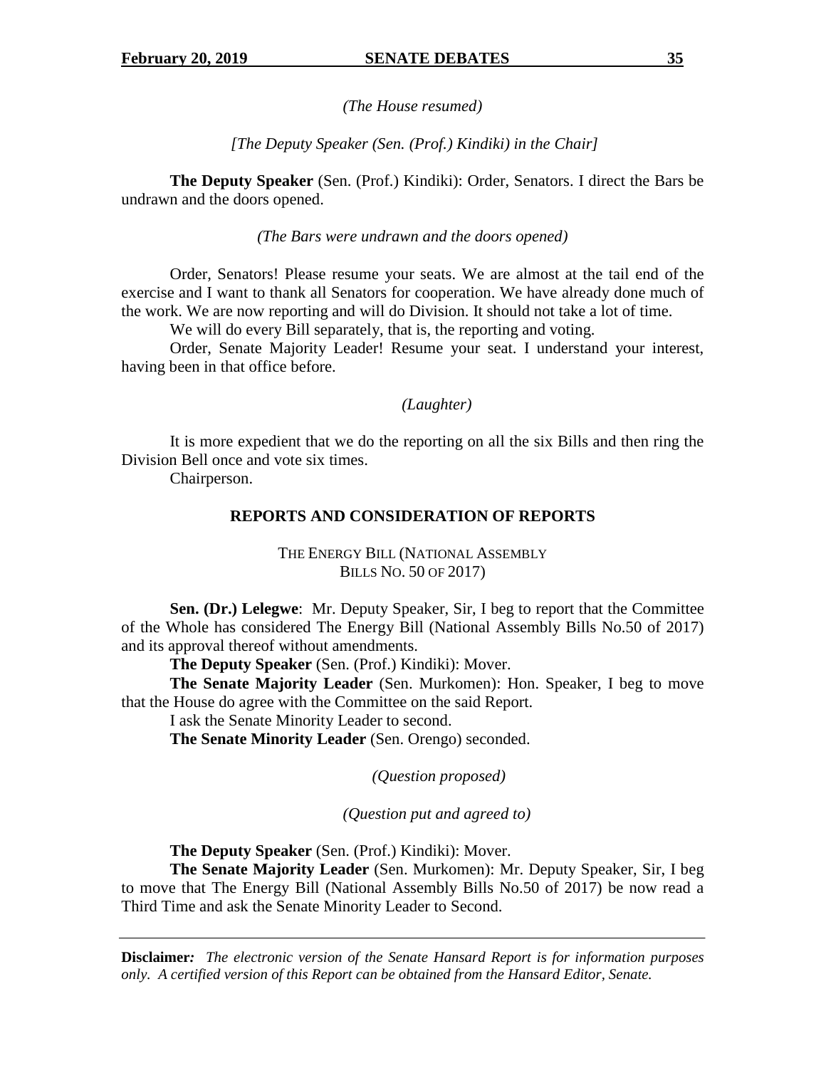*(The House resumed)*

*[The Deputy Speaker (Sen. (Prof.) Kindiki) in the Chair]*

**The Deputy Speaker** (Sen. (Prof.) Kindiki): Order, Senators. I direct the Bars be undrawn and the doors opened.

*(The Bars were undrawn and the doors opened)*

Order, Senators! Please resume your seats. We are almost at the tail end of the exercise and I want to thank all Senators for cooperation. We have already done much of the work. We are now reporting and will do Division. It should not take a lot of time.

We will do every Bill separately, that is, the reporting and voting.

Order, Senate Majority Leader! Resume your seat. I understand your interest, having been in that office before.

*(Laughter)*

It is more expedient that we do the reporting on all the six Bills and then ring the Division Bell once and vote six times.

Chairperson.

## REPORTS AND CONSIDERATION OF REPORTS

### THE ENERGY BILL (NATIONAL ASSEMBLY BILLS NO. 50 OF 2017)

**Sen. (Dr.) Lelegwe**: Mr. Deputy Speaker, Sir, I beg to report that the Committee of the Whole has considered The Energy Bill (National Assembly Bills No.50 of 2017) and its approval thereof without amendments.

**The Deputy Speaker** (Sen. (Prof.) Kindiki): Mover.

**The Senate Majority Leader** (Sen. Murkomen): Hon. Speaker, I beg to move that the House do agree with the Committee on the said Report.

I ask the Senate Minority Leader to second.

**The Senate Minority Leader** (Sen. Orengo) seconded.

*(Question proposed)*

*(Question put and agreed to)*

**The Deputy Speaker** (Sen. (Prof.) Kindiki): Mover.

**The Senate Majority Leader** (Sen. Murkomen): Mr. Deputy Speaker, Sir, I beg to move that The Energy Bill (National Assembly Bills No.50 of 2017) be now read a Third Time and ask the Senate Minority Leader to Second.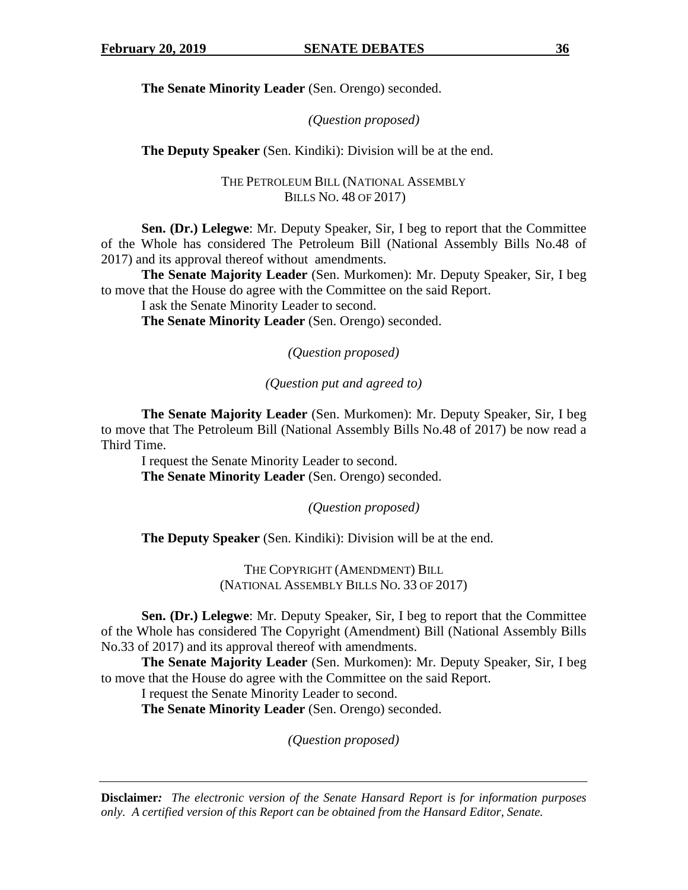**The Senate Minority Leader** (Sen. Orengo) seconded.

*(Question proposed)*

**The Deputy Speaker** (Sen. Kindiki): Division will be at the end.

THE PETROLEUM BILL (NATIONAL ASSEMBLY BILLS NO. 48 OF 2017)

**Sen. (Dr.) Lelegwe**: Mr. Deputy Speaker, Sir, I beg to report that the Committee of the Whole has considered The Petroleum Bill (National Assembly Bills No.48 of 2017) and its approval thereof without amendments.

**The Senate Majority Leader** (Sen. Murkomen): Mr. Deputy Speaker, Sir, I beg to move that the House do agree with the Committee on the said Report.

I ask the Senate Minority Leader to second.

**The Senate Minority Leader** (Sen. Orengo) seconded.

*(Question proposed)*

*(Question put and agreed to)*

**The Senate Majority Leader** (Sen. Murkomen): Mr. Deputy Speaker, Sir, I beg to move that The Petroleum Bill (National Assembly Bills No.48 of 2017) be now read a Third Time.

I request the Senate Minority Leader to second.

**The Senate Minority Leader** (Sen. Orengo) seconded.

*(Question proposed)*

**The Deputy Speaker** (Sen. Kindiki): Division will be at the end.

THE COPYRIGHT (AMENDMENT) BILL (NATIONAL ASSEMBLY BILLS NO. 33 OF 2017)

**Sen. (Dr.) Lelegwe**: Mr. Deputy Speaker, Sir, I beg to report that the Committee of the Whole has considered The Copyright (Amendment) Bill (National Assembly Bills No.33 of 2017) and its approval thereof with amendments.

**The Senate Majority Leader** (Sen. Murkomen): Mr. Deputy Speaker, Sir, I beg to move that the House do agree with the Committee on the said Report.

I request the Senate Minority Leader to second.

**The Senate Minority Leader** (Sen. Orengo) seconded.

*(Question proposed)*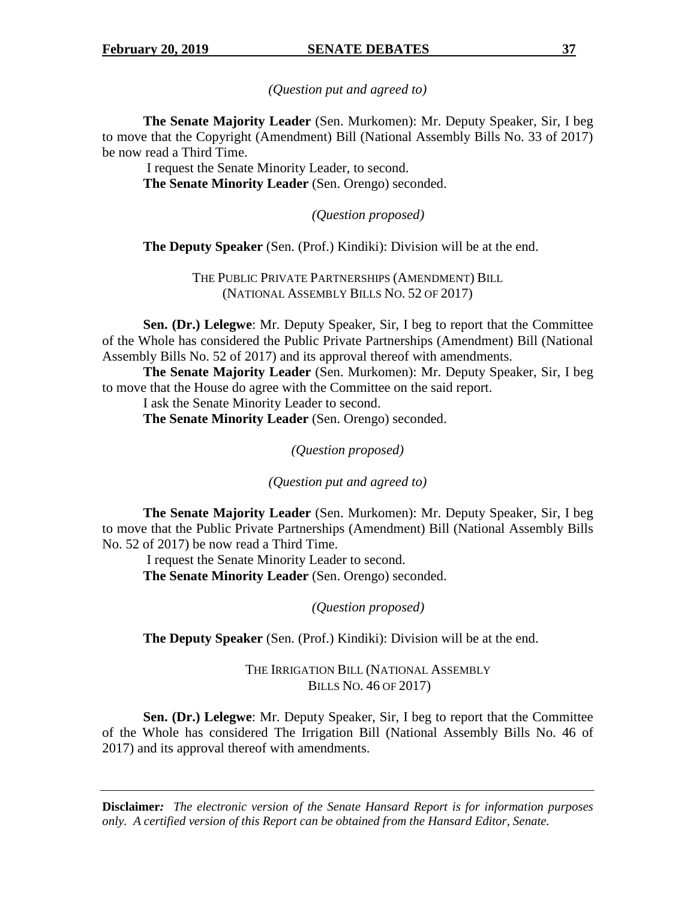*(Question put and agreed to)*

**The Senate Majority Leader** (Sen. Murkomen): Mr. Deputy Speaker, Sir, I beg to move that the Copyright (Amendment) Bill (National Assembly Bills No. 33 of 2017) be now read a Third Time.

I request the Senate Minority Leader, to second.

**The Senate Minority Leader** (Sen. Orengo) seconded.

*(Question proposed)*

**The Deputy Speaker** (Sen. (Prof.) Kindiki): Division will be at the end.

THE PUBLIC PRIVATE PARTNERSHIPS (AMENDMENT) BILL
(NATIONAL ASSEMBLY BILLS NO. 52 OF 2017)

**Sen. (Dr.) Lelegwe**: Mr. Deputy Speaker, Sir, I beg to report that the Committee of the Whole has considered the Public Private Partnerships (Amendment) Bill (National Assembly Bills No. 52 of 2017) and its approval thereof with amendments.

**The Senate Majority Leader** (Sen. Murkomen): Mr. Deputy Speaker, Sir, I beg to move that the House do agree with the Committee on the said report.

I ask the Senate Minority Leader to second.

**The Senate Minority Leader** (Sen. Orengo) seconded.

*(Question proposed)*

*(Question put and agreed to)*

**The Senate Majority Leader** (Sen. Murkomen): Mr. Deputy Speaker, Sir, I beg to move that the Public Private Partnerships (Amendment) Bill (National Assembly Bills No. 52 of 2017) be now read a Third Time.

I request the Senate Minority Leader to second.

**The Senate Minority Leader** (Sen. Orengo) seconded.

*(Question proposed)*

**The Deputy Speaker** (Sen. (Prof.) Kindiki): Division will be at the end.

THE IRRIGATION BILL (NATIONAL ASSEMBLY
BILLS NO. 46 OF 2017)

**Sen. (Dr.) Lelegwe**: Mr. Deputy Speaker, Sir, I beg to report that the Committee of the Whole has considered The Irrigation Bill (National Assembly Bills No. 46 of 2017) and its approval thereof with amendments.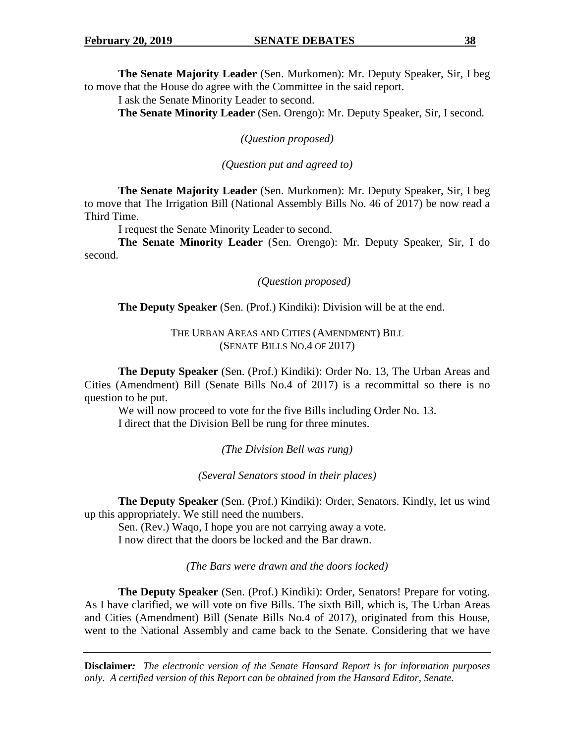**The Senate Majority Leader** (Sen. Murkomen): Mr. Deputy Speaker, Sir, I beg to move that the House do agree with the Committee in the said report.

I ask the Senate Minority Leader to second.

**The Senate Minority Leader** (Sen. Orengo): Mr. Deputy Speaker, Sir, I second.

*(Question proposed)*

*(Question put and agreed to)*

**The Senate Majority Leader** (Sen. Murkomen): Mr. Deputy Speaker, Sir, I beg to move that The Irrigation Bill (National Assembly Bills No. 46 of 2017) be now read a Third Time.

I request the Senate Minority Leader to second.

**The Senate Minority Leader** (Sen. Orengo): Mr. Deputy Speaker, Sir, I do second.

*(Question proposed)*

**The Deputy Speaker** (Sen. (Prof.) Kindiki): Division will be at the end.

THE URBAN AREAS AND CITIES (AMENDMENT) BILL
(SENATE BILLS NO.4 OF 2017)

**The Deputy Speaker** (Sen. (Prof.) Kindiki): Order No. 13, The Urban Areas and Cities (Amendment) Bill (Senate Bills No.4 of 2017) is a recommittal so there is no question to be put.

We will now proceed to vote for the five Bills including Order No. 13.

I direct that the Division Bell be rung for three minutes.

*(The Division Bell was rung)*

*(Several Senators stood in their places)*

**The Deputy Speaker** (Sen. (Prof.) Kindiki): Order, Senators. Kindly, let us wind up this appropriately. We still need the numbers.

Sen. (Rev.) Waqo, I hope you are not carrying away a vote.

I now direct that the doors be locked and the Bar drawn.

*(The Bars were drawn and the doors locked)*

**The Deputy Speaker** (Sen. (Prof.) Kindiki): Order, Senators! Prepare for voting. As I have clarified, we will vote on five Bills. The sixth Bill, which is, The Urban Areas and Cities (Amendment) Bill (Senate Bills No.4 of 2017), originated from this House, went to the National Assembly and came back to the Senate. Considering that we have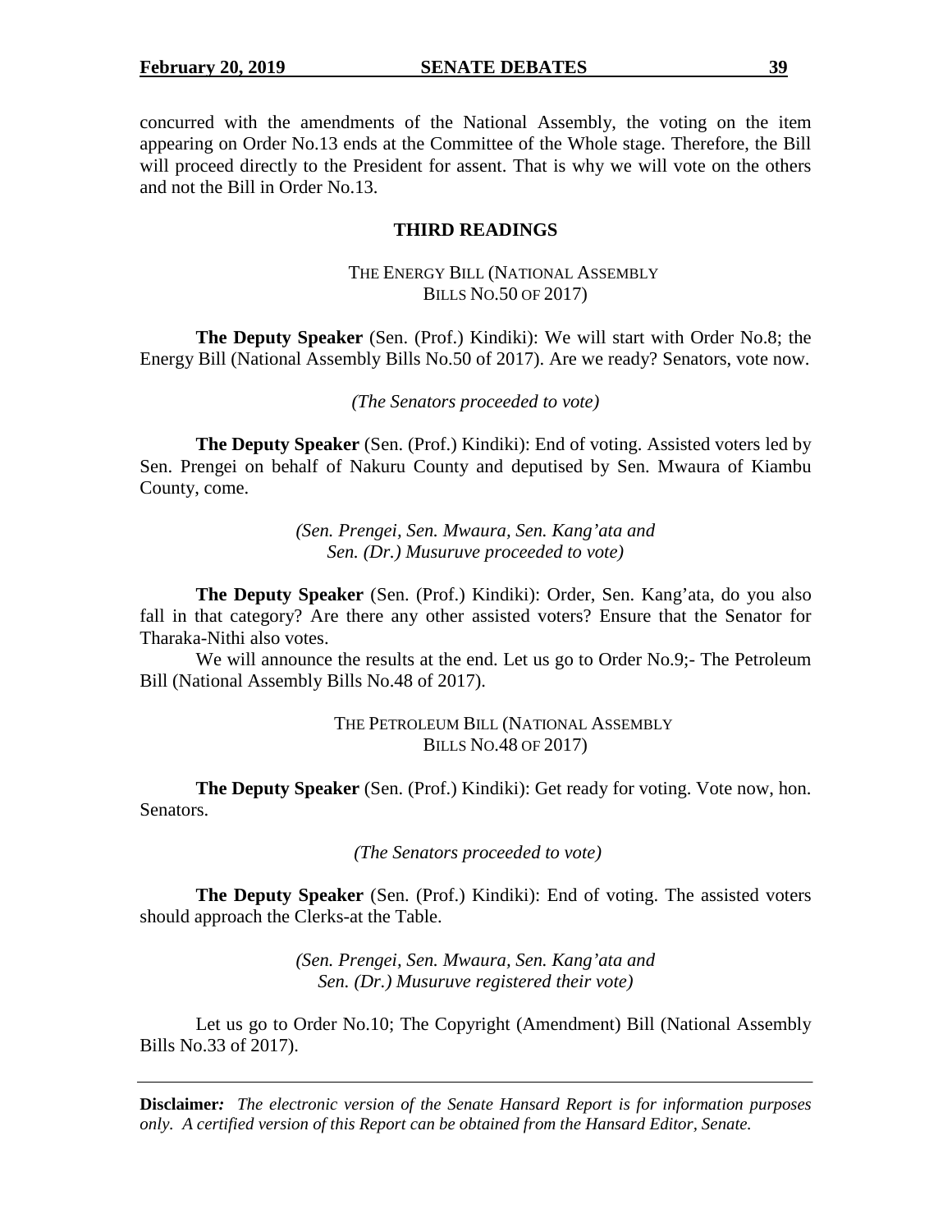concurred with the amendments of the National Assembly, the voting on the item appearing on Order No.13 ends at the Committee of the Whole stage. Therefore, the Bill will proceed directly to the President for assent. That is why we will vote on the others and not the Bill in Order No.13.

## THIRD READINGS

### THE ENERGY BILL (NATIONAL ASSEMBLY BILLS NO.50 OF 2017)

**The Deputy Speaker** (Sen. (Prof.) Kindiki): We will start with Order No.8; the Energy Bill (National Assembly Bills No.50 of 2017). Are we ready? Senators, vote now.

*(The Senators proceeded to vote)*

**The Deputy Speaker** (Sen. (Prof.) Kindiki): End of voting. Assisted voters led by Sen. Prengei on behalf of Nakuru County and deputised by Sen. Mwaura of Kiambu County, come.

*(Sen. Prengei, Sen. Mwaura, Sen. Kang'ata and Sen. (Dr.) Musuruve proceeded to vote)*

**The Deputy Speaker** (Sen. (Prof.) Kindiki): Order, Sen. Kang'ata, do you also fall in that category? Are there any other assisted voters? Ensure that the Senator for Tharaka-Nithi also votes.

We will announce the results at the end. Let us go to Order No.9;- The Petroleum Bill (National Assembly Bills No.48 of 2017).

### THE PETROLEUM BILL (NATIONAL ASSEMBLY BILLS NO.48 OF 2017)

**The Deputy Speaker** (Sen. (Prof.) Kindiki): Get ready for voting. Vote now, hon. Senators.

*(The Senators proceeded to vote)*

**The Deputy Speaker** (Sen. (Prof.) Kindiki): End of voting. The assisted voters should approach the Clerks-at the Table.

*(Sen. Prengei, Sen. Mwaura, Sen. Kang'ata and Sen. (Dr.) Musuruve registered their vote)*

Let us go to Order No.10; The Copyright (Amendment) Bill (National Assembly Bills No.33 of 2017).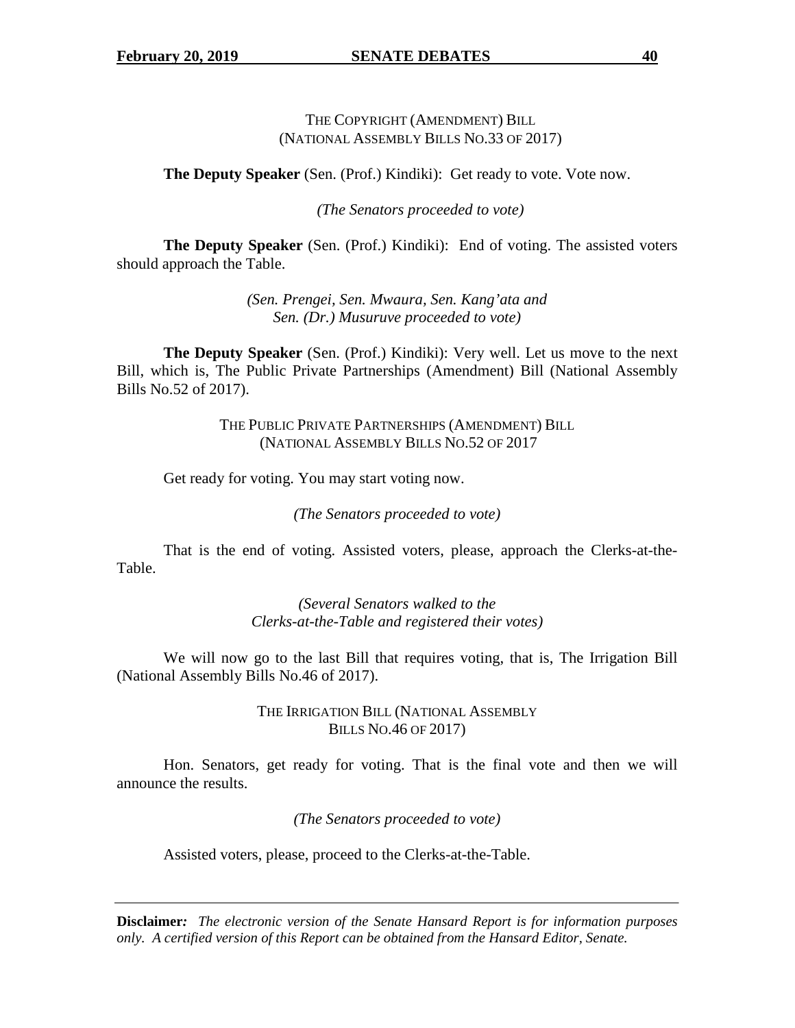THE COPYRIGHT (AMENDMENT) BILL
(NATIONAL ASSEMBLY BILLS NO.33 OF 2017)

**The Deputy Speaker** (Sen. (Prof.) Kindiki): Get ready to vote. Vote now.

*(The Senators proceeded to vote)*

**The Deputy Speaker** (Sen. (Prof.) Kindiki): End of voting. The assisted voters should approach the Table.

*(Sen. Prengei, Sen. Mwaura, Sen. Kang'ata and Sen. (Dr.) Musuruve proceeded to vote)*

**The Deputy Speaker** (Sen. (Prof.) Kindiki): Very well. Let us move to the next Bill, which is, The Public Private Partnerships (Amendment) Bill (National Assembly Bills No.52 of 2017).

THE PUBLIC PRIVATE PARTNERSHIPS (AMENDMENT) BILL
(NATIONAL ASSEMBLY BILLS NO.52 OF 2017

Get ready for voting. You may start voting now.

*(The Senators proceeded to vote)*

That is the end of voting. Assisted voters, please, approach the Clerks-at-the-Table.

*(Several Senators walked to the Clerks-at-the-Table and registered their votes)*

We will now go to the last Bill that requires voting, that is, The Irrigation Bill (National Assembly Bills No.46 of 2017).

THE IRRIGATION BILL (NATIONAL ASSEMBLY BILLS NO.46 OF 2017)

Hon. Senators, get ready for voting. That is the final vote and then we will announce the results.

*(The Senators proceeded to vote)*

Assisted voters, please, proceed to the Clerks-at-the-Table.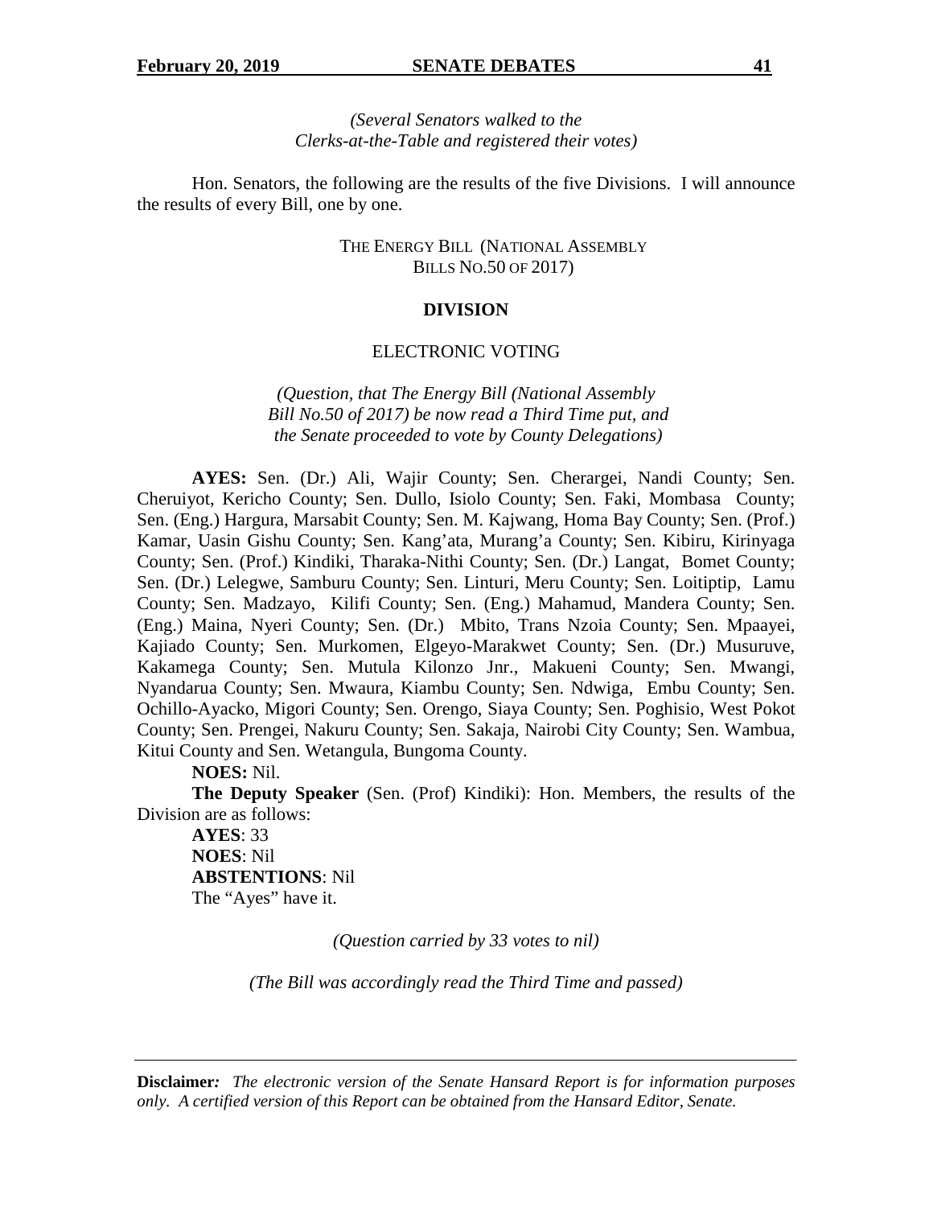*(Several Senators walked to the Clerks-at-the-Table and registered their votes)*

Hon. Senators, the following are the results of the five Divisions. I will announce the results of every Bill, one by one.

THE ENERGY BILL (NATIONAL ASSEMBLY BILLS NO.50 OF 2017)

**DIVISION**

ELECTRONIC VOTING

*(Question, that The Energy Bill (National Assembly Bill No.50 of 2017) be now read a Third Time put, and the Senate proceeded to vote by County Delegations)*

**AYES:** Sen. (Dr.) Ali, Wajir County; Sen. Cherargei, Nandi County; Sen. Cheruiyot, Kericho County; Sen. Dullo, Isiolo County; Sen. Faki, Mombasa County; Sen. (Eng.) Hargura, Marsabit County; Sen. M. Kajwang, Homa Bay County; Sen. (Prof.) Kamar, Uasin Gishu County; Sen. Kang'ata, Murang'a County; Sen. Kibiru, Kirinyaga County; Sen. (Prof.) Kindiki, Tharaka-Nithi County; Sen. (Dr.) Langat, Bomet County; Sen. (Dr.) Lelegwe, Samburu County; Sen. Linturi, Meru County; Sen. Loitiptip, Lamu County; Sen. Madzayo, Kilifi County; Sen. (Eng.) Mahamud, Mandera County; Sen. (Eng.) Maina, Nyeri County; Sen. (Dr.) Mbito, Trans Nzoia County; Sen. Mpaayei, Kajiado County; Sen. Murkomen, Elgeyo-Marakwet County; Sen. (Dr.) Musuruve, Kakamega County; Sen. Mutula Kilonzo Jnr., Makueni County; Sen. Mwangi, Nyandarua County; Sen. Mwaura, Kiambu County; Sen. Ndwiga, Embu County; Sen. Ochillo-Ayacko, Migori County; Sen. Orengo, Siaya County; Sen. Poghisio, West Pokot County; Sen. Prengei, Nakuru County; Sen. Sakaja, Nairobi City County; Sen. Wambua, Kitui County and Sen. Wetangula, Bungoma County.

**NOES:** Nil.

**The Deputy Speaker** (Sen. (Prof) Kindiki): Hon. Members, the results of the Division are as follows:

**AYES**: 33
**NOES**: Nil
**ABSTENTIONS**: Nil
The "Ayes" have it.

*(Question carried by 33 votes to nil)*

*(The Bill was accordingly read the Third Time and passed)*

**Disclaimer:** *The electronic version of the Senate Hansard Report is for information purposes only. A certified version of this Report can be obtained from the Hansard Editor, Senate.*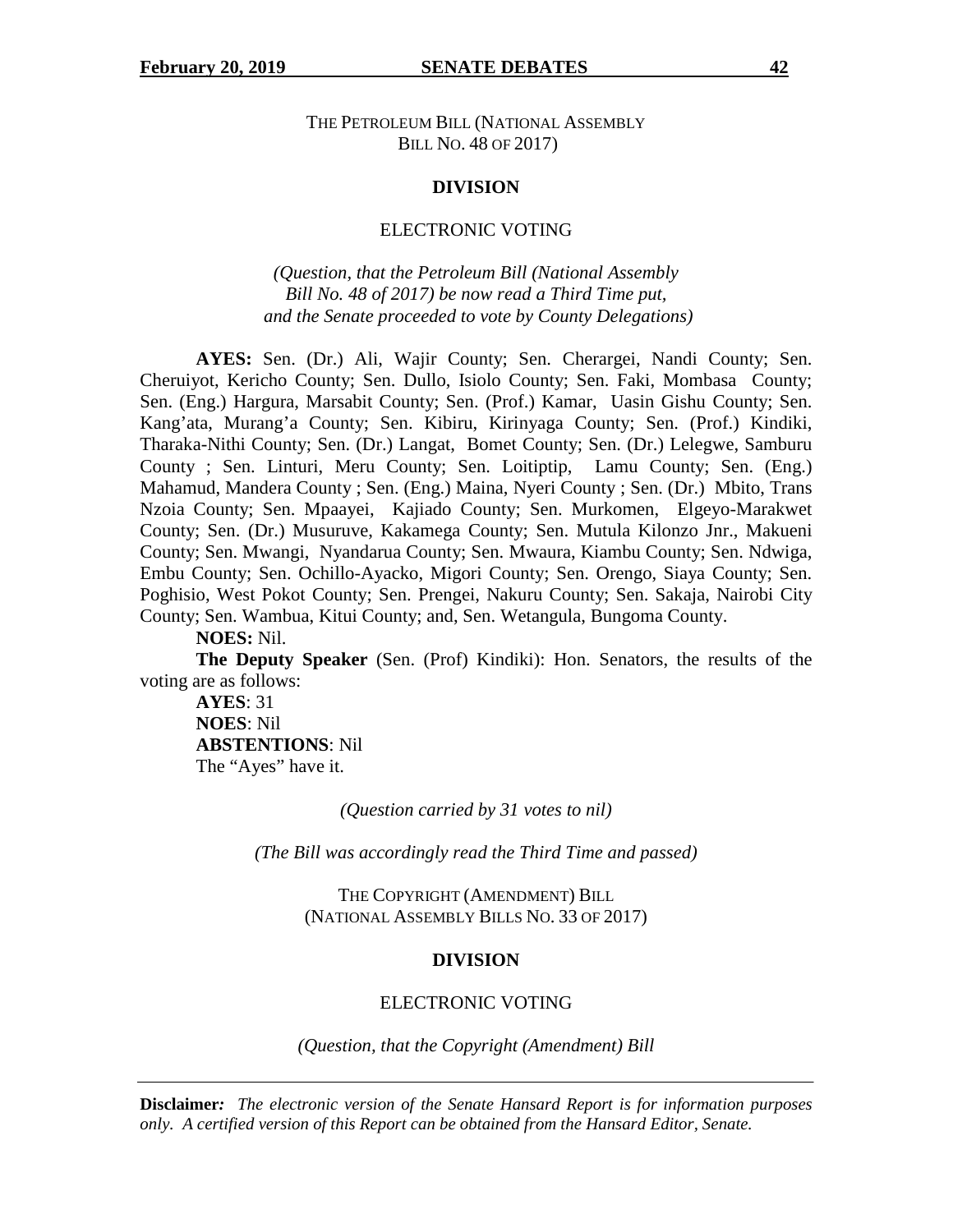THE PETROLEUM BILL (NATIONAL ASSEMBLY
BILL NO. 48 OF 2017)

**DIVISION**

ELECTRONIC VOTING

*(Question, that the Petroleum Bill (National Assembly Bill No. 48 of 2017) be now read a Third Time put, and the Senate proceeded to vote by County Delegations)*

**AYES:** Sen. (Dr.) Ali, Wajir County; Sen. Cherargei, Nandi County; Sen. Cheruiyot, Kericho County; Sen. Dullo, Isiolo County; Sen. Faki, Mombasa County; Sen. (Eng.) Hargura, Marsabit County; Sen. (Prof.) Kamar, Uasin Gishu County; Sen. Kang'ata, Murang'a County; Sen. Kibiru, Kirinyaga County; Sen. (Prof.) Kindiki, Tharaka-Nithi County; Sen. (Dr.) Langat, Bomet County; Sen. (Dr.) Lelegwe, Samburu County ; Sen. Linturi, Meru County; Sen. Loitiptip, Lamu County; Sen. (Eng.) Mahamud, Mandera County ; Sen. (Eng.) Maina, Nyeri County ; Sen. (Dr.) Mbito, Trans Nzoia County; Sen. Mpaayei, Kajiado County; Sen. Murkomen, Elgeyo-Marakwet County; Sen. (Dr.) Musuruve, Kakamega County; Sen. Mutula Kilonzo Jnr., Makueni County; Sen. Mwangi, Nyandarua County; Sen. Mwaura, Kiambu County; Sen. Ndwiga, Embu County; Sen. Ochillo-Ayacko, Migori County; Sen. Orengo, Siaya County; Sen. Poghisio, West Pokot County; Sen. Prengei, Nakuru County; Sen. Sakaja, Nairobi City County; Sen. Wambua, Kitui County; and, Sen. Wetangula, Bungoma County.

**NOES:** Nil.

**The Deputy Speaker** (Sen. (Prof) Kindiki): Hon. Senators, the results of the voting are as follows:

**AYES**: 31
**NOES**: Nil
**ABSTENTIONS**: Nil
The "Ayes" have it.

*(Question carried by 31 votes to nil)*

*(The Bill was accordingly read the Third Time and passed)*

THE COPYRIGHT (AMENDMENT) BILL
(NATIONAL ASSEMBLY BILLS NO. 33 OF 2017)

**DIVISION**

ELECTRONIC VOTING

*(Question, that the Copyright (Amendment) Bill*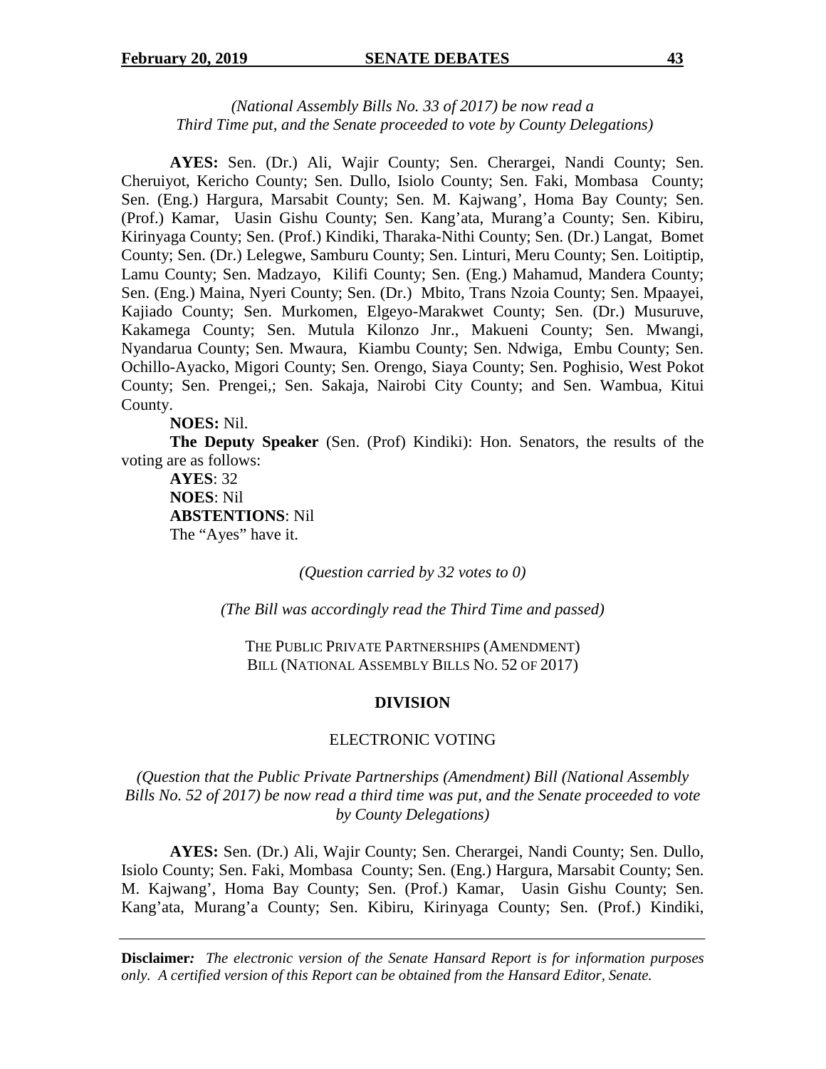*(National Assembly Bills No. 33 of 2017) be now read a Third Time put, and the Senate proceeded to vote by County Delegations)*

**AYES:** Sen. (Dr.) Ali, Wajir County; Sen. Cherargei, Nandi County; Sen. Cheruiyot, Kericho County; Sen. Dullo, Isiolo County; Sen. Faki, Mombasa County; Sen. (Eng.) Hargura, Marsabit County; Sen. M. Kajwang', Homa Bay County; Sen. (Prof.) Kamar, Uasin Gishu County; Sen. Kang'ata, Murang'a County; Sen. Kibiru, Kirinyaga County; Sen. (Prof.) Kindiki, Tharaka-Nithi County; Sen. (Dr.) Langat, Bomet County; Sen. (Dr.) Lelegwe, Samburu County; Sen. Linturi, Meru County; Sen. Loitiptip, Lamu County; Sen. Madzayo, Kilifi County; Sen. (Eng.) Mahamud, Mandera County; Sen. (Eng.) Maina, Nyeri County; Sen. (Dr.) Mbito, Trans Nzoia County; Sen. Mpaayei, Kajiado County; Sen. Murkomen, Elgeyo-Marakwet County; Sen. (Dr.) Musuruve, Kakamega County; Sen. Mutula Kilonzo Jnr., Makueni County; Sen. Mwangi, Nyandarua County; Sen. Mwaura, Kiambu County; Sen. Ndwiga, Embu County; Sen. Ochillo-Ayacko, Migori County; Sen. Orengo, Siaya County; Sen. Poghisio, West Pokot County; Sen. Prengei,; Sen. Sakaja, Nairobi City County; and Sen. Wambua, Kitui County.

**NOES:** Nil.

**The Deputy Speaker** (Sen. (Prof) Kindiki): Hon. Senators, the results of the voting are as follows:

**AYES**: 32
**NOES**: Nil
**ABSTENTIONS**: Nil
The "Ayes" have it.

*(Question carried by 32 votes to 0)*

*(The Bill was accordingly read the Third Time and passed)*

THE PUBLIC PRIVATE PARTNERSHIPS (AMENDMENT) BILL (NATIONAL ASSEMBLY BILLS NO. 52 OF 2017)

**DIVISION**

ELECTRONIC VOTING

*(Question that the Public Private Partnerships (Amendment) Bill (National Assembly Bills No. 52 of 2017) be now read a third time was put, and the Senate proceeded to vote by County Delegations)*

**AYES:** Sen. (Dr.) Ali, Wajir County; Sen. Cherargei, Nandi County; Sen. Dullo, Isiolo County; Sen. Faki, Mombasa County; Sen. (Eng.) Hargura, Marsabit County; Sen. M. Kajwang', Homa Bay County; Sen. (Prof.) Kamar, Uasin Gishu County; Sen. Kang'ata, Murang'a County; Sen. Kibiru, Kirinyaga County; Sen. (Prof.) Kindiki,

**Disclaimer:** *The electronic version of the Senate Hansard Report is for information purposes only. A certified version of this Report can be obtained from the Hansard Editor, Senate.*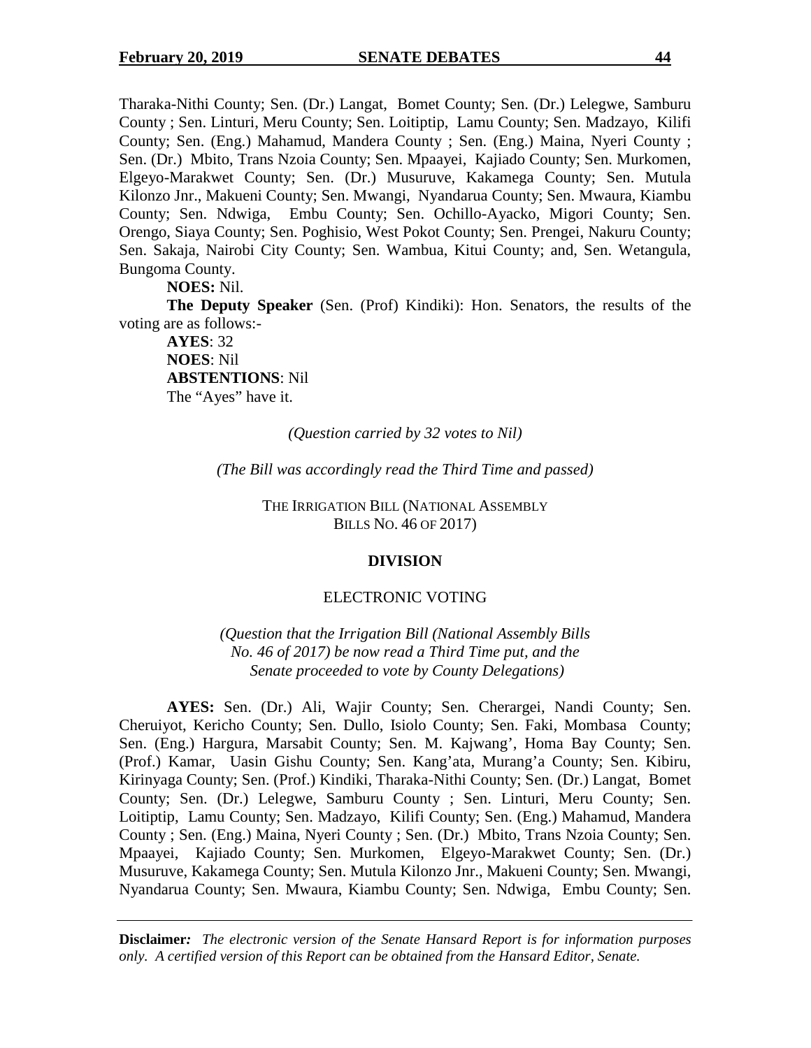Tharaka-Nithi County; Sen. (Dr.) Langat, Bomet County; Sen. (Dr.) Lelegwe, Samburu County ; Sen. Linturi, Meru County; Sen. Loitiptip, Lamu County; Sen. Madzayo, Kilifi County; Sen. (Eng.) Mahamud, Mandera County ; Sen. (Eng.) Maina, Nyeri County ; Sen. (Dr.) Mbito, Trans Nzoia County; Sen. Mpaayei, Kajiado County; Sen. Murkomen, Elgeyo-Marakwet County; Sen. (Dr.) Musuruve, Kakamega County; Sen. Mutula Kilonzo Jnr., Makueni County; Sen. Mwangi, Nyandarua County; Sen. Mwaura, Kiambu County; Sen. Ndwiga, Embu County; Sen. Ochillo-Ayacko, Migori County; Sen. Orengo, Siaya County; Sen. Poghisio, West Pokot County; Sen. Prengei, Nakuru County; Sen. Sakaja, Nairobi City County; Sen. Wambua, Kitui County; and, Sen. Wetangula, Bungoma County.

**NOES:** Nil.

**The Deputy Speaker** (Sen. (Prof) Kindiki): Hon. Senators, the results of the voting are as follows:-

**AYES**: 32
**NOES**: Nil
**ABSTENTIONS**: Nil
The "Ayes" have it.

*(Question carried by 32 votes to Nil)*

*(The Bill was accordingly read the Third Time and passed)*

THE IRRIGATION BILL (NATIONAL ASSEMBLY BILLS NO. 46 OF 2017)

**DIVISION**

ELECTRONIC VOTING

*(Question that the Irrigation Bill (National Assembly Bills No. 46 of 2017) be now read a Third Time put, and the Senate proceeded to vote by County Delegations)*

**AYES:** Sen. (Dr.) Ali, Wajir County; Sen. Cherargei, Nandi County; Sen. Cheruiyot, Kericho County; Sen. Dullo, Isiolo County; Sen. Faki, Mombasa County; Sen. (Eng.) Hargura, Marsabit County; Sen. M. Kajwang', Homa Bay County; Sen. (Prof.) Kamar, Uasin Gishu County; Sen. Kang'ata, Murang'a County; Sen. Kibiru, Kirinyaga County; Sen. (Prof.) Kindiki, Tharaka-Nithi County; Sen. (Dr.) Langat, Bomet County; Sen. (Dr.) Lelegwe, Samburu County ; Sen. Linturi, Meru County; Sen. Loitiptip, Lamu County; Sen. Madzayo, Kilifi County; Sen. (Eng.) Mahamud, Mandera County ; Sen. (Eng.) Maina, Nyeri County ; Sen. (Dr.) Mbito, Trans Nzoia County; Sen. Mpaayei, Kajiado County; Sen. Murkomen, Elgeyo-Marakwet County; Sen. (Dr.) Musuruve, Kakamega County; Sen. Mutula Kilonzo Jnr., Makueni County; Sen. Mwangi, Nyandarua County; Sen. Mwaura, Kiambu County; Sen. Ndwiga, Embu County; Sen.

**Disclaimer***: The electronic version of the Senate Hansard Report is for information purposes only. A certified version of this Report can be obtained from the Hansard Editor, Senate.*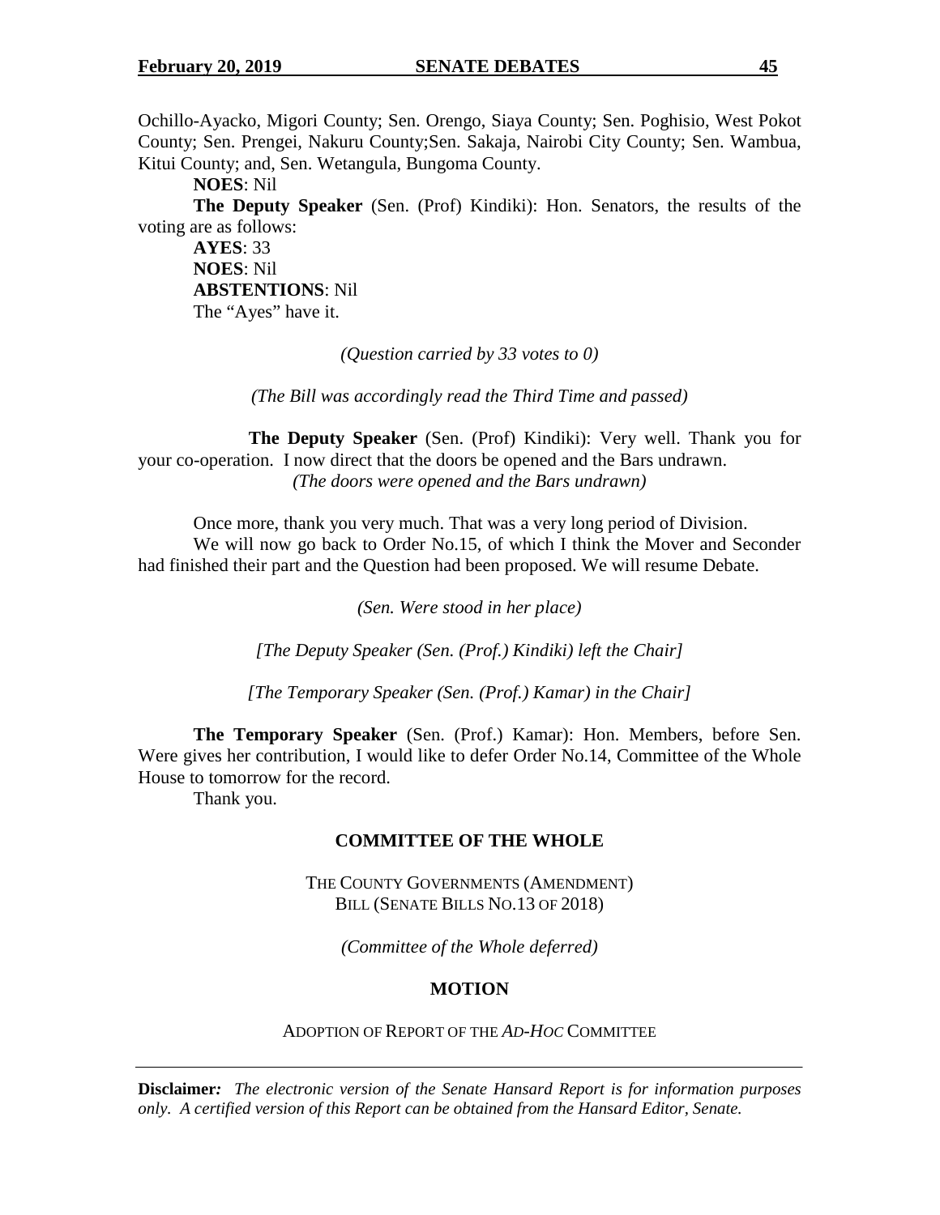Ochillo-Ayacko, Migori County; Sen. Orengo, Siaya County; Sen. Poghisio, West Pokot County; Sen. Prengei, Nakuru County;Sen. Sakaja, Nairobi City County; Sen. Wambua, Kitui County; and, Sen. Wetangula, Bungoma County.

**NOES**: Nil

**The Deputy Speaker** (Sen. (Prof) Kindiki): Hon. Senators, the results of the voting are as follows:

**AYES**: 33
**NOES**: Nil
**ABSTENTIONS**: Nil
The "Ayes" have it.

*(Question carried by 33 votes to 0)*

*(The Bill was accordingly read the Third Time and passed)*

**The Deputy Speaker** (Sen. (Prof) Kindiki): Very well. Thank you for your co-operation. I now direct that the doors be opened and the Bars undrawn.

*(The doors were opened and the Bars undrawn)*

Once more, thank you very much. That was a very long period of Division.

We will now go back to Order No.15, of which I think the Mover and Seconder had finished their part and the Question had been proposed. We will resume Debate.

*(Sen. Were stood in her place)*

*[The Deputy Speaker (Sen. (Prof.) Kindiki) left the Chair]*

*[The Temporary Speaker (Sen. (Prof.) Kamar) in the Chair]*

**The Temporary Speaker** (Sen. (Prof.) Kamar): Hon. Members, before Sen. Were gives her contribution, I would like to defer Order No.14, Committee of the Whole House to tomorrow for the record.

Thank you.

## COMMITTEE OF THE WHOLE

THE COUNTY GOVERNMENTS (AMENDMENT) BILL (SENATE BILLS NO.13 OF 2018)

*(Committee of the Whole deferred)*

## MOTION

ADOPTION OF REPORT OF THE *AD-HOC* COMMITTEE

**Disclaimer***:* *The electronic version of the Senate Hansard Report is for information purposes only. A certified version of this Report can be obtained from the Hansard Editor, Senate.*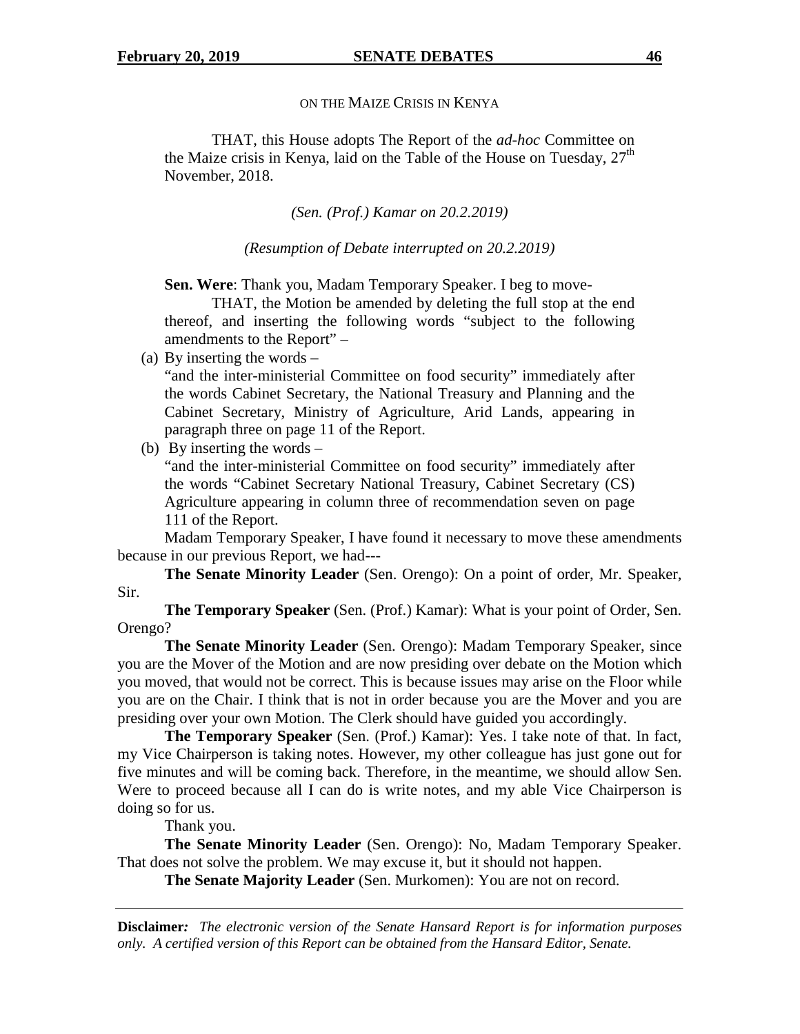ON THE MAIZE CRISIS IN KENYA

THAT, this House adopts The Report of the *ad-hoc* Committee on the Maize crisis in Kenya, laid on the Table of the House on Tuesday, 27th November, 2018.

*(Sen. (Prof.) Kamar on 20.2.2019)*

*(Resumption of Debate interrupted on 20.2.2019)*

**Sen. Were**: Thank you, Madam Temporary Speaker. I beg to move-

THAT, the Motion be amended by deleting the full stop at the end thereof, and inserting the following words "subject to the following amendments to the Report" –

(a) By inserting the words –
"and the inter-ministerial Committee on food security" immediately after the words Cabinet Secretary, the National Treasury and Planning and the Cabinet Secretary, Ministry of Agriculture, Arid Lands, appearing in paragraph three on page 11 of the Report.

(b) By inserting the words –
"and the inter-ministerial Committee on food security" immediately after the words "Cabinet Secretary National Treasury, Cabinet Secretary (CS) Agriculture appearing in column three of recommendation seven on page 111 of the Report.

Madam Temporary Speaker, I have found it necessary to move these amendments because in our previous Report, we had---

**The Senate Minority Leader** (Sen. Orengo): On a point of order, Mr. Speaker, Sir.

**The Temporary Speaker** (Sen. (Prof.) Kamar): What is your point of Order, Sen. Orengo?

**The Senate Minority Leader** (Sen. Orengo): Madam Temporary Speaker, since you are the Mover of the Motion and are now presiding over debate on the Motion which you moved, that would not be correct. This is because issues may arise on the Floor while you are on the Chair. I think that is not in order because you are the Mover and you are presiding over your own Motion. The Clerk should have guided you accordingly.

**The Temporary Speaker** (Sen. (Prof.) Kamar): Yes. I take note of that. In fact, my Vice Chairperson is taking notes. However, my other colleague has just gone out for five minutes and will be coming back. Therefore, in the meantime, we should allow Sen. Were to proceed because all I can do is write notes, and my able Vice Chairperson is doing so for us.

Thank you.

**The Senate Minority Leader** (Sen. Orengo): No, Madam Temporary Speaker. That does not solve the problem. We may excuse it, but it should not happen.

**The Senate Majority Leader** (Sen. Murkomen): You are not on record.

**Disclaimer***: The electronic version of the Senate Hansard Report is for information purposes only. A certified version of this Report can be obtained from the Hansard Editor, Senate.*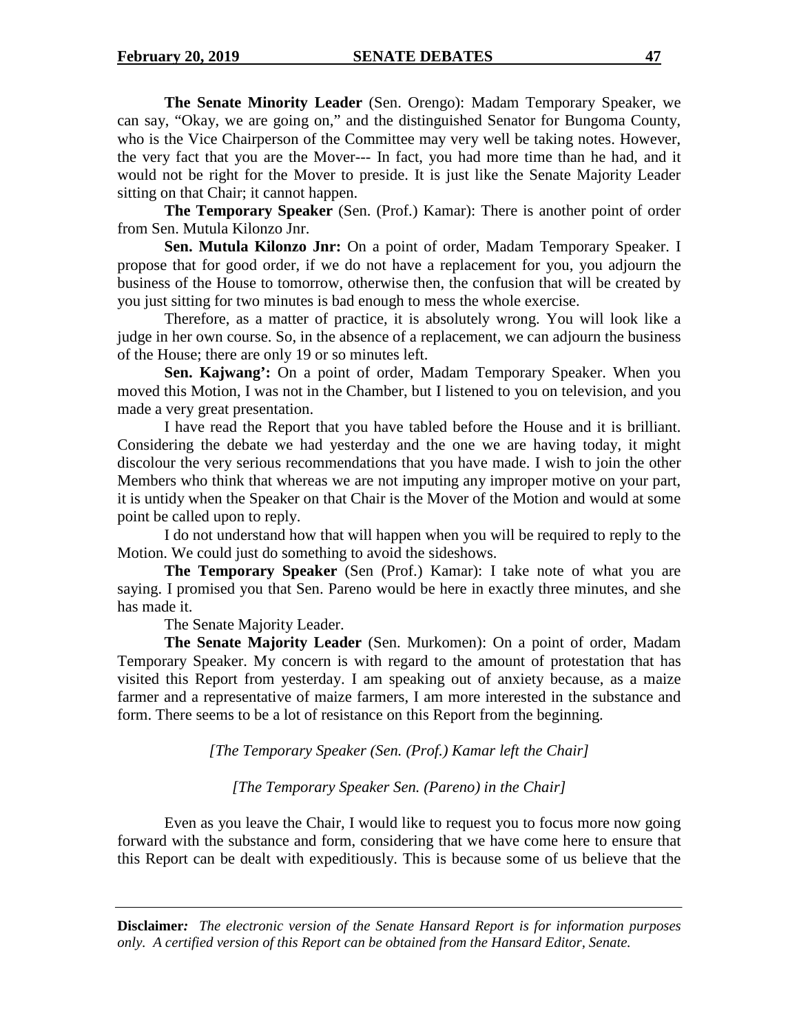**The Senate Minority Leader** (Sen. Orengo): Madam Temporary Speaker, we can say, "Okay, we are going on," and the distinguished Senator for Bungoma County, who is the Vice Chairperson of the Committee may very well be taking notes. However, the very fact that you are the Mover--- In fact, you had more time than he had, and it would not be right for the Mover to preside. It is just like the Senate Majority Leader sitting on that Chair; it cannot happen.

**The Temporary Speaker** (Sen. (Prof.) Kamar): There is another point of order from Sen. Mutula Kilonzo Jnr.

**Sen. Mutula Kilonzo Jnr:** On a point of order, Madam Temporary Speaker. I propose that for good order, if we do not have a replacement for you, you adjourn the business of the House to tomorrow, otherwise then, the confusion that will be created by you just sitting for two minutes is bad enough to mess the whole exercise.

Therefore, as a matter of practice, it is absolutely wrong. You will look like a judge in her own course. So, in the absence of a replacement, we can adjourn the business of the House; there are only 19 or so minutes left.

**Sen. Kajwang':** On a point of order, Madam Temporary Speaker. When you moved this Motion, I was not in the Chamber, but I listened to you on television, and you made a very great presentation.

I have read the Report that you have tabled before the House and it is brilliant. Considering the debate we had yesterday and the one we are having today, it might discolour the very serious recommendations that you have made. I wish to join the other Members who think that whereas we are not imputing any improper motive on your part, it is untidy when the Speaker on that Chair is the Mover of the Motion and would at some point be called upon to reply.

I do not understand how that will happen when you will be required to reply to the Motion. We could just do something to avoid the sideshows.

**The Temporary Speaker** (Sen (Prof.) Kamar): I take note of what you are saying. I promised you that Sen. Pareno would be here in exactly three minutes, and she has made it.

The Senate Majority Leader.

**The Senate Majority Leader** (Sen. Murkomen): On a point of order, Madam Temporary Speaker. My concern is with regard to the amount of protestation that has visited this Report from yesterday. I am speaking out of anxiety because, as a maize farmer and a representative of maize farmers, I am more interested in the substance and form. There seems to be a lot of resistance on this Report from the beginning.

*[The Temporary Speaker (Sen. (Prof.) Kamar left the Chair]*

*[The Temporary Speaker Sen. (Pareno) in the Chair]*

Even as you leave the Chair, I would like to request you to focus more now going forward with the substance and form, considering that we have come here to ensure that this Report can be dealt with expeditiously. This is because some of us believe that the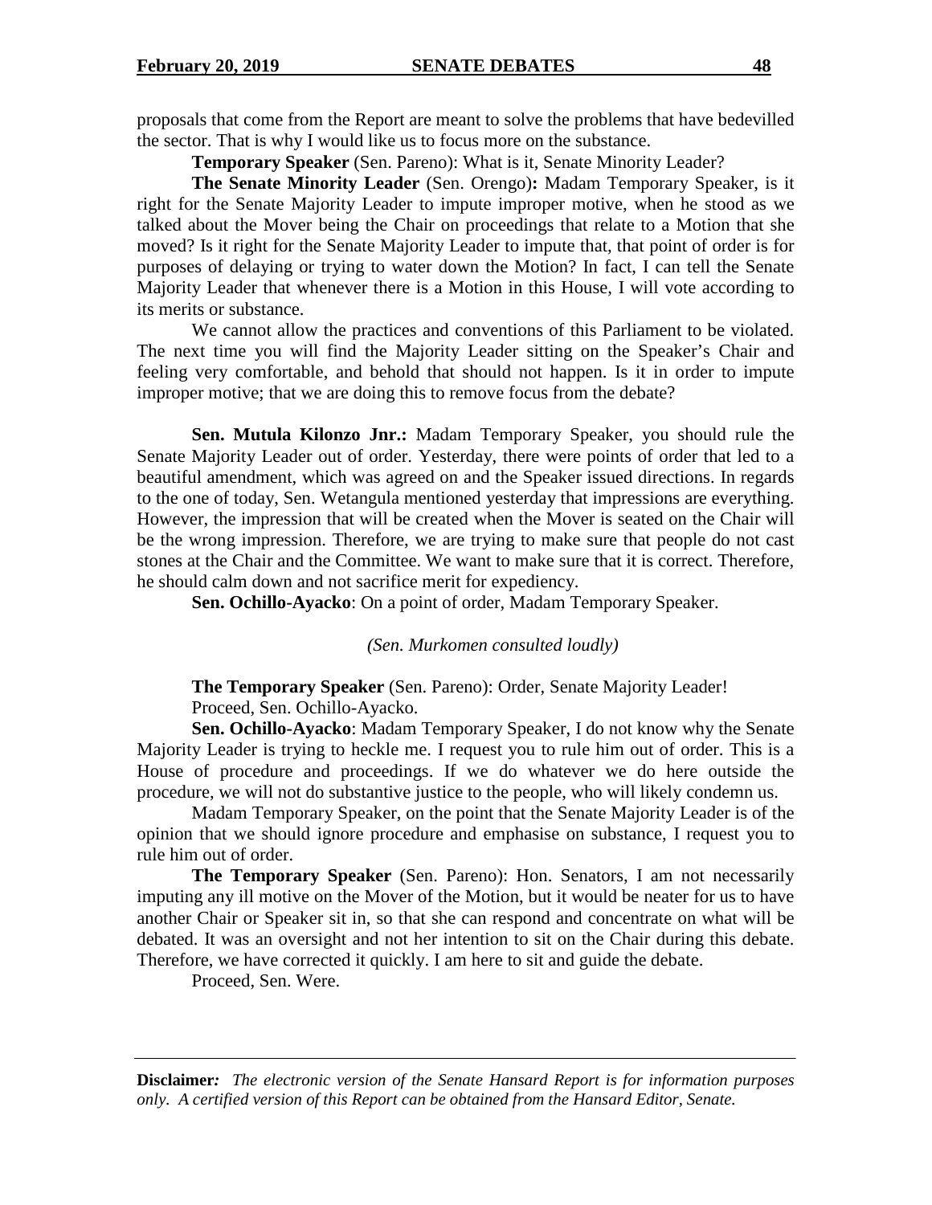proposals that come from the Report are meant to solve the problems that have bedevilled the sector. That is why I would like us to focus more on the substance.

**Temporary Speaker** (Sen. Pareno): What is it, Senate Minority Leader?

**The Senate Minority Leader** (Sen. Orengo)**:** Madam Temporary Speaker, is it right for the Senate Majority Leader to impute improper motive, when he stood as we talked about the Mover being the Chair on proceedings that relate to a Motion that she moved? Is it right for the Senate Majority Leader to impute that, that point of order is for purposes of delaying or trying to water down the Motion? In fact, I can tell the Senate Majority Leader that whenever there is a Motion in this House, I will vote according to its merits or substance.

We cannot allow the practices and conventions of this Parliament to be violated. The next time you will find the Majority Leader sitting on the Speaker's Chair and feeling very comfortable, and behold that should not happen. Is it in order to impute improper motive; that we are doing this to remove focus from the debate?

**Sen. Mutula Kilonzo Jnr.:** Madam Temporary Speaker, you should rule the Senate Majority Leader out of order. Yesterday, there were points of order that led to a beautiful amendment, which was agreed on and the Speaker issued directions. In regards to the one of today, Sen. Wetangula mentioned yesterday that impressions are everything. However, the impression that will be created when the Mover is seated on the Chair will be the wrong impression. Therefore, we are trying to make sure that people do not cast stones at the Chair and the Committee. We want to make sure that it is correct. Therefore, he should calm down and not sacrifice merit for expediency.

**Sen. Ochillo-Ayacko**: On a point of order, Madam Temporary Speaker.

*(Sen. Murkomen consulted loudly)*

**The Temporary Speaker** (Sen. Pareno): Order, Senate Majority Leader!

Proceed, Sen. Ochillo-Ayacko.

**Sen. Ochillo-Ayacko**: Madam Temporary Speaker, I do not know why the Senate Majority Leader is trying to heckle me. I request you to rule him out of order. This is a House of procedure and proceedings. If we do whatever we do here outside the procedure, we will not do substantive justice to the people, who will likely condemn us.

Madam Temporary Speaker, on the point that the Senate Majority Leader is of the opinion that we should ignore procedure and emphasise on substance, I request you to rule him out of order.

**The Temporary Speaker** (Sen. Pareno): Hon. Senators, I am not necessarily imputing any ill motive on the Mover of the Motion, but it would be neater for us to have another Chair or Speaker sit in, so that she can respond and concentrate on what will be debated. It was an oversight and not her intention to sit on the Chair during this debate. Therefore, we have corrected it quickly. I am here to sit and guide the debate.

Proceed, Sen. Were.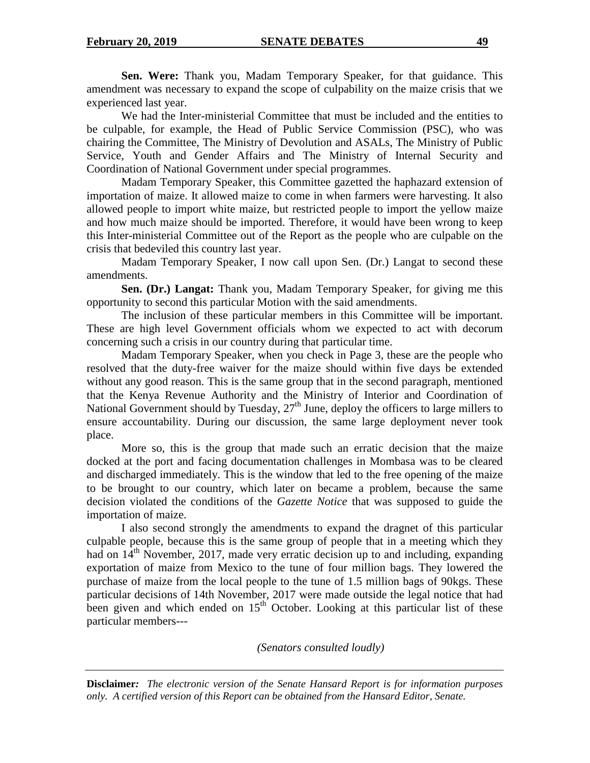**Sen. Were:** Thank you, Madam Temporary Speaker, for that guidance. This amendment was necessary to expand the scope of culpability on the maize crisis that we experienced last year.

We had the Inter-ministerial Committee that must be included and the entities to be culpable, for example, the Head of Public Service Commission (PSC), who was chairing the Committee, The Ministry of Devolution and ASALs, The Ministry of Public Service, Youth and Gender Affairs and The Ministry of Internal Security and Coordination of National Government under special programmes.

Madam Temporary Speaker, this Committee gazetted the haphazard extension of importation of maize. It allowed maize to come in when farmers were harvesting. It also allowed people to import white maize, but restricted people to import the yellow maize and how much maize should be imported. Therefore, it would have been wrong to keep this Inter-ministerial Committee out of the Report as the people who are culpable on the crisis that bedeviled this country last year.

Madam Temporary Speaker, I now call upon Sen. (Dr.) Langat to second these amendments.

**Sen. (Dr.) Langat:** Thank you, Madam Temporary Speaker, for giving me this opportunity to second this particular Motion with the said amendments.

The inclusion of these particular members in this Committee will be important. These are high level Government officials whom we expected to act with decorum concerning such a crisis in our country during that particular time.

Madam Temporary Speaker, when you check in Page 3, these are the people who resolved that the duty-free waiver for the maize should within five days be extended without any good reason. This is the same group that in the second paragraph, mentioned that the Kenya Revenue Authority and the Ministry of Interior and Coordination of National Government should by Tuesday, 27th June, deploy the officers to large millers to ensure accountability. During our discussion, the same large deployment never took place.

More so, this is the group that made such an erratic decision that the maize docked at the port and facing documentation challenges in Mombasa was to be cleared and discharged immediately. This is the window that led to the free opening of the maize to be brought to our country, which later on became a problem, because the same decision violated the conditions of the *Gazette Notice* that was supposed to guide the importation of maize.

I also second strongly the amendments to expand the dragnet of this particular culpable people, because this is the same group of people that in a meeting which they had on 14th November, 2017, made very erratic decision up to and including, expanding exportation of maize from Mexico to the tune of four million bags. They lowered the purchase of maize from the local people to the tune of 1.5 million bags of 90kgs. These particular decisions of 14th November, 2017 were made outside the legal notice that had been given and which ended on 15th October. Looking at this particular list of these particular members---

*(Senators consulted loudly)*

**Disclaimer:** *The electronic version of the Senate Hansard Report is for information purposes only. A certified version of this Report can be obtained from the Hansard Editor, Senate.*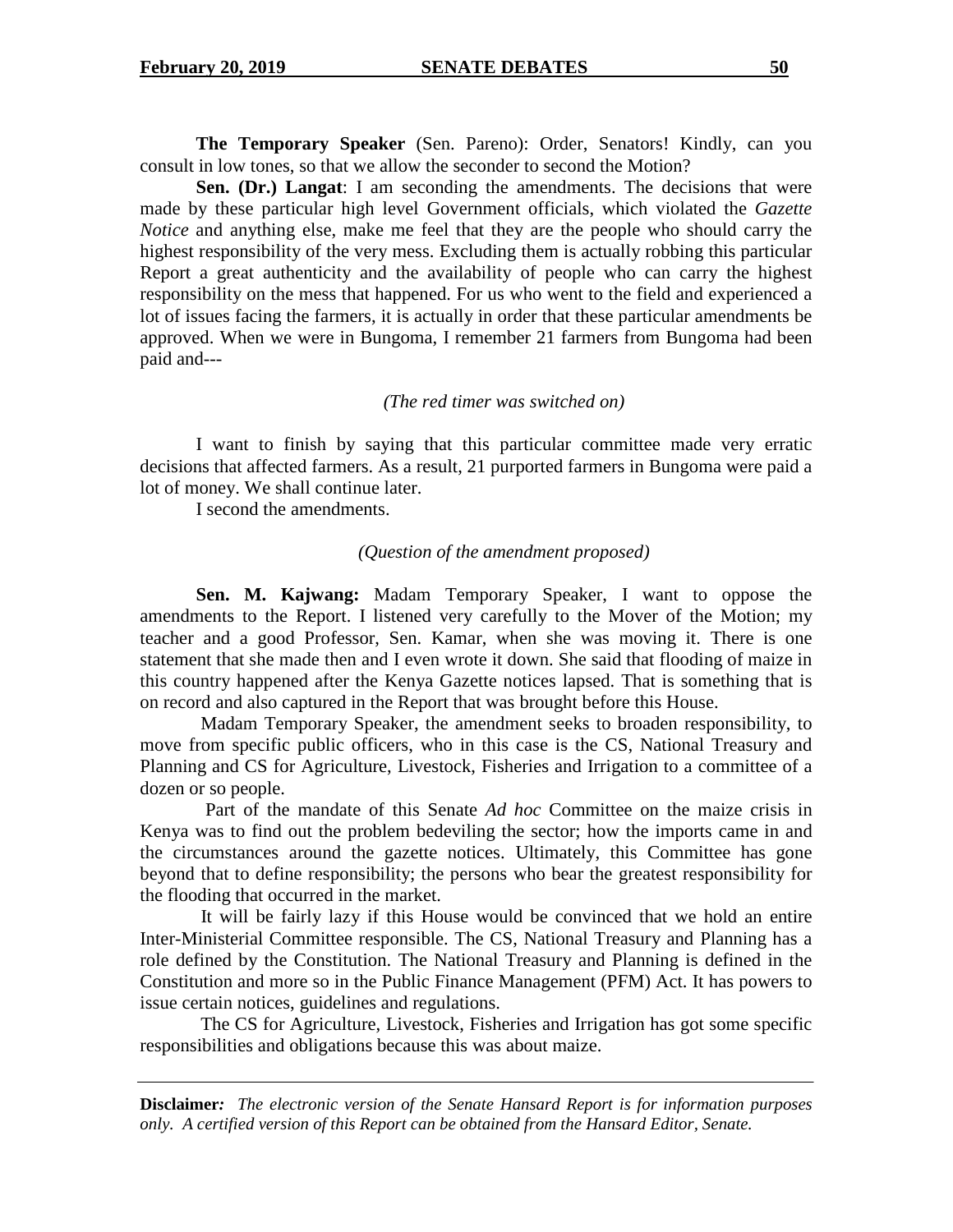**The Temporary Speaker** (Sen. Pareno): Order, Senators! Kindly, can you consult in low tones, so that we allow the seconder to second the Motion?

**Sen. (Dr.) Langat**: I am seconding the amendments. The decisions that were made by these particular high level Government officials, which violated the *Gazette Notice* and anything else, make me feel that they are the people who should carry the highest responsibility of the very mess. Excluding them is actually robbing this particular Report a great authenticity and the availability of people who can carry the highest responsibility on the mess that happened. For us who went to the field and experienced a lot of issues facing the farmers, it is actually in order that these particular amendments be approved. When we were in Bungoma, I remember 21 farmers from Bungoma had been paid and---

*(The red timer was switched on)*

I want to finish by saying that this particular committee made very erratic decisions that affected farmers. As a result, 21 purported farmers in Bungoma were paid a lot of money. We shall continue later.

I second the amendments.

*(Question of the amendment proposed)*

**Sen. M. Kajwang:** Madam Temporary Speaker, I want to oppose the amendments to the Report. I listened very carefully to the Mover of the Motion; my teacher and a good Professor, Sen. Kamar, when she was moving it. There is one statement that she made then and I even wrote it down. She said that flooding of maize in this country happened after the Kenya Gazette notices lapsed. That is something that is on record and also captured in the Report that was brought before this House.

Madam Temporary Speaker, the amendment seeks to broaden responsibility, to move from specific public officers, who in this case is the CS, National Treasury and Planning and CS for Agriculture, Livestock, Fisheries and Irrigation to a committee of a dozen or so people.

Part of the mandate of this Senate *Ad hoc* Committee on the maize crisis in Kenya was to find out the problem bedeviling the sector; how the imports came in and the circumstances around the gazette notices. Ultimately, this Committee has gone beyond that to define responsibility; the persons who bear the greatest responsibility for the flooding that occurred in the market.

It will be fairly lazy if this House would be convinced that we hold an entire Inter-Ministerial Committee responsible. The CS, National Treasury and Planning has a role defined by the Constitution. The National Treasury and Planning is defined in the Constitution and more so in the Public Finance Management (PFM) Act. It has powers to issue certain notices, guidelines and regulations.

The CS for Agriculture, Livestock, Fisheries and Irrigation has got some specific responsibilities and obligations because this was about maize.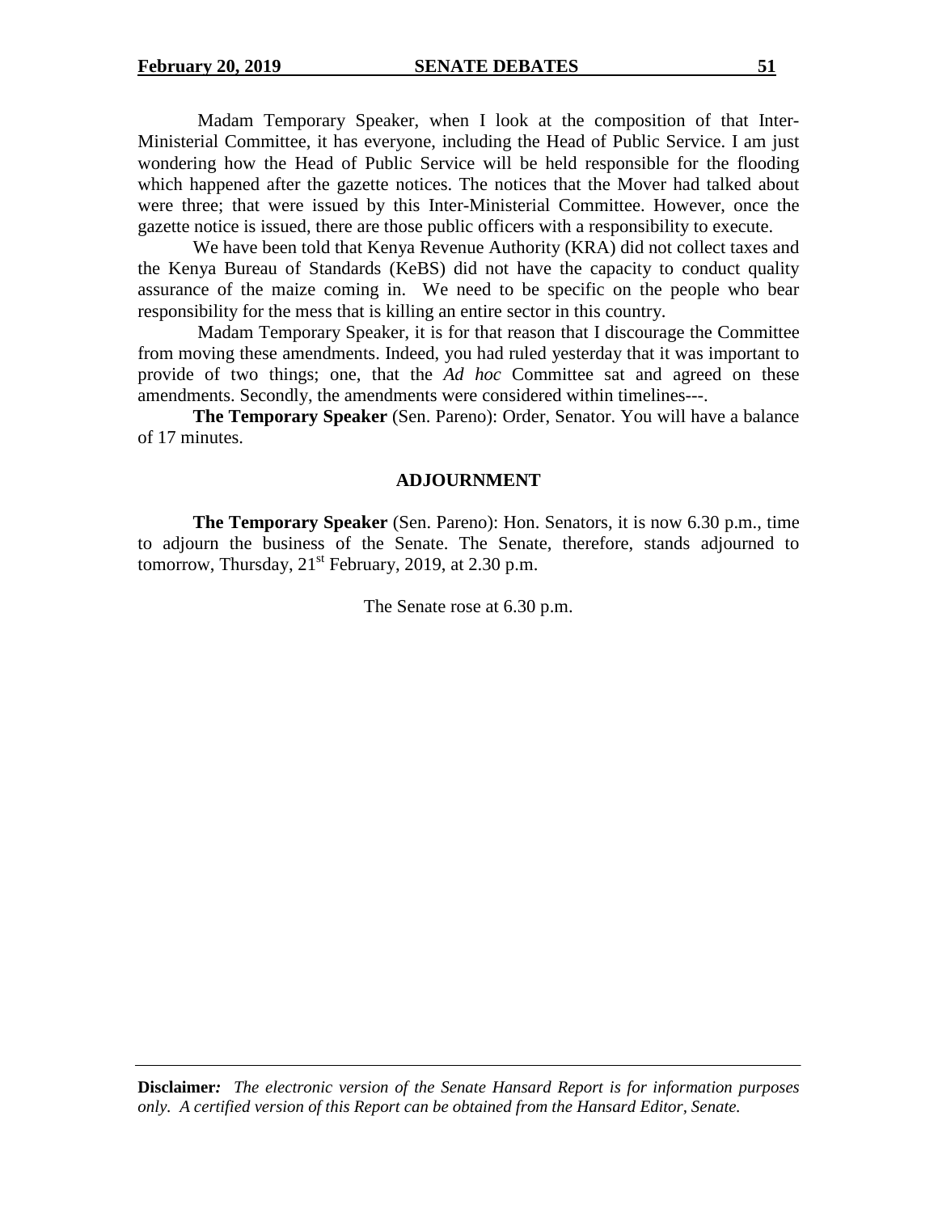Madam Temporary Speaker, when I look at the composition of that Inter-Ministerial Committee, it has everyone, including the Head of Public Service. I am just wondering how the Head of Public Service will be held responsible for the flooding which happened after the gazette notices. The notices that the Mover had talked about were three; that were issued by this Inter-Ministerial Committee. However, once the gazette notice is issued, there are those public officers with a responsibility to execute.

We have been told that Kenya Revenue Authority (KRA) did not collect taxes and the Kenya Bureau of Standards (KeBS) did not have the capacity to conduct quality assurance of the maize coming in. We need to be specific on the people who bear responsibility for the mess that is killing an entire sector in this country.

Madam Temporary Speaker, it is for that reason that I discourage the Committee from moving these amendments. Indeed, you had ruled yesterday that it was important to provide of two things; one, that the *Ad hoc* Committee sat and agreed on these amendments. Secondly, the amendments were considered within timelines---.

**The Temporary Speaker** (Sen. Pareno): Order, Senator. You will have a balance of 17 minutes.

## ADJOURNMENT

**The Temporary Speaker** (Sen. Pareno): Hon. Senators, it is now 6.30 p.m., time to adjourn the business of the Senate. The Senate, therefore, stands adjourned to tomorrow, Thursday, 21st February, 2019, at 2.30 p.m.

The Senate rose at 6.30 p.m.

**Disclaimer:** *The electronic version of the Senate Hansard Report is for information purposes only. A certified version of this Report can be obtained from the Hansard Editor, Senate.*